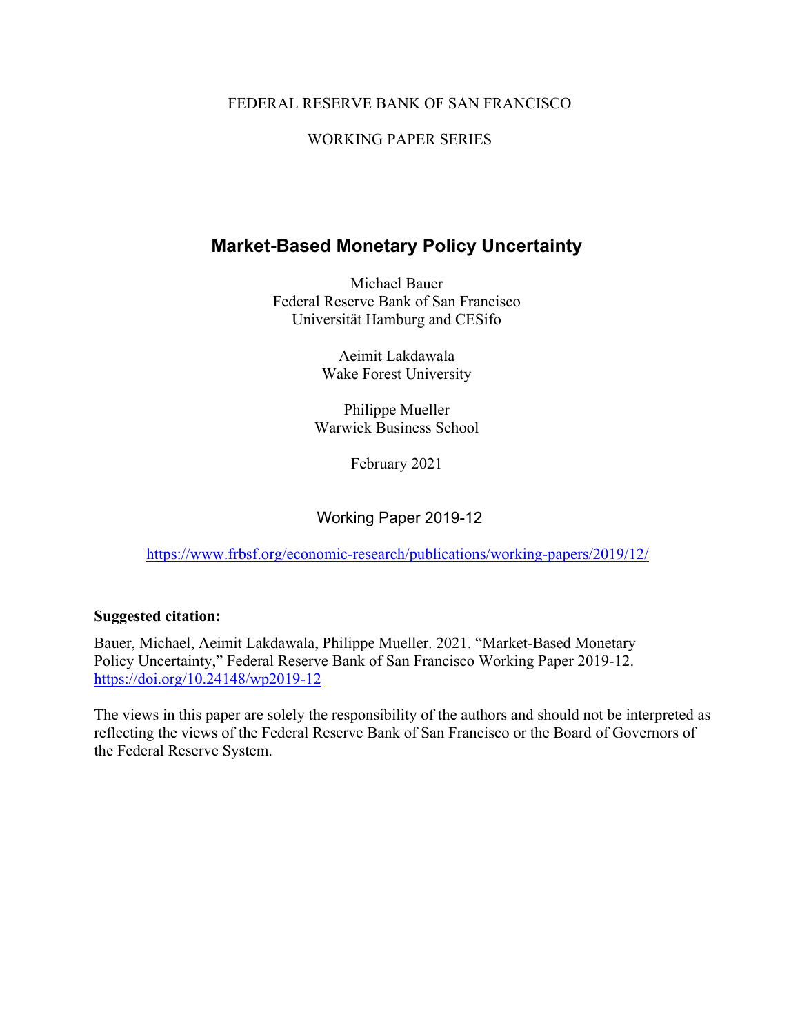FEDERAL RESERVE BANK OF SAN FRANCISCO

WORKING PAPER SERIES

# Market-Based Monetary Policy Uncertainty

Michael Bauer
Federal Reserve Bank of San Francisco
Universität Hamburg and CESifo

Aeimit Lakdawala
Wake Forest University

Philippe Mueller
Warwick Business School

February 2021

Working Paper 2019-12

https://www.frbsf.org/economic-research/publications/working-papers/2019/12/

**Suggested citation:**

Bauer, Michael, Aeimit Lakdawala, Philippe Mueller. 2021. "Market-Based Monetary Policy Uncertainty," Federal Reserve Bank of San Francisco Working Paper 2019-12. https://doi.org/10.24148/wp2019-12

The views in this paper are solely the responsibility of the authors and should not be interpreted as reflecting the views of the Federal Reserve Bank of San Francisco or the Board of Governors of the Federal Reserve System.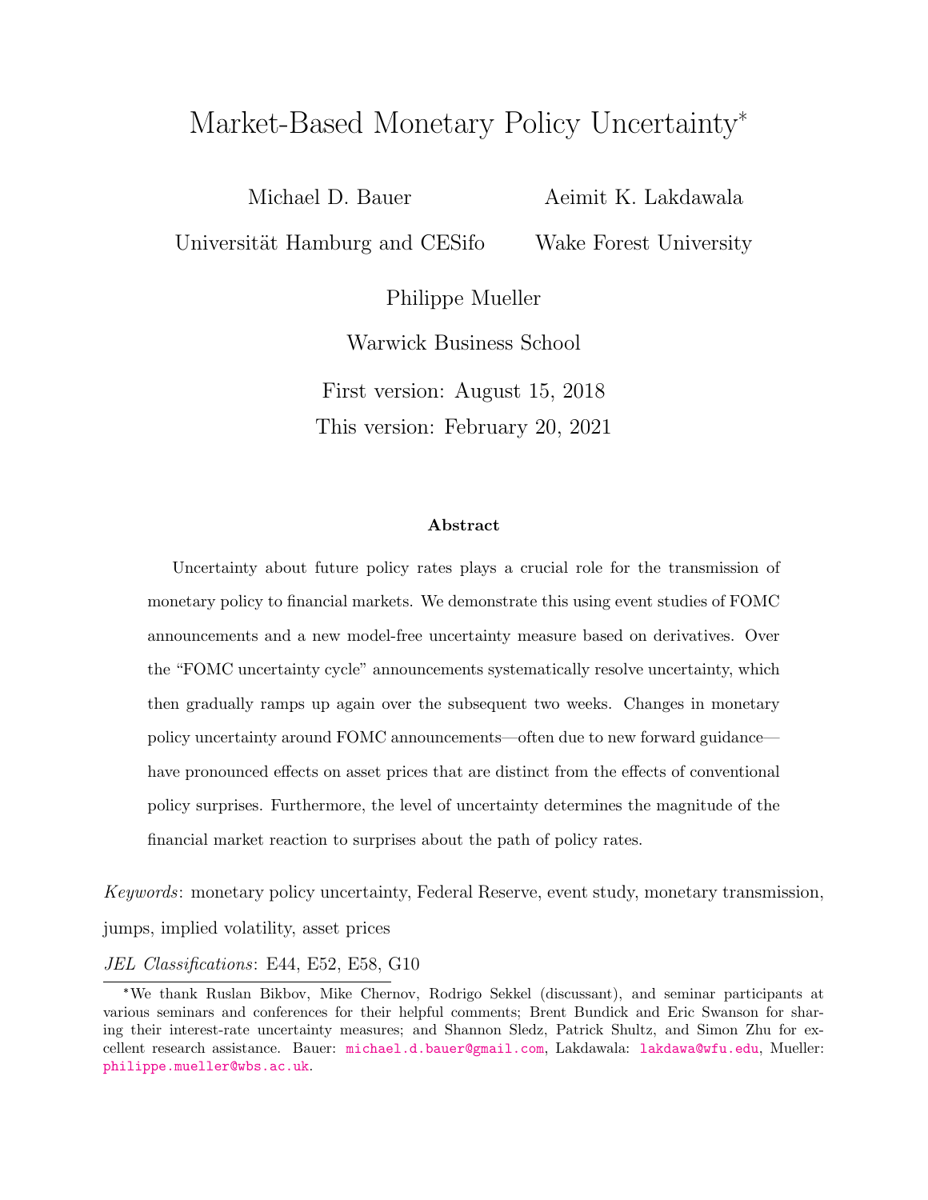# Market-Based Monetary Policy Uncertainty*

Michael D. Bauer
Universität Hamburg and CESifo

Aeimit K. Lakdawala
Wake Forest University

Philippe Mueller
Warwick Business School

First version: August 15, 2018
This version: February 20, 2021

**Abstract**

Uncertainty about future policy rates plays a crucial role for the transmission of monetary policy to financial markets. We demonstrate this using event studies of FOMC announcements and a new model-free uncertainty measure based on derivatives. Over the "FOMC uncertainty cycle" announcements systematically resolve uncertainty, which then gradually ramps up again over the subsequent two weeks. Changes in monetary policy uncertainty around FOMC announcements—often due to new forward guidance—have pronounced effects on asset prices that are distinct from the effects of conventional policy surprises. Furthermore, the level of uncertainty determines the magnitude of the financial market reaction to surprises about the path of policy rates.

*Keywords*: monetary policy uncertainty, Federal Reserve, event study, monetary transmission, jumps, implied volatility, asset prices

*JEL Classifications*: E44, E52, E58, G10

*We thank Ruslan Bikbov, Mike Chernov, Rodrigo Sekkel (discussant), and seminar participants at various seminars and conferences for their helpful comments; Brent Bundick and Eric Swanson for sharing their interest-rate uncertainty measures; and Shannon Sledz, Patrick Shultz, and Simon Zhu for excellent research assistance. Bauer: michael.d.bauer@gmail.com, Lakdawala: lakdawa@wfu.edu, Mueller: philippe.mueller@wbs.ac.uk.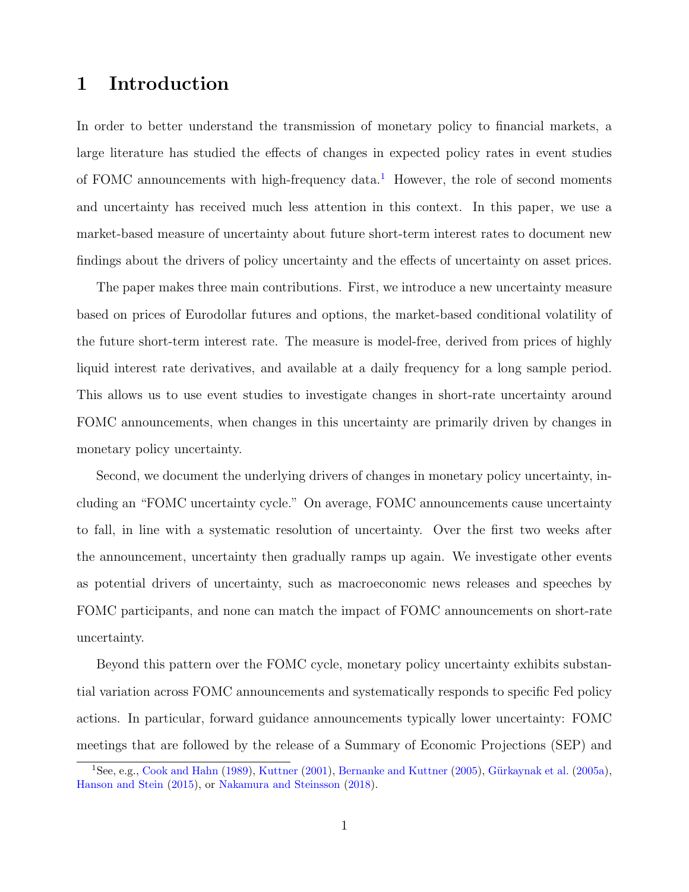# 1 Introduction

In order to better understand the transmission of monetary policy to financial markets, a large literature has studied the effects of changes in expected policy rates in event studies of FOMC announcements with high-frequency data.[1] However, the role of second moments and uncertainty has received much less attention in this context. In this paper, we use a market-based measure of uncertainty about future short-term interest rates to document new findings about the drivers of policy uncertainty and the effects of uncertainty on asset prices.

The paper makes three main contributions. First, we introduce a new uncertainty measure based on prices of Eurodollar futures and options, the market-based conditional volatility of the future short-term interest rate. The measure is model-free, derived from prices of highly liquid interest rate derivatives, and available at a daily frequency for a long sample period. This allows us to use event studies to investigate changes in short-rate uncertainty around FOMC announcements, when changes in this uncertainty are primarily driven by changes in monetary policy uncertainty.

Second, we document the underlying drivers of changes in monetary policy uncertainty, including an "FOMC uncertainty cycle." On average, FOMC announcements cause uncertainty to fall, in line with a systematic resolution of uncertainty. Over the first two weeks after the announcement, uncertainty then gradually ramps up again. We investigate other events as potential drivers of uncertainty, such as macroeconomic news releases and speeches by FOMC participants, and none can match the impact of FOMC announcements on short-rate uncertainty.

Beyond this pattern over the FOMC cycle, monetary policy uncertainty exhibits substantial variation across FOMC announcements and systematically responds to specific Fed policy actions. In particular, forward guidance announcements typically lower uncertainty: FOMC meetings that are followed by the release of a Summary of Economic Projections (SEP) and

[1] See, e.g., Cook and Hahn (1989), Kuttner (2001), Bernanke and Kuttner (2005), Gürkaynak et al. (2005a), Hanson and Stein (2015), or Nakamura and Steinsson (2018).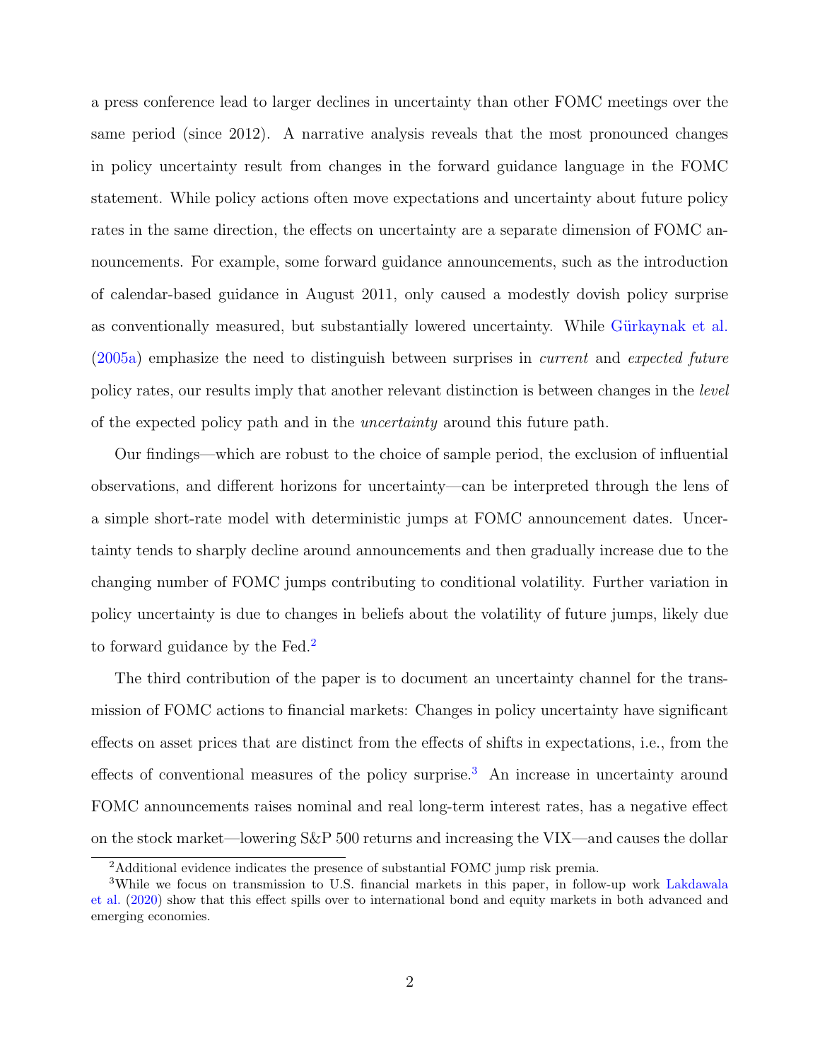a press conference lead to larger declines in uncertainty than other FOMC meetings over the same period (since 2012). A narrative analysis reveals that the most pronounced changes in policy uncertainty result from changes in the forward guidance language in the FOMC statement. While policy actions often move expectations and uncertainty about future policy rates in the same direction, the effects on uncertainty are a separate dimension of FOMC announcements. For example, some forward guidance announcements, such as the introduction of calendar-based guidance in August 2011, only caused a modestly dovish policy surprise as conventionally measured, but substantially lowered uncertainty. While Gürkaynak et al. (2005a) emphasize the need to distinguish between surprises in *current* and *expected future* policy rates, our results imply that another relevant distinction is between changes in the *level* of the expected policy path and in the *uncertainty* around this future path.

Our findings—which are robust to the choice of sample period, the exclusion of influential observations, and different horizons for uncertainty—can be interpreted through the lens of a simple short-rate model with deterministic jumps at FOMC announcement dates. Uncertainty tends to sharply decline around announcements and then gradually increase due to the changing number of FOMC jumps contributing to conditional volatility. Further variation in policy uncertainty is due to changes in beliefs about the volatility of future jumps, likely due to forward guidance by the Fed.[2]

The third contribution of the paper is to document an uncertainty channel for the transmission of FOMC actions to financial markets: Changes in policy uncertainty have significant effects on asset prices that are distinct from the effects of shifts in expectations, i.e., from the effects of conventional measures of the policy surprise.[3] An increase in uncertainty around FOMC announcements raises nominal and real long-term interest rates, has a negative effect on the stock market—lowering S&P 500 returns and increasing the VIX—and causes the dollar

[2] Additional evidence indicates the presence of substantial FOMC jump risk premia.

[3] While we focus on transmission to U.S. financial markets in this paper, in follow-up work Lakdawala et al. (2020) show that this effect spills over to international bond and equity markets in both advanced and emerging economies.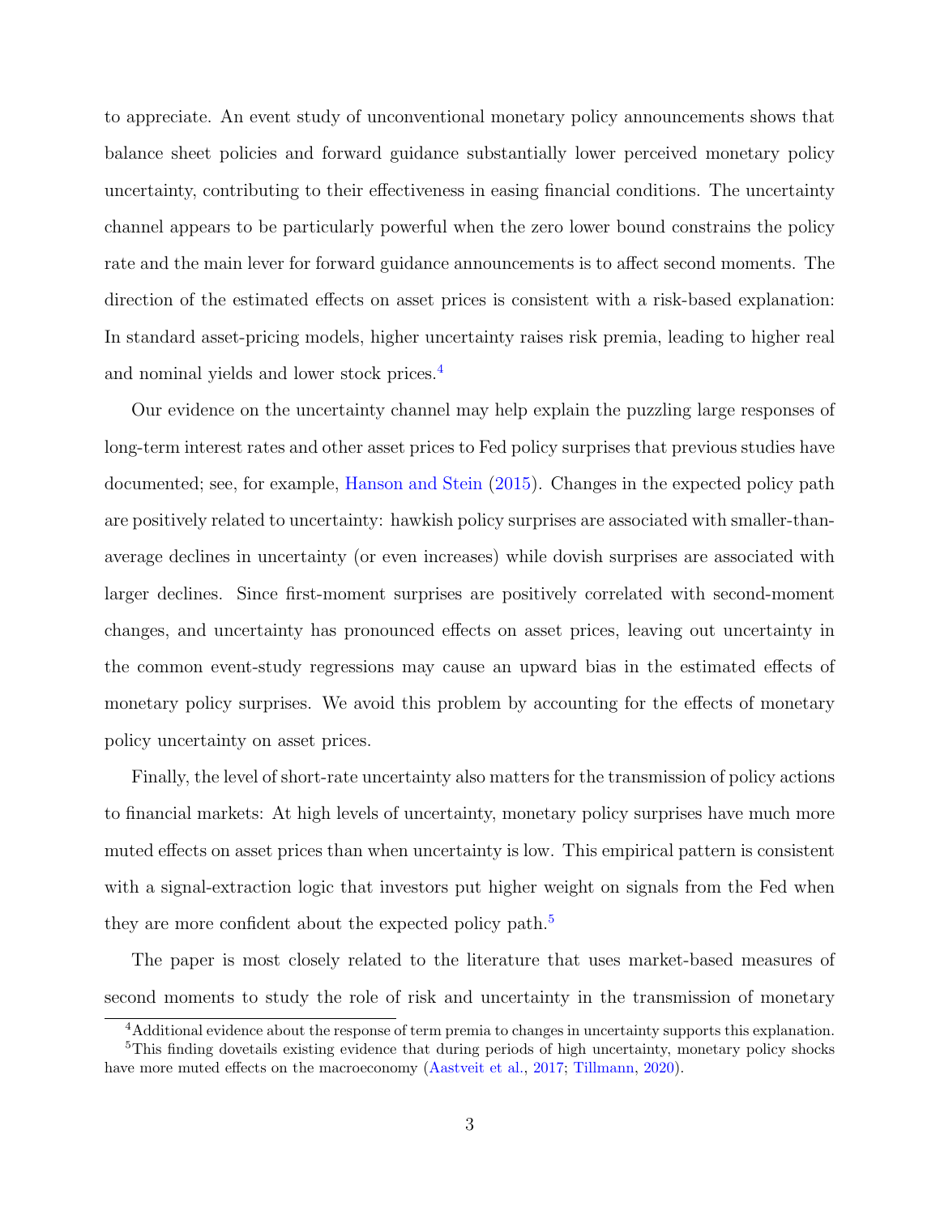to appreciate. An event study of unconventional monetary policy announcements shows that balance sheet policies and forward guidance substantially lower perceived monetary policy uncertainty, contributing to their effectiveness in easing financial conditions. The uncertainty channel appears to be particularly powerful when the zero lower bound constrains the policy rate and the main lever for forward guidance announcements is to affect second moments. The direction of the estimated effects on asset prices is consistent with a risk-based explanation: In standard asset-pricing models, higher uncertainty raises risk premia, leading to higher real and nominal yields and lower stock prices.[4]

Our evidence on the uncertainty channel may help explain the puzzling large responses of long-term interest rates and other asset prices to Fed policy surprises that previous studies have documented; see, for example, Hanson and Stein (2015). Changes in the expected policy path are positively related to uncertainty: hawkish policy surprises are associated with smaller-than-average declines in uncertainty (or even increases) while dovish surprises are associated with larger declines. Since first-moment surprises are positively correlated with second-moment changes, and uncertainty has pronounced effects on asset prices, leaving out uncertainty in the common event-study regressions may cause an upward bias in the estimated effects of monetary policy surprises. We avoid this problem by accounting for the effects of monetary policy uncertainty on asset prices.

Finally, the level of short-rate uncertainty also matters for the transmission of policy actions to financial markets: At high levels of uncertainty, monetary policy surprises have much more muted effects on asset prices than when uncertainty is low. This empirical pattern is consistent with a signal-extraction logic that investors put higher weight on signals from the Fed when they are more confident about the expected policy path.[5]

The paper is most closely related to the literature that uses market-based measures of second moments to study the role of risk and uncertainty in the transmission of monetary

[4] Additional evidence about the response of term premia to changes in uncertainty supports this explanation.

[5] This finding dovetails existing evidence that during periods of high uncertainty, monetary policy shocks have more muted effects on the macroeconomy (Aastveit et al., 2017; Tillmann, 2020).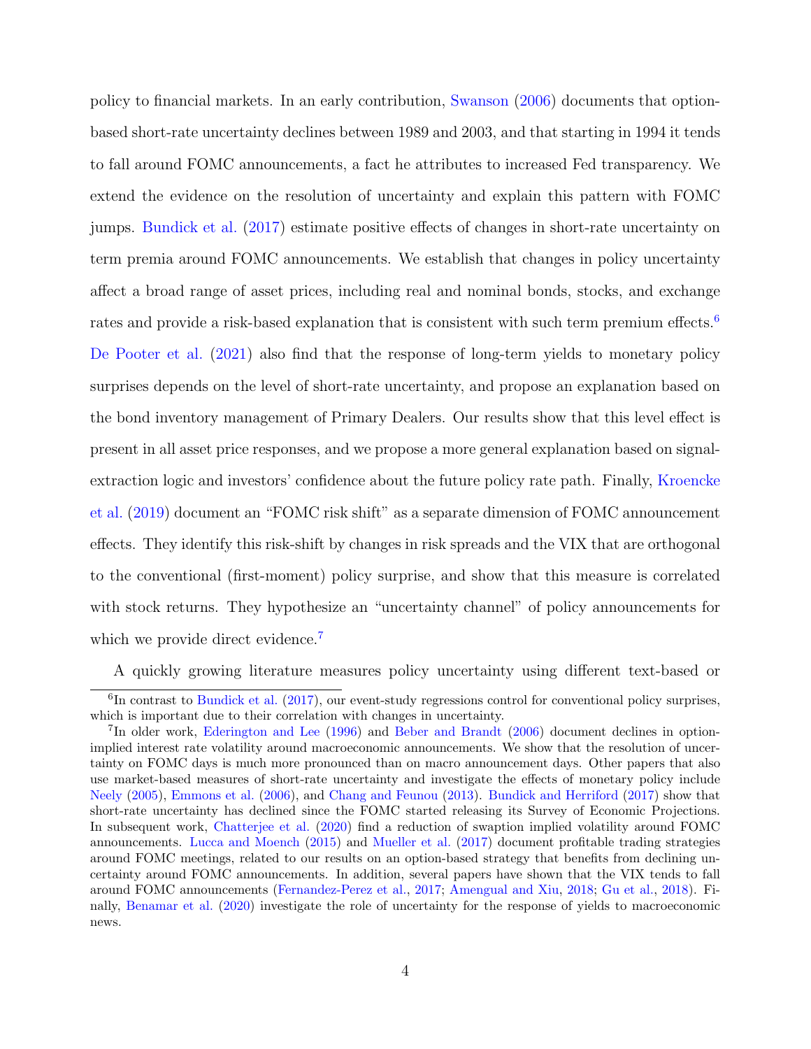policy to financial markets. In an early contribution, Swanson (2006) documents that option-based short-rate uncertainty declines between 1989 and 2003, and that starting in 1994 it tends to fall around FOMC announcements, a fact he attributes to increased Fed transparency. We extend the evidence on the resolution of uncertainty and explain this pattern with FOMC jumps. Bundick et al. (2017) estimate positive effects of changes in short-rate uncertainty on term premia around FOMC announcements. We establish that changes in policy uncertainty affect a broad range of asset prices, including real and nominal bonds, stocks, and exchange rates and provide a risk-based explanation that is consistent with such term premium effects.[6] De Pooter et al. (2021) also find that the response of long-term yields to monetary policy surprises depends on the level of short-rate uncertainty, and propose an explanation based on the bond inventory management of Primary Dealers. Our results show that this level effect is present in all asset price responses, and we propose a more general explanation based on signal-extraction logic and investors' confidence about the future policy rate path. Finally, Kroencke et al. (2019) document an "FOMC risk shift" as a separate dimension of FOMC announcement effects. They identify this risk-shift by changes in risk spreads and the VIX that are orthogonal to the conventional (first-moment) policy surprise, and show that this measure is correlated with stock returns. They hypothesize an "uncertainty channel" of policy announcements for which we provide direct evidence.[7]

A quickly growing literature measures policy uncertainty using different text-based or

[6] In contrast to Bundick et al. (2017), our event-study regressions control for conventional policy surprises, which is important due to their correlation with changes in uncertainty.

[7] In older work, Ederington and Lee (1996) and Beber and Brandt (2006) document declines in option-implied interest rate volatility around macroeconomic announcements. We show that the resolution of uncertainty on FOMC days is much more pronounced than on macro announcement days. Other papers that also use market-based measures of short-rate uncertainty and investigate the effects of monetary policy include Neely (2005), Emmons et al. (2006), and Chang and Feunou (2013). Bundick and Herriford (2017) show that short-rate uncertainty has declined since the FOMC started releasing its Survey of Economic Projections. In subsequent work, Chatterjee et al. (2020) find a reduction of swaption implied volatility around FOMC announcements. Lucca and Moench (2015) and Mueller et al. (2017) document profitable trading strategies around FOMC meetings, related to our results on an option-based strategy that benefits from declining uncertainty around FOMC announcements. In addition, several papers have shown that the VIX tends to fall around FOMC announcements (Fernandez-Perez et al., 2017; Amengual and Xiu, 2018; Gu et al., 2018). Finally, Benamar et al. (2020) investigate the role of uncertainty for the response of yields to macroeconomic news.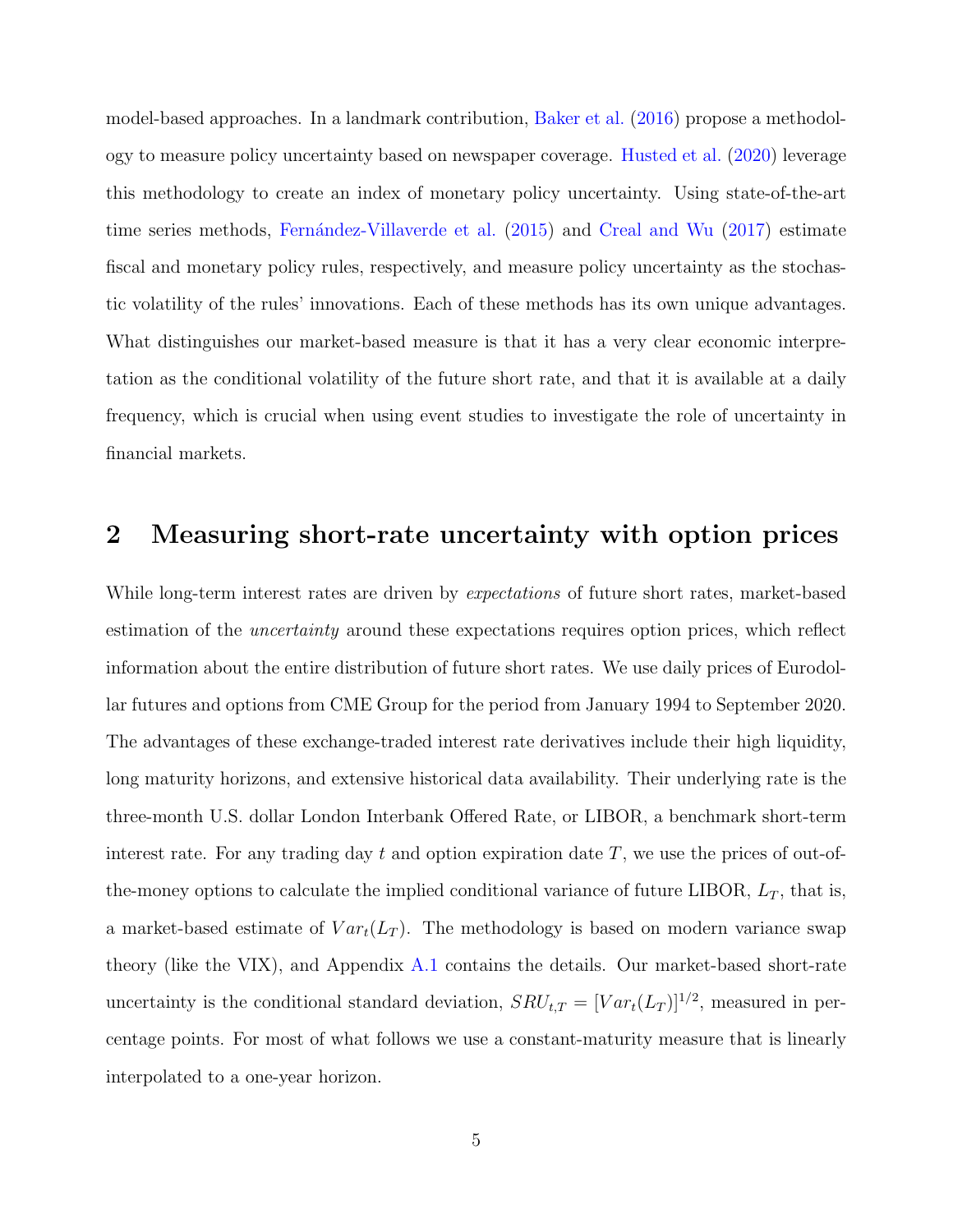model-based approaches. In a landmark contribution, Baker et al. (2016) propose a methodology to measure policy uncertainty based on newspaper coverage. Husted et al. (2020) leverage this methodology to create an index of monetary policy uncertainty. Using state-of-the-art time series methods, Fernández-Villaverde et al. (2015) and Creal and Wu (2017) estimate fiscal and monetary policy rules, respectively, and measure policy uncertainty as the stochastic volatility of the rules' innovations. Each of these methods has its own unique advantages. What distinguishes our market-based measure is that it has a very clear economic interpretation as the conditional volatility of the future short rate, and that it is available at a daily frequency, which is crucial when using event studies to investigate the role of uncertainty in financial markets.

## 2 Measuring short-rate uncertainty with option prices

While long-term interest rates are driven by *expectations* of future short rates, market-based estimation of the *uncertainty* around these expectations requires option prices, which reflect information about the entire distribution of future short rates. We use daily prices of Eurodollar futures and options from CME Group for the period from January 1994 to September 2020. The advantages of these exchange-traded interest rate derivatives include their high liquidity, long maturity horizons, and extensive historical data availability. Their underlying rate is the three-month U.S. dollar London Interbank Offered Rate, or LIBOR, a benchmark short-term interest rate. For any trading day $t$ and option expiration date $T$, we use the prices of out-of-the-money options to calculate the implied conditional variance of future LIBOR, $L_T$, that is, a market-based estimate of $Var_t(L_T)$. The methodology is based on modern variance swap theory (like the VIX), and Appendix A.1 contains the details. Our market-based short-rate uncertainty is the conditional standard deviation, $SRU_{t,T} = [Var_t(L_T)]^{1/2}$, measured in percentage points. For most of what follows we use a constant-maturity measure that is linearly interpolated to a one-year horizon.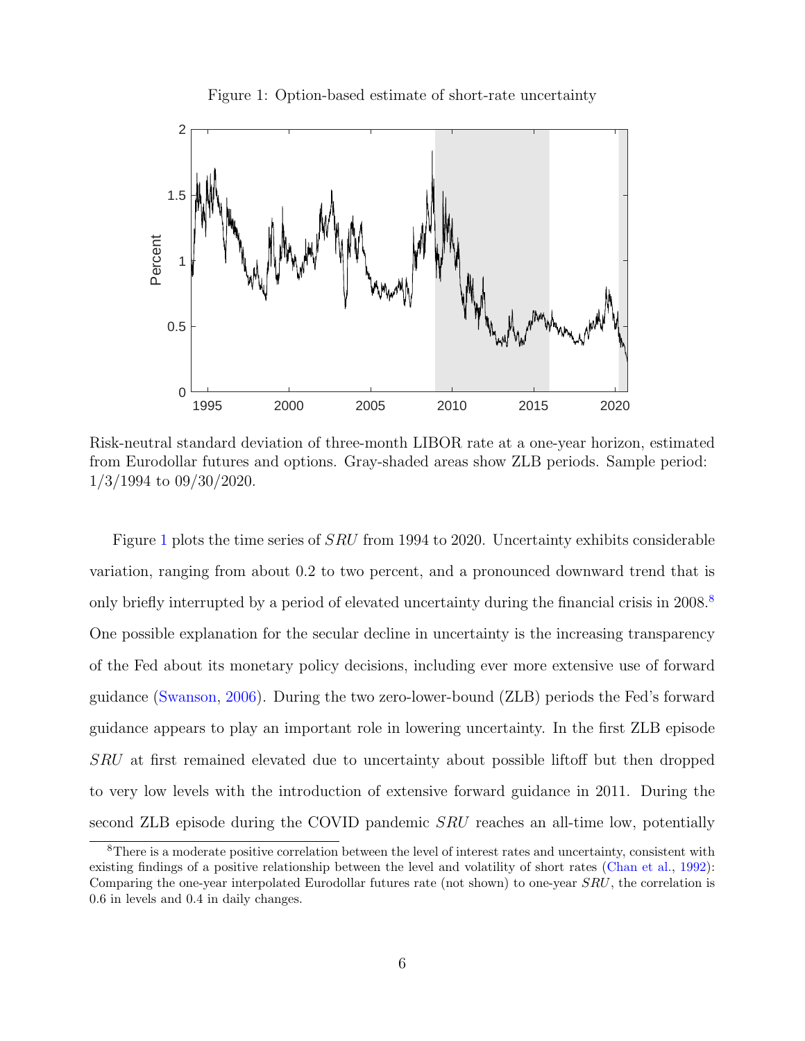Figure 1: Option-based estimate of short-rate uncertainty

Risk-neutral standard deviation of three-month LIBOR rate at a one-year horizon, estimated from Eurodollar futures and options. Gray-shaded areas show ZLB periods. Sample period: 1/3/1994 to 09/30/2020.

Figure 1 plots the time series of $SRU$ from 1994 to 2020. Uncertainty exhibits considerable variation, ranging from about 0.2 to two percent, and a pronounced downward trend that is only briefly interrupted by a period of elevated uncertainty during the financial crisis in 2008.[8] One possible explanation for the secular decline in uncertainty is the increasing transparency of the Fed about its monetary policy decisions, including ever more extensive use of forward guidance (Swanson, 2006). During the two zero-lower-bound (ZLB) periods the Fed's forward guidance appears to play an important role in lowering uncertainty. In the first ZLB episode $SRU$ at first remained elevated due to uncertainty about possible liftoff but then dropped to very low levels with the introduction of extensive forward guidance in 2011. During the second ZLB episode during the COVID pandemic $SRU$ reaches an all-time low, potentially

[8] There is a moderate positive correlation between the level of interest rates and uncertainty, consistent with existing findings of a positive relationship between the level and volatility of short rates (Chan et al., 1992): Comparing the one-year interpolated Eurodollar futures rate (not shown) to one-year $SRU$, the correlation is 0.6 in levels and 0.4 in daily changes.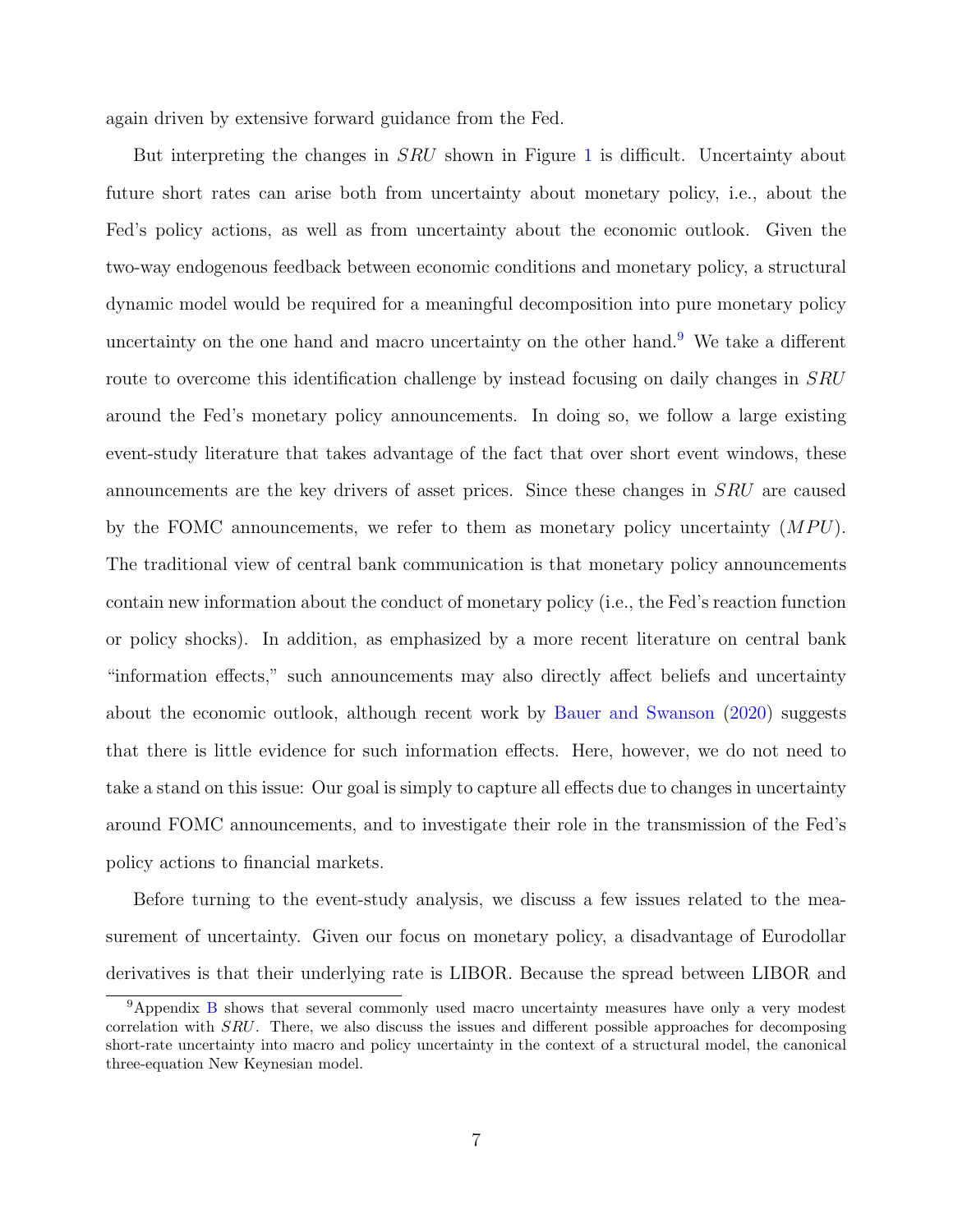again driven by extensive forward guidance from the Fed.

But interpreting the changes in $SRU$ shown in Figure 1 is difficult. Uncertainty about future short rates can arise both from uncertainty about monetary policy, i.e., about the Fed's policy actions, as well as from uncertainty about the economic outlook. Given the two-way endogenous feedback between economic conditions and monetary policy, a structural dynamic model would be required for a meaningful decomposition into pure monetary policy uncertainty on the one hand and macro uncertainty on the other hand.[9] We take a different route to overcome this identification challenge by instead focusing on daily changes in $SRU$ around the Fed's monetary policy announcements. In doing so, we follow a large existing event-study literature that takes advantage of the fact that over short event windows, these announcements are the key drivers of asset prices. Since these changes in $SRU$ are caused by the FOMC announcements, we refer to them as monetary policy uncertainty ($MPU$). The traditional view of central bank communication is that monetary policy announcements contain new information about the conduct of monetary policy (i.e., the Fed's reaction function or policy shocks). In addition, as emphasized by a more recent literature on central bank "information effects," such announcements may also directly affect beliefs and uncertainty about the economic outlook, although recent work by Bauer and Swanson (2020) suggests that there is little evidence for such information effects. Here, however, we do not need to take a stand on this issue: Our goal is simply to capture all effects due to changes in uncertainty around FOMC announcements, and to investigate their role in the transmission of the Fed's policy actions to financial markets.

Before turning to the event-study analysis, we discuss a few issues related to the measurement of uncertainty. Given our focus on monetary policy, a disadvantage of Eurodollar derivatives is that their underlying rate is LIBOR. Because the spread between LIBOR and

[9] Appendix B shows that several commonly used macro uncertainty measures have only a very modest correlation with $SRU$. There, we also discuss the issues and different possible approaches for decomposing short-rate uncertainty into macro and policy uncertainty in the context of a structural model, the canonical three-equation New Keynesian model.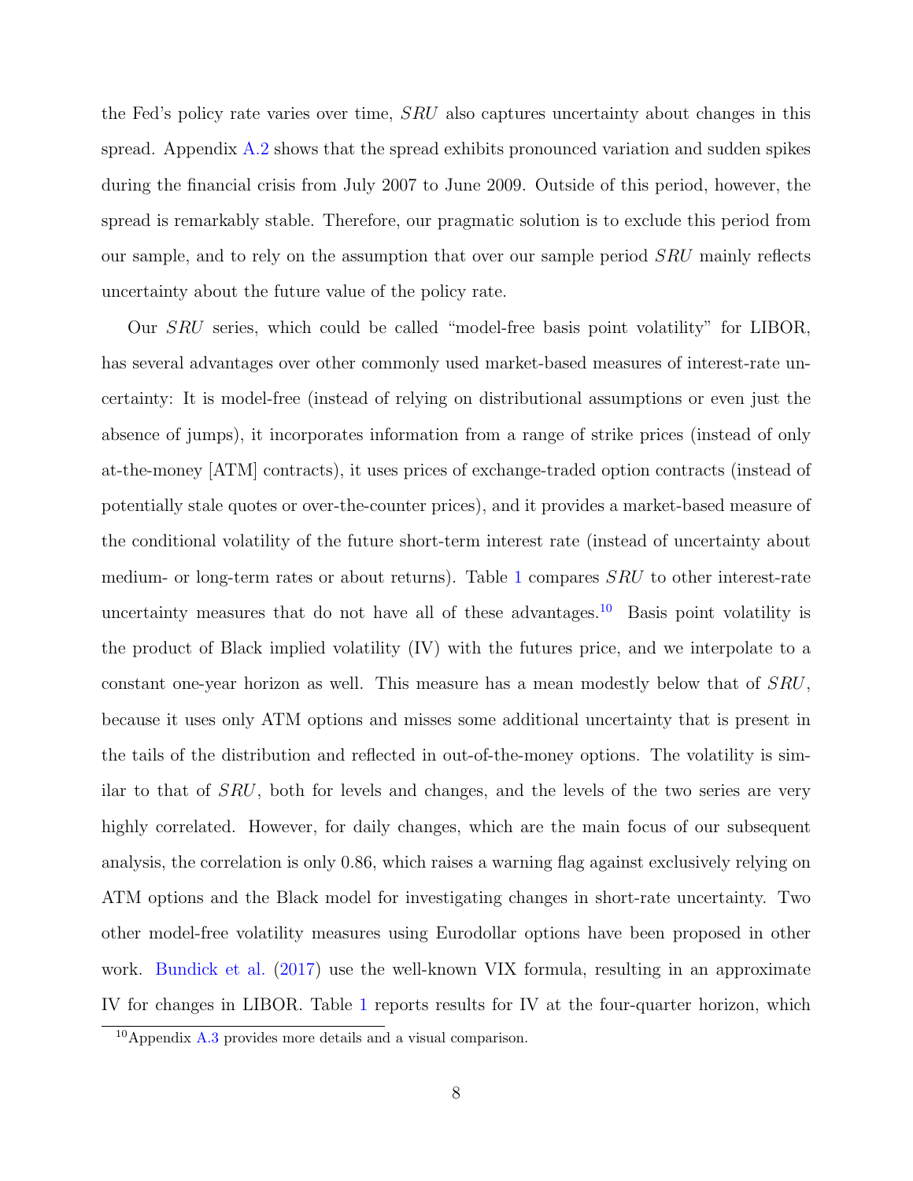the Fed's policy rate varies over time, $SRU$ also captures uncertainty about changes in this spread. Appendix A.2 shows that the spread exhibits pronounced variation and sudden spikes during the financial crisis from July 2007 to June 2009. Outside of this period, however, the spread is remarkably stable. Therefore, our pragmatic solution is to exclude this period from our sample, and to rely on the assumption that over our sample period $SRU$ mainly reflects uncertainty about the future value of the policy rate.

Our $SRU$ series, which could be called "model-free basis point volatility" for LIBOR, has several advantages over other commonly used market-based measures of interest-rate uncertainty: It is model-free (instead of relying on distributional assumptions or even just the absence of jumps), it incorporates information from a range of strike prices (instead of only at-the-money [ATM] contracts), it uses prices of exchange-traded option contracts (instead of potentially stale quotes or over-the-counter prices), and it provides a market-based measure of the conditional volatility of the future short-term interest rate (instead of uncertainty about medium- or long-term rates or about returns). Table 1 compares $SRU$ to other interest-rate uncertainty measures that do not have all of these advantages.[10] Basis point volatility is the product of Black implied volatility (IV) with the futures price, and we interpolate to a constant one-year horizon as well. This measure has a mean modestly below that of $SRU$, because it uses only ATM options and misses some additional uncertainty that is present in the tails of the distribution and reflected in out-of-the-money options. The volatility is similar to that of $SRU$, both for levels and changes, and the levels of the two series are very highly correlated. However, for daily changes, which are the main focus of our subsequent analysis, the correlation is only 0.86, which raises a warning flag against exclusively relying on ATM options and the Black model for investigating changes in short-rate uncertainty. Two other model-free volatility measures using Eurodollar options have been proposed in other work. Bundick et al. (2017) use the well-known VIX formula, resulting in an approximate IV for changes in LIBOR. Table 1 reports results for IV at the four-quarter horizon, which

[10] Appendix A.3 provides more details and a visual comparison.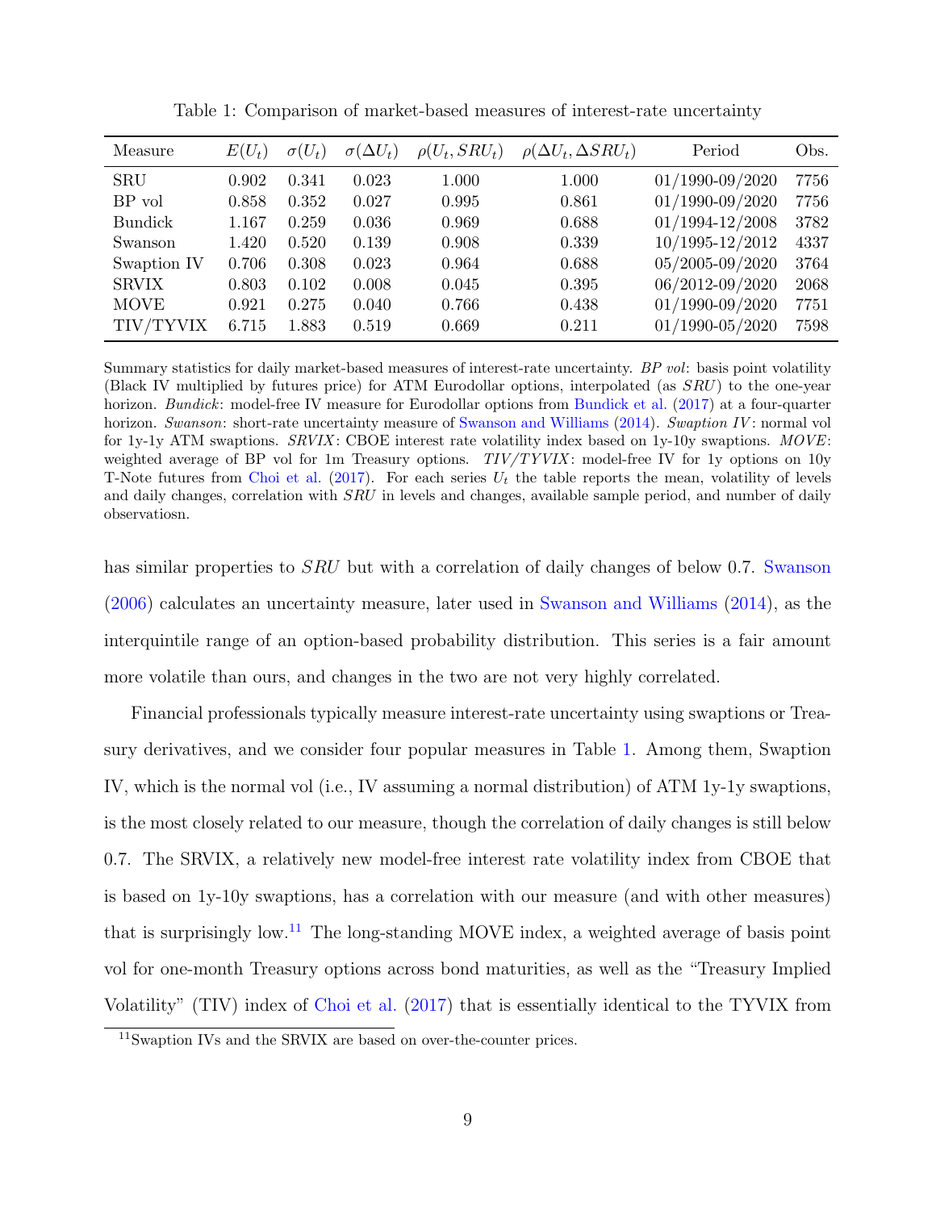Table 1: Comparison of market-based measures of interest-rate uncertainty

| Measure | $E(U_t)$ | $\sigma(U_t)$ | $\sigma(\Delta U_t)$ | $\rho(U_t, SRU_t)$ | $\rho(\Delta U_t, \Delta SRU_t)$ | Period | Obs. |
|---|---|---|---|---|---|---|---|
| SRU | 0.902 | 0.341 | 0.023 | 1.000 | 1.000 | 01/1990-09/2020 | 7756 |
| BP vol | 0.858 | 0.352 | 0.027 | 0.995 | 0.861 | 01/1990-09/2020 | 7756 |
| Bundick | 1.167 | 0.259 | 0.036 | 0.969 | 0.688 | 01/1994-12/2008 | 3782 |
| Swanson | 1.420 | 0.520 | 0.139 | 0.908 | 0.339 | 10/1995-12/2012 | 4337 |
| Swaption IV | 0.706 | 0.308 | 0.023 | 0.964 | 0.688 | 05/2005-09/2020 | 3764 |
| SRVIX | 0.803 | 0.102 | 0.008 | 0.045 | 0.395 | 06/2012-09/2020 | 2068 |
| MOVE | 0.921 | 0.275 | 0.040 | 0.766 | 0.438 | 01/1990-09/2020 | 7751 |
| TIV/TYVIX | 6.715 | 1.883 | 0.519 | 0.669 | 0.211 | 01/1990-05/2020 | 7598 |

Summary statistics for daily market-based measures of interest-rate uncertainty. *BP vol*: basis point volatility (Black IV multiplied by futures price) for ATM Eurodollar options, interpolated (as $SRU$) to the one-year horizon. *Bundick*: model-free IV measure for Eurodollar options from Bundick et al. (2017) at a four-quarter horizon. *Swanson*: short-rate uncertainty measure of Swanson and Williams (2014). *Swaption IV*: normal vol for 1y-1y ATM swaptions. *SRVIX*: CBOE interest rate volatility index based on 1y-10y swaptions. *MOVE*: weighted average of BP vol for 1m Treasury options. *TIV/TYVIX*: model-free IV for 1y options on 10y T-Note futures from Choi et al. (2017). For each series $U_t$ the table reports the mean, volatility of levels and daily changes, correlation with $SRU$ in levels and changes, available sample period, and number of daily observatiosn.

has similar properties to $SRU$ but with a correlation of daily changes of below 0.7. Swanson (2006) calculates an uncertainty measure, later used in Swanson and Williams (2014), as the interquintile range of an option-based probability distribution. This series is a fair amount more volatile than ours, and changes in the two are not very highly correlated.

Financial professionals typically measure interest-rate uncertainty using swaptions or Treasury derivatives, and we consider four popular measures in Table 1. Among them, Swaption IV, which is the normal vol (i.e., IV assuming a normal distribution) of ATM 1y-1y swaptions, is the most closely related to our measure, though the correlation of daily changes is still below 0.7. The SRVIX, a relatively new model-free interest rate volatility index from CBOE that is based on 1y-10y swaptions, has a correlation with our measure (and with other measures) that is surprisingly low.[11] The long-standing MOVE index, a weighted average of basis point vol for one-month Treasury options across bond maturities, as well as the "Treasury Implied Volatility" (TIV) index of Choi et al. (2017) that is essentially identical to the TYVIX from

[11] Swaption IVs and the SRVIX are based on over-the-counter prices.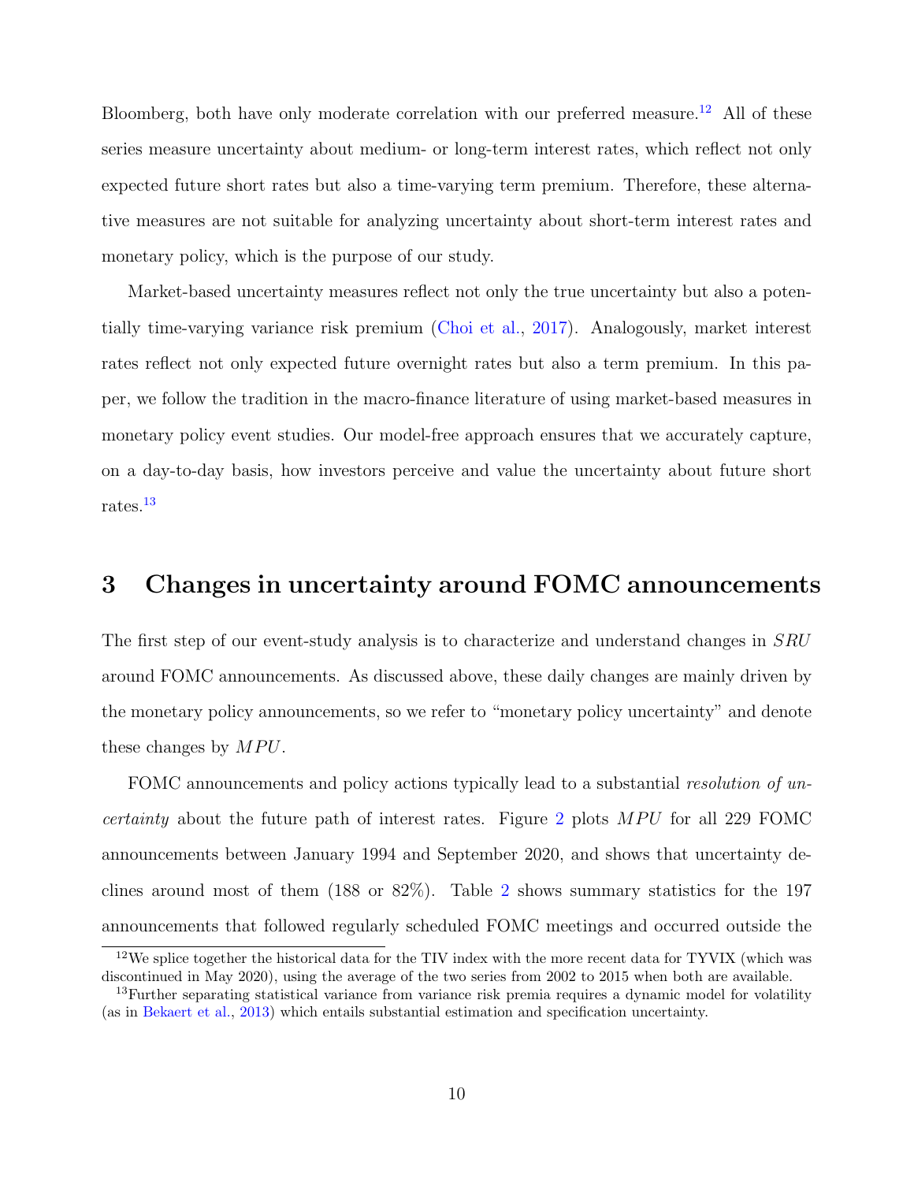Bloomberg, both have only moderate correlation with our preferred measure.[12] All of these series measure uncertainty about medium- or long-term interest rates, which reflect not only expected future short rates but also a time-varying term premium. Therefore, these alternative measures are not suitable for analyzing uncertainty about short-term interest rates and monetary policy, which is the purpose of our study.

Market-based uncertainty measures reflect not only the true uncertainty but also a potentially time-varying variance risk premium (Choi et al., 2017). Analogously, market interest rates reflect not only expected future overnight rates but also a term premium. In this paper, we follow the tradition in the macro-finance literature of using market-based measures in monetary policy event studies. Our model-free approach ensures that we accurately capture, on a day-to-day basis, how investors perceive and value the uncertainty about future short rates.[13]

# 3 Changes in uncertainty around FOMC announcements

The first step of our event-study analysis is to characterize and understand changes in $SRU$ around FOMC announcements. As discussed above, these daily changes are mainly driven by the monetary policy announcements, so we refer to "monetary policy uncertainty" and denote these changes by $MPU$.

FOMC announcements and policy actions typically lead to a substantial *resolution of uncertainty* about the future path of interest rates. Figure 2 plots $MPU$ for all 229 FOMC announcements between January 1994 and September 2020, and shows that uncertainty declines around most of them (188 or 82%). Table 2 shows summary statistics for the 197 announcements that followed regularly scheduled FOMC meetings and occurred outside the

[12] We splice together the historical data for the TIV index with the more recent data for TYVIX (which was discontinued in May 2020), using the average of the two series from 2002 to 2015 when both are available.

[13] Further separating statistical variance from variance risk premia requires a dynamic model for volatility (as in Bekaert et al., 2013) which entails substantial estimation and specification uncertainty.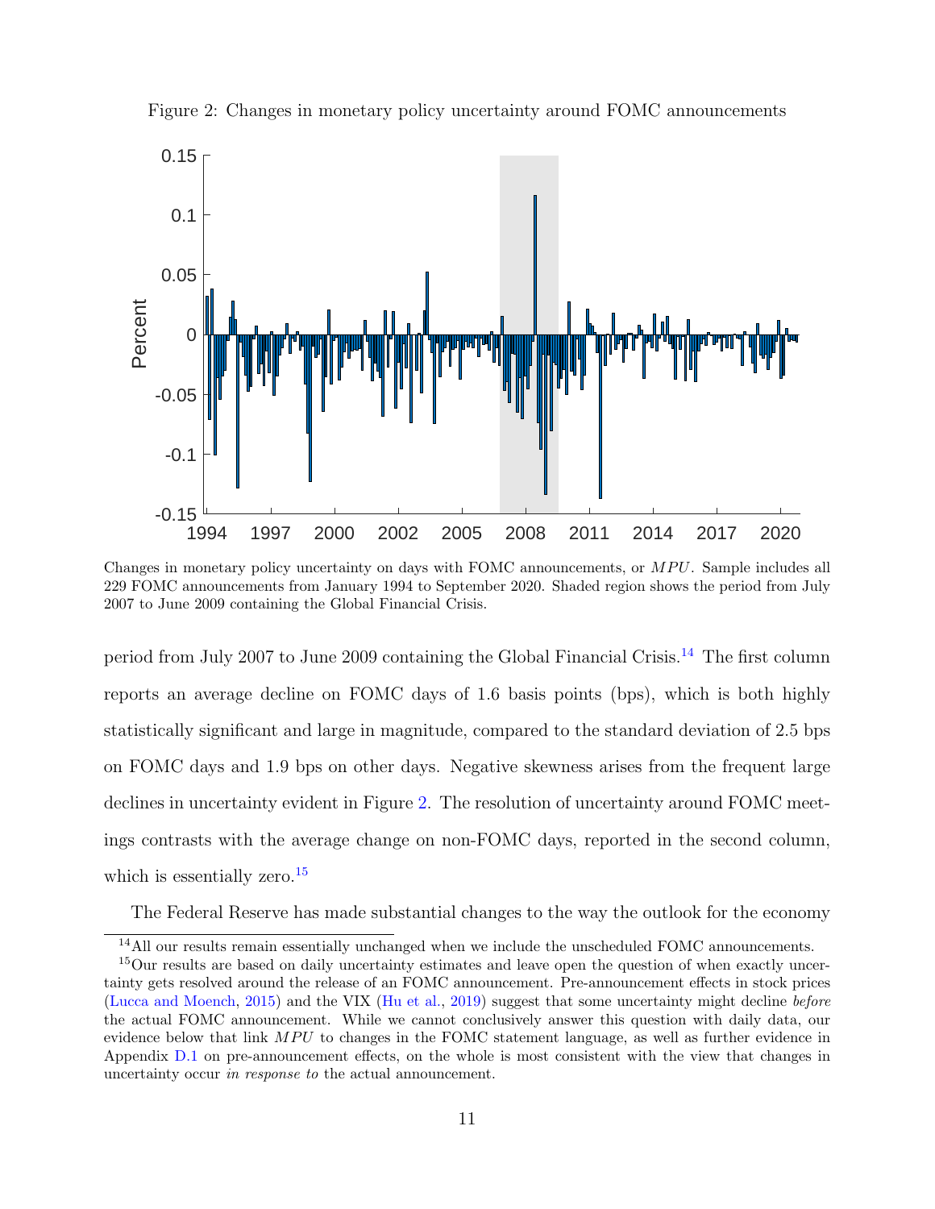Figure 2: Changes in monetary policy uncertainty around FOMC announcements

Changes in monetary policy uncertainty on days with FOMC announcements, or $MPU$. Sample includes all 229 FOMC announcements from January 1994 to September 2020. Shaded region shows the period from July 2007 to June 2009 containing the Global Financial Crisis.

period from July 2007 to June 2009 containing the Global Financial Crisis.[14] The first column reports an average decline on FOMC days of 1.6 basis points (bps), which is both highly statistically significant and large in magnitude, compared to the standard deviation of 2.5 bps on FOMC days and 1.9 bps on other days. Negative skewness arises from the frequent large declines in uncertainty evident in Figure 2. The resolution of uncertainty around FOMC meetings contrasts with the average change on non-FOMC days, reported in the second column, which is essentially zero.[15]

The Federal Reserve has made substantial changes to the way the outlook for the economy

[14] All our results remain essentially unchanged when we include the unscheduled FOMC announcements.

[15] Our results are based on daily uncertainty estimates and leave open the question of when exactly uncertainty gets resolved around the release of an FOMC announcement. Pre-announcement effects in stock prices (Lucca and Moench, 2015) and the VIX (Hu et al., 2019) suggest that some uncertainty might decline *before* the actual FOMC announcement. While we cannot conclusively answer this question with daily data, our evidence below that link $MPU$ to changes in the FOMC statement language, as well as further evidence in Appendix D.1 on pre-announcement effects, on the whole is most consistent with the view that changes in uncertainty occur *in response to* the actual announcement.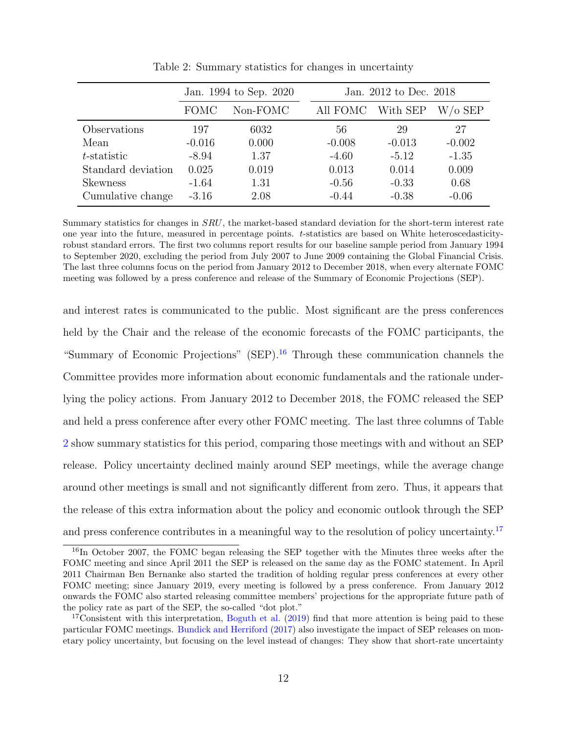Table 2: Summary statistics for changes in uncertainty

| | Jan. 1994 to Sep. 2020 | | Jan. 2012 to Dec. 2018 | | |
|---|---|---|---|---|---|
| | FOMC | Non-FOMC | All FOMC | With SEP | W/o SEP |
| Observations | 197 | 6032 | 56 | 29 | 27 |
| Mean | -0.016 | 0.000 | -0.008 | -0.013 | -0.002 |
| *t*-statistic | -8.94 | 1.37 | -4.60 | -5.12 | -1.35 |
| Standard deviation | 0.025 | 0.019 | 0.013 | 0.014 | 0.009 |
| Skewness | -1.64 | 1.31 | -0.56 | -0.33 | 0.68 |
| Cumulative change | -3.16 | 2.08 | -0.44 | -0.38 | -0.06 |

Summary statistics for changes in *SRU*, the market-based standard deviation for the short-term interest rate one year into the future, measured in percentage points. *t*-statistics are based on White heteroscedasticity-robust standard errors. The first two columns report results for our baseline sample period from January 1994 to September 2020, excluding the period from July 2007 to June 2009 containing the Global Financial Crisis. The last three columns focus on the period from January 2012 to December 2018, when every alternate FOMC meeting was followed by a press conference and release of the Summary of Economic Projections (SEP).

and interest rates is communicated to the public. Most significant are the press conferences held by the Chair and the release of the economic forecasts of the FOMC participants, the "Summary of Economic Projections" (SEP).[16] Through these communication channels the Committee provides more information about economic fundamentals and the rationale underlying the policy actions. From January 2012 to December 2018, the FOMC released the SEP and held a press conference after every other FOMC meeting. The last three columns of Table 2 show summary statistics for this period, comparing those meetings with and without an SEP release. Policy uncertainty declined mainly around SEP meetings, while the average change around other meetings is small and not significantly different from zero. Thus, it appears that the release of this extra information about the policy and economic outlook through the SEP and press conference contributes in a meaningful way to the resolution of policy uncertainty.[17]

[16] In October 2007, the FOMC began releasing the SEP together with the Minutes three weeks after the FOMC meeting and since April 2011 the SEP is released on the same day as the FOMC statement. In April 2011 Chairman Ben Bernanke also started the tradition of holding regular press conferences at every other FOMC meeting; since January 2019, every meeting is followed by a press conference. From January 2012 onwards the FOMC also started releasing committee members' projections for the appropriate future path of the policy rate as part of the SEP, the so-called "dot plot."

[17] Consistent with this interpretation, Boguth et al. (2019) find that more attention is being paid to these particular FOMC meetings. Bundick and Herriford (2017) also investigate the impact of SEP releases on monetary policy uncertainty, but focusing on the level instead of changes: They show that short-rate uncertainty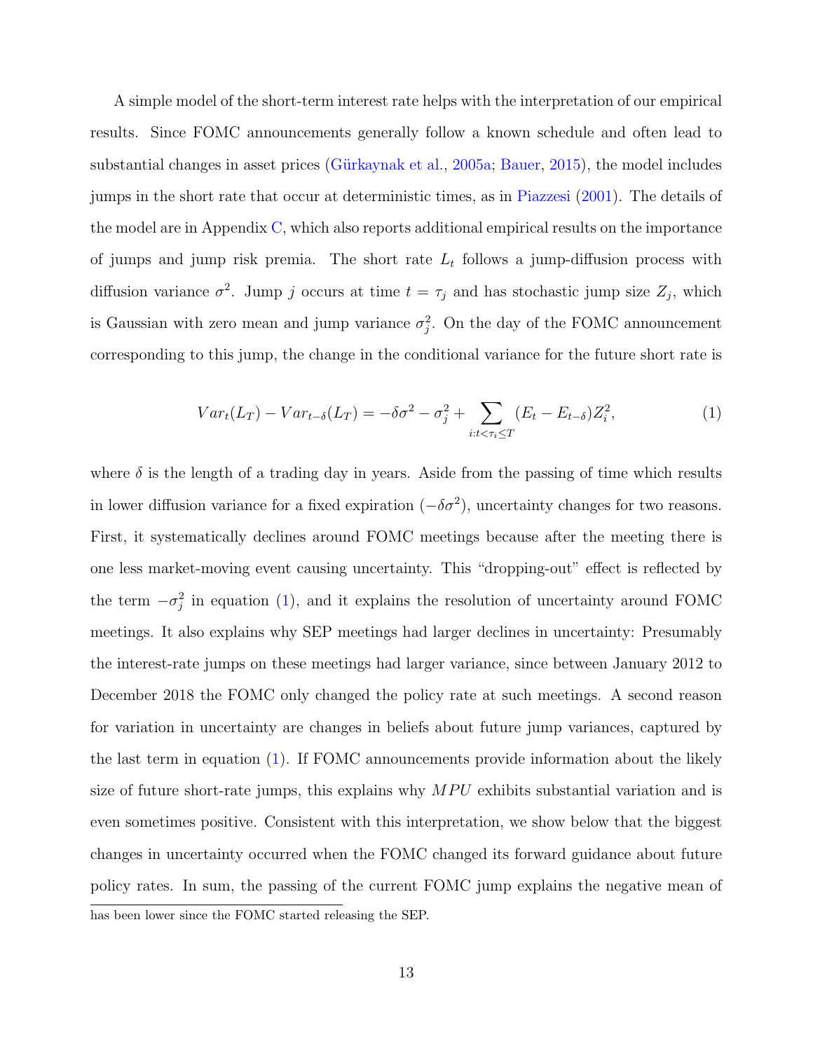A simple model of the short-term interest rate helps with the interpretation of our empirical results. Since FOMC announcements generally follow a known schedule and often lead to substantial changes in asset prices (Gürkaynak et al., 2005a; Bauer, 2015), the model includes jumps in the short rate that occur at deterministic times, as in Piazzesi (2001). The details of the model are in Appendix C, which also reports additional empirical results on the importance of jumps and jump risk premia. The short rate $L_t$ follows a jump-diffusion process with diffusion variance $\sigma^2$. Jump $j$ occurs at time $t = \tau_j$ and has stochastic jump size $Z_j$, which is Gaussian with zero mean and jump variance $\sigma_j^2$. On the day of the FOMC announcement corresponding to this jump, the change in the conditional variance for the future short rate is

$$Var_t(L_T) - Var_{t-\delta}(L_T) = -\delta\sigma^2 - \sigma_j^2 + \sum_{i:t<\tau_i\leq T} (E_t - E_{t-\delta})Z_i^2, \tag{1}$$

where $\delta$ is the length of a trading day in years. Aside from the passing of time which results in lower diffusion variance for a fixed expiration ($-\delta\sigma^2$), uncertainty changes for two reasons. First, it systematically declines around FOMC meetings because after the meeting there is one less market-moving event causing uncertainty. This "dropping-out" effect is reflected by the term $-\sigma_j^2$ in equation (1), and it explains the resolution of uncertainty around FOMC meetings. It also explains why SEP meetings had larger declines in uncertainty: Presumably the interest-rate jumps on these meetings had larger variance, since between January 2012 to December 2018 the FOMC only changed the policy rate at such meetings. A second reason for variation in uncertainty are changes in beliefs about future jump variances, captured by the last term in equation (1). If FOMC announcements provide information about the likely size of future short-rate jumps, this explains why $MPU$ exhibits substantial variation and is even sometimes positive. Consistent with this interpretation, we show below that the biggest changes in uncertainty occurred when the FOMC changed its forward guidance about future policy rates. In sum, the passing of the current FOMC jump explains the negative mean of

has been lower since the FOMC started releasing the SEP.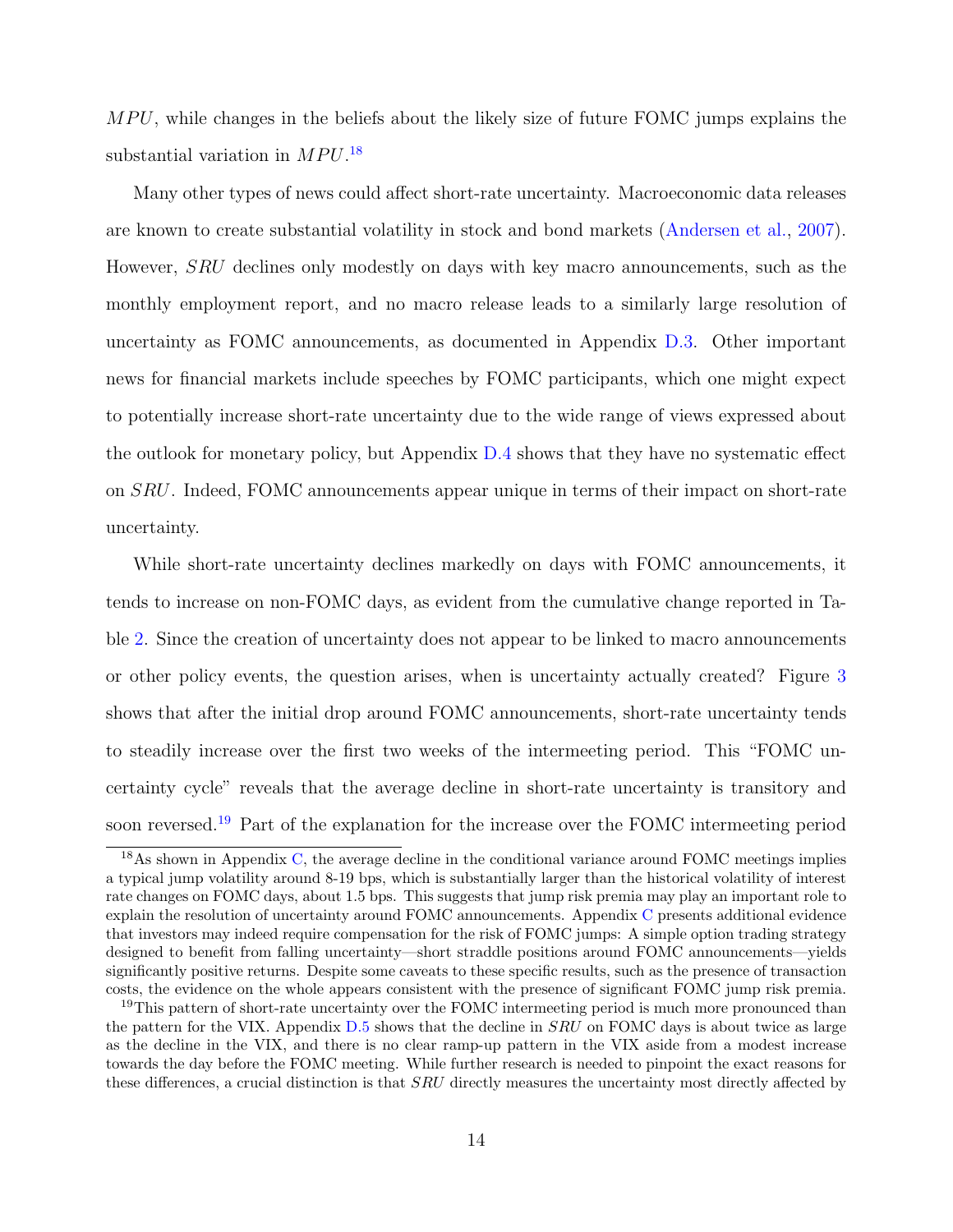$MPU$, while changes in the beliefs about the likely size of future FOMC jumps explains the substantial variation in $MPU$.[18]

Many other types of news could affect short-rate uncertainty. Macroeconomic data releases are known to create substantial volatility in stock and bond markets (Andersen et al., 2007). However, $SRU$ declines only modestly on days with key macro announcements, such as the monthly employment report, and no macro release leads to a similarly large resolution of uncertainty as FOMC announcements, as documented in Appendix D.3. Other important news for financial markets include speeches by FOMC participants, which one might expect to potentially increase short-rate uncertainty due to the wide range of views expressed about the outlook for monetary policy, but Appendix D.4 shows that they have no systematic effect on $SRU$. Indeed, FOMC announcements appear unique in terms of their impact on short-rate uncertainty.

While short-rate uncertainty declines markedly on days with FOMC announcements, it tends to increase on non-FOMC days, as evident from the cumulative change reported in Table 2. Since the creation of uncertainty does not appear to be linked to macro announcements or other policy events, the question arises, when is uncertainty actually created? Figure 3 shows that after the initial drop around FOMC announcements, short-rate uncertainty tends to steadily increase over the first two weeks of the intermeeting period. This "FOMC uncertainty cycle" reveals that the average decline in short-rate uncertainty is transitory and soon reversed.[19] Part of the explanation for the increase over the FOMC intermeeting period

[18] As shown in Appendix C, the average decline in the conditional variance around FOMC meetings implies a typical jump volatility around 8-19 bps, which is substantially larger than the historical volatility of interest rate changes on FOMC days, about 1.5 bps. This suggests that jump risk premia may play an important role to explain the resolution of uncertainty around FOMC announcements. Appendix C presents additional evidence that investors may indeed require compensation for the risk of FOMC jumps: A simple option trading strategy designed to benefit from falling uncertainty—short straddle positions around FOMC announcements—yields significantly positive returns. Despite some caveats to these specific results, such as the presence of transaction costs, the evidence on the whole appears consistent with the presence of significant FOMC jump risk premia.

[19] This pattern of short-rate uncertainty over the FOMC intermeeting period is much more pronounced than the pattern for the VIX. Appendix D.5 shows that the decline in $SRU$ on FOMC days is about twice as large as the decline in the VIX, and there is no clear ramp-up pattern in the VIX aside from a modest increase towards the day before the FOMC meeting. While further research is needed to pinpoint the exact reasons for these differences, a crucial distinction is that $SRU$ directly measures the uncertainty most directly affected by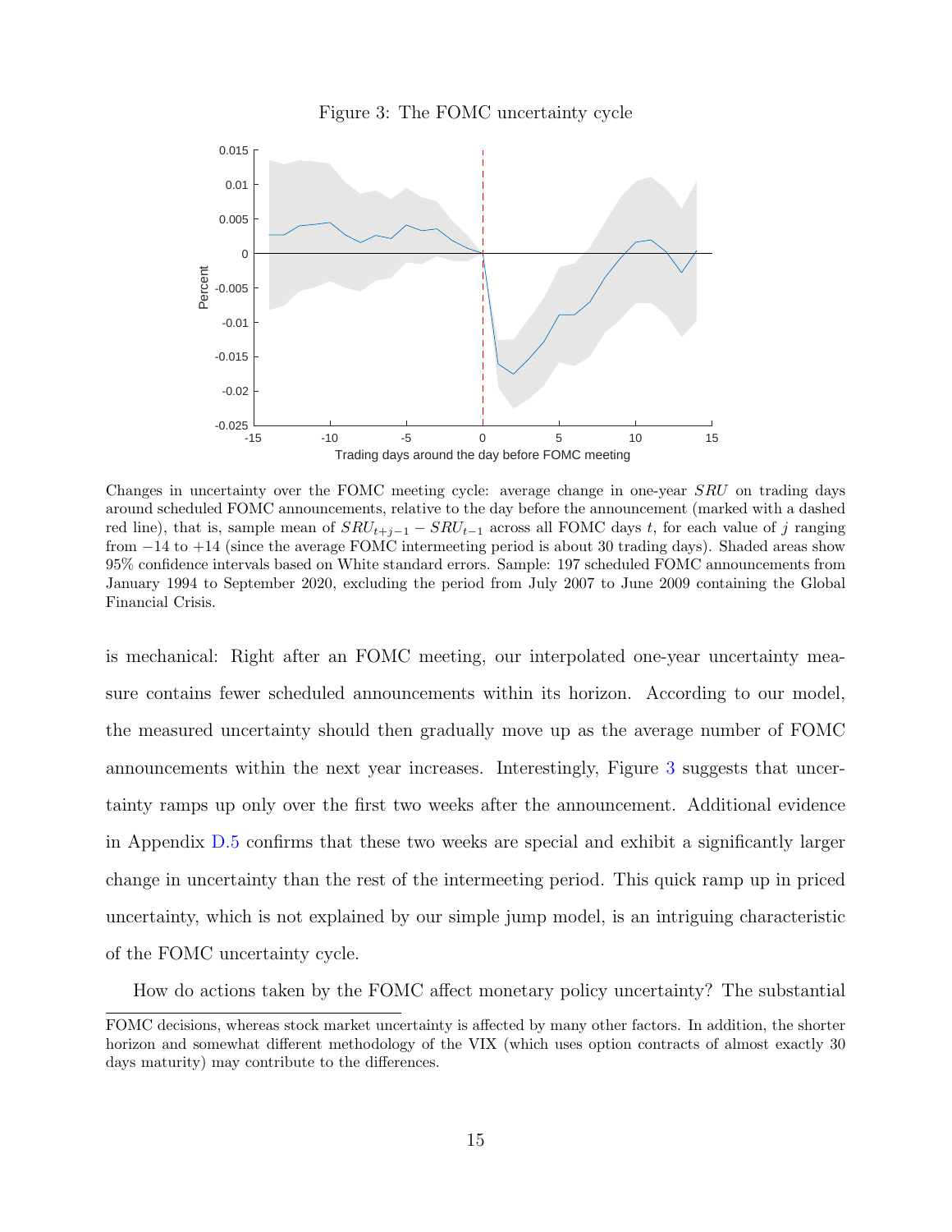Figure 3: The FOMC uncertainty cycle

Changes in uncertainty over the FOMC meeting cycle: average change in one-year $SRU$ on trading days around scheduled FOMC announcements, relative to the day before the announcement (marked with a dashed red line), that is, sample mean of $SRU_{t+j-1} - SRU_{t-1}$ across all FOMC days $t$, for each value of $j$ ranging from $-14$ to $+14$ (since the average FOMC intermeeting period is about 30 trading days). Shaded areas show 95% confidence intervals based on White standard errors. Sample: 197 scheduled FOMC announcements from January 1994 to September 2020, excluding the period from July 2007 to June 2009 containing the Global Financial Crisis.

is mechanical: Right after an FOMC meeting, our interpolated one-year uncertainty measure contains fewer scheduled announcements within its horizon. According to our model, the measured uncertainty should then gradually move up as the average number of FOMC announcements within the next year increases. Interestingly, Figure 3 suggests that uncertainty ramps up only over the first two weeks after the announcement. Additional evidence in Appendix D.5 confirms that these two weeks are special and exhibit a significantly larger change in uncertainty than the rest of the intermeeting period. This quick ramp up in priced uncertainty, which is not explained by our simple jump model, is an intriguing characteristic of the FOMC uncertainty cycle.

How do actions taken by the FOMC affect monetary policy uncertainty? The substantial

FOMC decisions, whereas stock market uncertainty is affected by many other factors. In addition, the shorter horizon and somewhat different methodology of the VIX (which uses option contracts of almost exactly 30 days maturity) may contribute to the differences.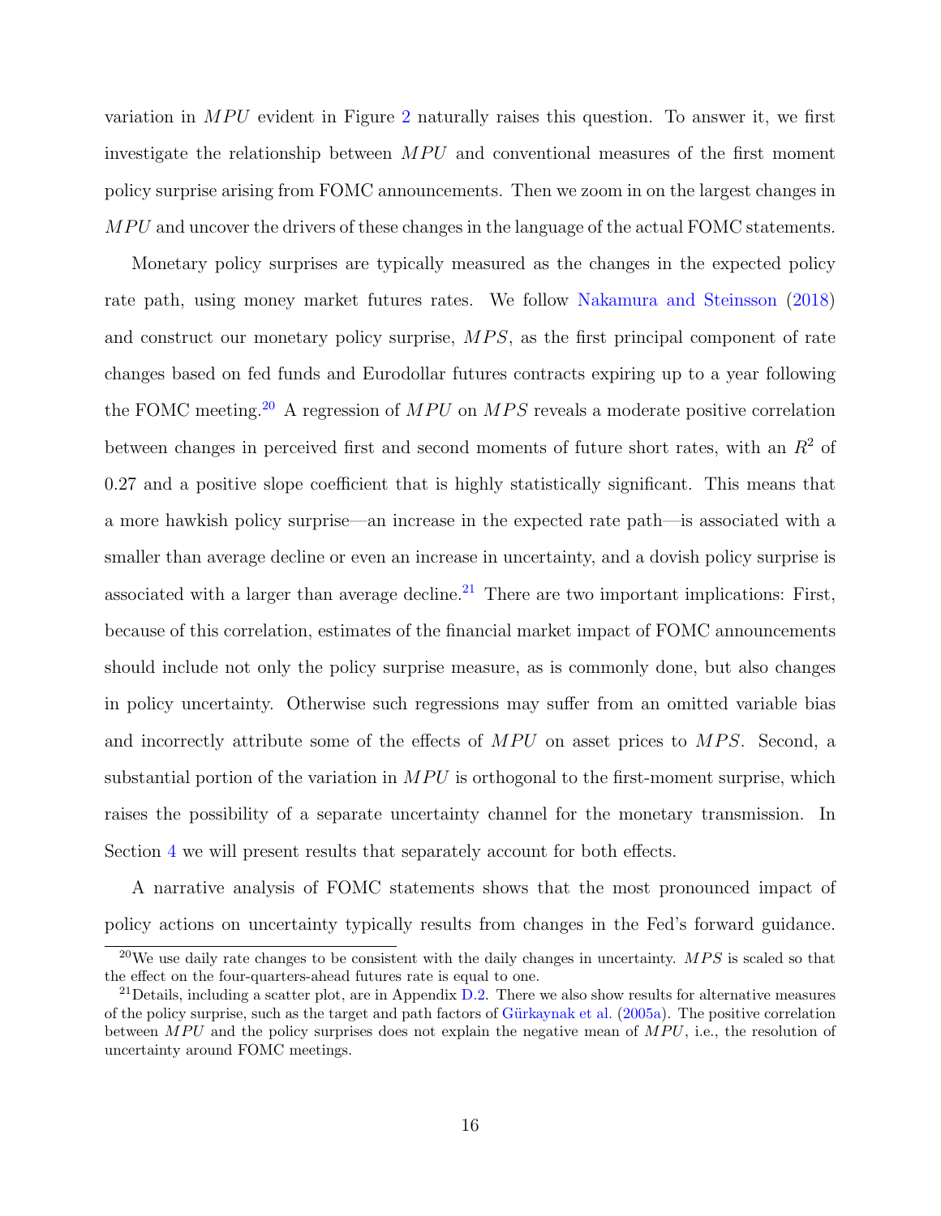variation in $MPU$ evident in Figure 2 naturally raises this question. To answer it, we first investigate the relationship between $MPU$ and conventional measures of the first moment policy surprise arising from FOMC announcements. Then we zoom in on the largest changes in $MPU$ and uncover the drivers of these changes in the language of the actual FOMC statements.

Monetary policy surprises are typically measured as the changes in the expected policy rate path, using money market futures rates. We follow Nakamura and Steinsson (2018) and construct our monetary policy surprise, $MPS$, as the first principal component of rate changes based on fed funds and Eurodollar futures contracts expiring up to a year following the FOMC meeting.[20] A regression of $MPU$ on $MPS$ reveals a moderate positive correlation between changes in perceived first and second moments of future short rates, with an $R^2$ of 0.27 and a positive slope coefficient that is highly statistically significant. This means that a more hawkish policy surprise—an increase in the expected rate path—is associated with a smaller than average decline or even an increase in uncertainty, and a dovish policy surprise is associated with a larger than average decline.[21] There are two important implications: First, because of this correlation, estimates of the financial market impact of FOMC announcements should include not only the policy surprise measure, as is commonly done, but also changes in policy uncertainty. Otherwise such regressions may suffer from an omitted variable bias and incorrectly attribute some of the effects of $MPU$ on asset prices to $MPS$. Second, a substantial portion of the variation in $MPU$ is orthogonal to the first-moment surprise, which raises the possibility of a separate uncertainty channel for the monetary transmission. In Section 4 we will present results that separately account for both effects.

A narrative analysis of FOMC statements shows that the most pronounced impact of policy actions on uncertainty typically results from changes in the Fed's forward guidance.

[20] We use daily rate changes to be consistent with the daily changes in uncertainty. $MPS$ is scaled so that the effect on the four-quarters-ahead futures rate is equal to one.

[21] Details, including a scatter plot, are in Appendix D.2. There we also show results for alternative measures of the policy surprise, such as the target and path factors of Gürkaynak et al. (2005a). The positive correlation between $MPU$ and the policy surprises does not explain the negative mean of $MPU$, i.e., the resolution of uncertainty around FOMC meetings.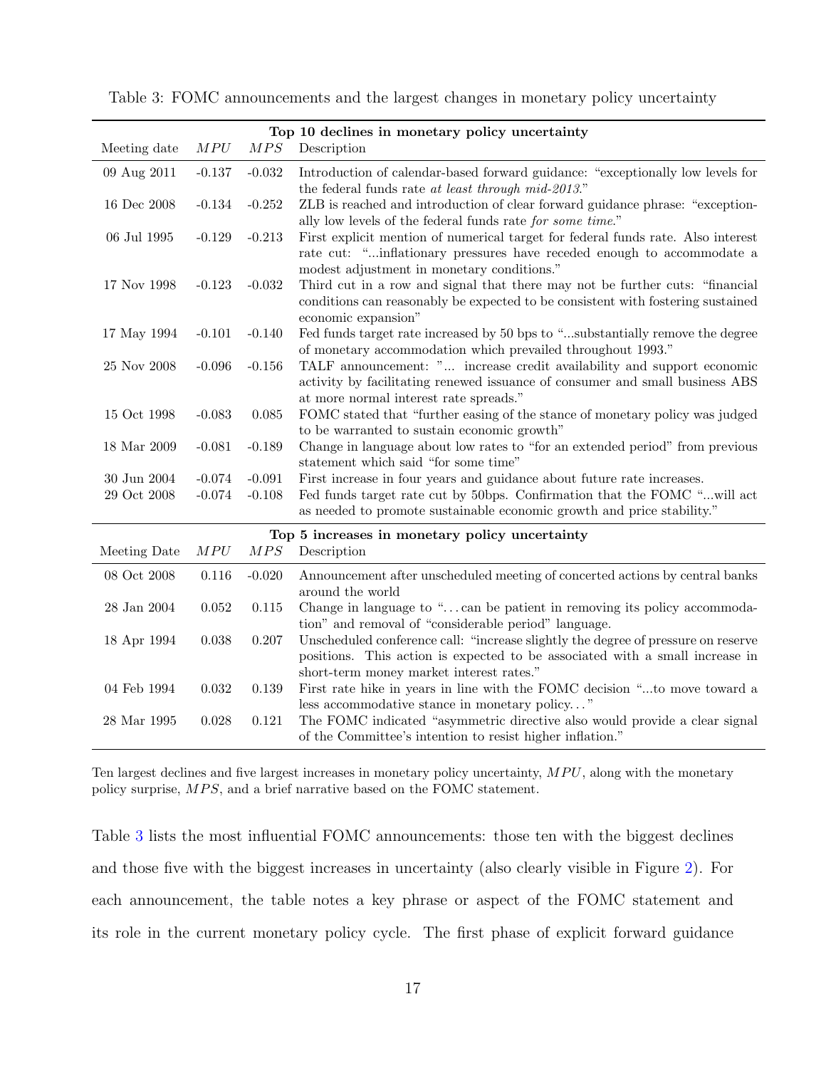Table 3: FOMC announcements and the largest changes in monetary policy uncertainty

| **Top 10 declines in monetary policy uncertainty** | | | |
|---|---|---|---|
| Meeting date | $MPU$ | $MPS$ | Description |
| 09 Aug 2011 | -0.137 | -0.032 | Introduction of calendar-based forward guidance: "exceptionally low levels for the federal funds rate *at least through mid-2013*." |
| 16 Dec 2008 | -0.134 | -0.252 | ZLB is reached and introduction of clear forward guidance phrase: "exceptionally low levels of the federal funds rate *for some time*." |
| 06 Jul 1995 | -0.129 | -0.213 | First explicit mention of numerical target for federal funds rate. Also interest rate cut: "...inflationary pressures have receded enough to accommodate a modest adjustment in monetary conditions." |
| 17 Nov 1998 | -0.123 | -0.032 | Third cut in a row and signal that there may not be further cuts: "financial conditions can reasonably be expected to be consistent with fostering sustained economic expansion" |
| 17 May 1994 | -0.101 | -0.140 | Fed funds target rate increased by 50 bps to "...substantially remove the degree of monetary accommodation which prevailed throughout 1993." |
| 25 Nov 2008 | -0.096 | -0.156 | TALF announcement: "... increase credit availability and support economic activity by facilitating renewed issuance of consumer and small business ABS at more normal interest rate spreads." |
| 15 Oct 1998 | -0.083 | 0.085 | FOMC stated that "further easing of the stance of monetary policy was judged to be warranted to sustain economic growth" |
| 18 Mar 2009 | -0.081 | -0.189 | Change in language about low rates to "for an extended period" from previous statement which said "for some time" |
| 30 Jun 2004 | -0.074 | -0.091 | First increase in four years and guidance about future rate increases. |
| 29 Oct 2008 | -0.074 | -0.108 | Fed funds target rate cut by 50bps. Confirmation that the FOMC "...will act as needed to promote sustainable economic growth and price stability." |
| **Top 5 increases in monetary policy uncertainty** | | | |
| Meeting Date | $MPU$ | $MPS$ | Description |
| 08 Oct 2008 | 0.116 | -0.020 | Announcement after unscheduled meeting of concerted actions by central banks around the world |
| 28 Jan 2004 | 0.052 | 0.115 | Change in language to "...can be patient in removing its policy accommodation" and removal of "considerable period" language. |
| 18 Apr 1994 | 0.038 | 0.207 | Unscheduled conference call: "increase slightly the degree of pressure on reserve positions. This action is expected to be associated with a small increase in short-term money market interest rates." |
| 04 Feb 1994 | 0.032 | 0.139 | First rate hike in years in line with the FOMC decision "...to move toward a less accommodative stance in monetary policy..." |
| 28 Mar 1995 | 0.028 | 0.121 | The FOMC indicated "asymmetric directive also would provide a clear signal of the Committee's intention to resist higher inflation." |

Ten largest declines and five largest increases in monetary policy uncertainty, $MPU$, along with the monetary policy surprise, $MPS$, and a brief narrative based on the FOMC statement.

Table 3 lists the most influential FOMC announcements: those ten with the biggest declines and those five with the biggest increases in uncertainty (also clearly visible in Figure 2). For each announcement, the table notes a key phrase or aspect of the FOMC statement and its role in the current monetary policy cycle. The first phase of explicit forward guidance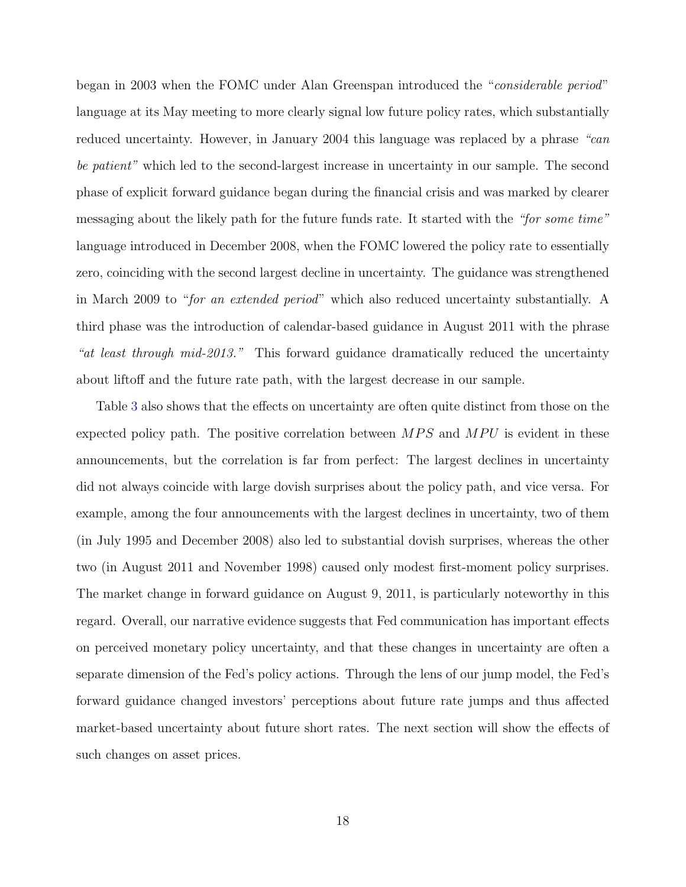began in 2003 when the FOMC under Alan Greenspan introduced the "*considerable period*" language at its May meeting to more clearly signal low future policy rates, which substantially reduced uncertainty. However, in January 2004 this language was replaced by a phrase *"can be patient"* which led to the second-largest increase in uncertainty in our sample. The second phase of explicit forward guidance began during the financial crisis and was marked by clearer messaging about the likely path for the future funds rate. It started with the *"for some time"* language introduced in December 2008, when the FOMC lowered the policy rate to essentially zero, coinciding with the second largest decline in uncertainty. The guidance was strengthened in March 2009 to "*for an extended period*" which also reduced uncertainty substantially. A third phase was the introduction of calendar-based guidance in August 2011 with the phrase *"at least through mid-2013."* This forward guidance dramatically reduced the uncertainty about liftoff and the future rate path, with the largest decrease in our sample.

Table 3 also shows that the effects on uncertainty are often quite distinct from those on the expected policy path. The positive correlation between $MPS$ and $MPU$ is evident in these announcements, but the correlation is far from perfect: The largest declines in uncertainty did not always coincide with large dovish surprises about the policy path, and vice versa. For example, among the four announcements with the largest declines in uncertainty, two of them (in July 1995 and December 2008) also led to substantial dovish surprises, whereas the other two (in August 2011 and November 1998) caused only modest first-moment policy surprises. The market change in forward guidance on August 9, 2011, is particularly noteworthy in this regard. Overall, our narrative evidence suggests that Fed communication has important effects on perceived monetary policy uncertainty, and that these changes in uncertainty are often a separate dimension of the Fed's policy actions. Through the lens of our jump model, the Fed's forward guidance changed investors' perceptions about future rate jumps and thus affected market-based uncertainty about future short rates. The next section will show the effects of such changes on asset prices.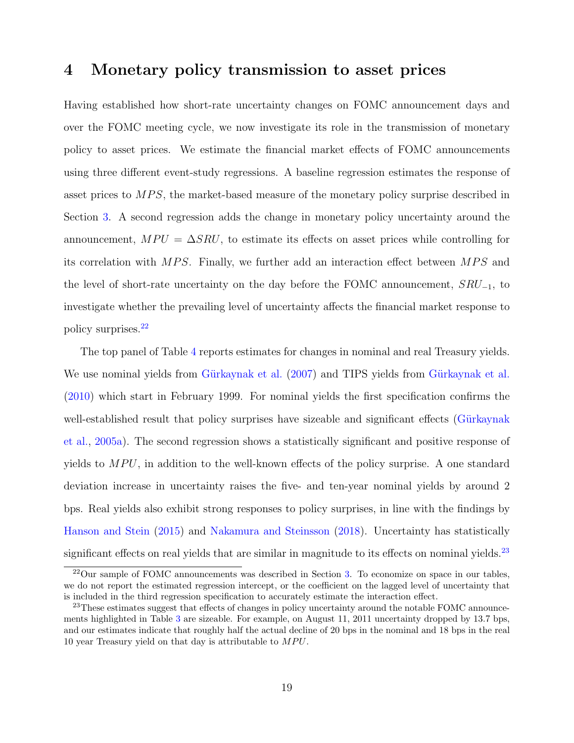# 4 Monetary policy transmission to asset prices

Having established how short-rate uncertainty changes on FOMC announcement days and over the FOMC meeting cycle, we now investigate its role in the transmission of monetary policy to asset prices. We estimate the financial market effects of FOMC announcements using three different event-study regressions. A baseline regression estimates the response of asset prices to $MPS$, the market-based measure of the monetary policy surprise described in Section 3. A second regression adds the change in monetary policy uncertainty around the announcement, $MPU = \Delta SRU$, to estimate its effects on asset prices while controlling for its correlation with $MPS$. Finally, we further add an interaction effect between $MPS$ and the level of short-rate uncertainty on the day before the FOMC announcement, $SRU_{-1}$, to investigate whether the prevailing level of uncertainty affects the financial market response to policy surprises.[22]

The top panel of Table 4 reports estimates for changes in nominal and real Treasury yields. We use nominal yields from Gürkaynak et al. (2007) and TIPS yields from Gürkaynak et al. (2010) which start in February 1999. For nominal yields the first specification confirms the well-established result that policy surprises have sizeable and significant effects (Gürkaynak et al., 2005a). The second regression shows a statistically significant and positive response of yields to $MPU$, in addition to the well-known effects of the policy surprise. A one standard deviation increase in uncertainty raises the five- and ten-year nominal yields by around 2 bps. Real yields also exhibit strong responses to policy surprises, in line with the findings by Hanson and Stein (2015) and Nakamura and Steinsson (2018). Uncertainty has statistically significant effects on real yields that are similar in magnitude to its effects on nominal yields.[23]

[22] Our sample of FOMC announcements was described in Section 3. To economize on space in our tables, we do not report the estimated regression intercept, or the coefficient on the lagged level of uncertainty that is included in the third regression specification to accurately estimate the interaction effect.

[23] These estimates suggest that effects of changes in policy uncertainty around the notable FOMC announcements highlighted in Table 3 are sizeable. For example, on August 11, 2011 uncertainty dropped by 13.7 bps, and our estimates indicate that roughly half the actual decline of 20 bps in the nominal and 18 bps in the real 10 year Treasury yield on that day is attributable to $MPU$.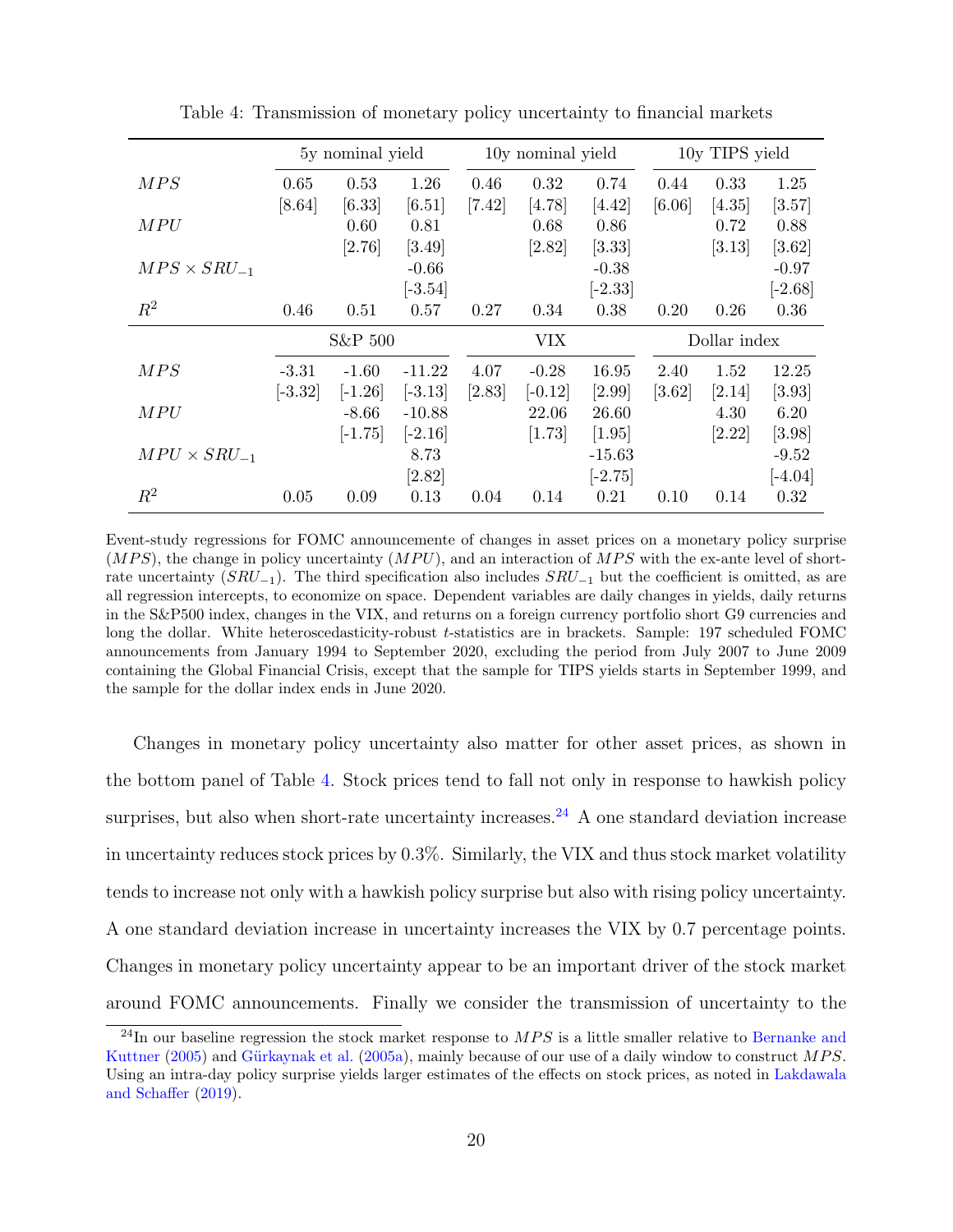Table 4: Transmission of monetary policy uncertainty to financial markets

| | 5y nominal yield | | | 10y nominal yield | | | 10y TIPS yield | | |
|---|---|---|---|---|---|---|---|---|---|
| $MPS$ | 0.65 | 0.53 | 1.26 | 0.46 | 0.32 | 0.74 | 0.44 | 0.33 | 1.25 |
| | [8.64] | [6.33] | [6.51] | [7.42] | [4.78] | [4.42] | [6.06] | [4.35] | [3.57] |
| $MPU$ | | 0.60 | 0.81 | | 0.68 | 0.86 | | 0.72 | 0.88 |
| | | [2.76] | [3.49] | | [2.82] | [3.33] | | [3.13] | [3.62] |
| $MPS \times SRU_{-1}$ | | | -0.66 | | | -0.38 | | | -0.97 |
| | | | [-3.54] | | | [-2.33] | | | [-2.68] |
| $R^2$ | 0.46 | 0.51 | 0.57 | 0.27 | 0.34 | 0.38 | 0.20 | 0.26 | 0.36 |
| | S&P 500 | | | VIX | | | Dollar index | | |
| $MPS$ | -3.31 | -1.60 | -11.22 | 4.07 | -0.28 | 16.95 | 2.40 | 1.52 | 12.25 |
| | [-3.32] | [-1.26] | [-3.13] | [2.83] | [-0.12] | [2.99] | [3.62] | [2.14] | [3.93] |
| $MPU$ | | -8.66 | -10.88 | | 22.06 | 26.60 | | 4.30 | 6.20 |
| | | [-1.75] | [-2.16] | | [1.73] | [1.95] | | [2.22] | [3.98] |
| $MPU \times SRU_{-1}$ | | | 8.73 | | | -15.63 | | | -9.52 |
| | | | [2.82] | | | [-2.75] | | | [-4.04] |
| $R^2$ | 0.05 | 0.09 | 0.13 | 0.04 | 0.14 | 0.21 | 0.10 | 0.14 | 0.32 |

Event-study regressions for FOMC announcemente of changes in asset prices on a monetary policy surprise ($MPS$), the change in policy uncertainty ($MPU$), and an interaction of $MPS$ with the ex-ante level of short-rate uncertainty ($SRU_{-1}$). The third specification also includes $SRU_{-1}$ but the coefficient is omitted, as are all regression intercepts, to economize on space. Dependent variables are daily changes in yields, daily returns in the S&P500 index, changes in the VIX, and returns on a foreign currency portfolio short G9 currencies and long the dollar. White heteroscedasticity-robust $t$-statistics are in brackets. Sample: 197 scheduled FOMC announcements from January 1994 to September 2020, excluding the period from July 2007 to June 2009 containing the Global Financial Crisis, except that the sample for TIPS yields starts in September 1999, and the sample for the dollar index ends in June 2020.

Changes in monetary policy uncertainty also matter for other asset prices, as shown in the bottom panel of Table 4. Stock prices tend to fall not only in response to hawkish policy surprises, but also when short-rate uncertainty increases.[24] A one standard deviation increase in uncertainty reduces stock prices by 0.3%. Similarly, the VIX and thus stock market volatility tends to increase not only with a hawkish policy surprise but also with rising policy uncertainty. A one standard deviation increase in uncertainty increases the VIX by 0.7 percentage points. Changes in monetary policy uncertainty appear to be an important driver of the stock market around FOMC announcements. Finally we consider the transmission of uncertainty to the

[24] In our baseline regression the stock market response to $MPS$ is a little smaller relative to Bernanke and Kuttner (2005) and Gürkaynak et al. (2005a), mainly because of our use of a daily window to construct $MPS$. Using an intra-day policy surprise yields larger estimates of the effects on stock prices, as noted in Lakdawala and Schaffer (2019).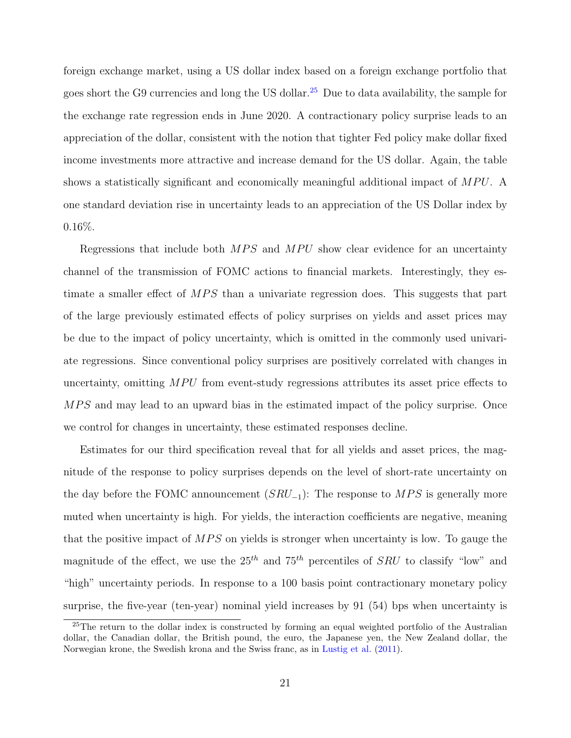foreign exchange market, using a US dollar index based on a foreign exchange portfolio that goes short the G9 currencies and long the US dollar.[25] Due to data availability, the sample for the exchange rate regression ends in June 2020. A contractionary policy surprise leads to an appreciation of the dollar, consistent with the notion that tighter Fed policy make dollar fixed income investments more attractive and increase demand for the US dollar. Again, the table shows a statistically significant and economically meaningful additional impact of $MPU$. A one standard deviation rise in uncertainty leads to an appreciation of the US Dollar index by 0.16%.

Regressions that include both $MPS$ and $MPU$ show clear evidence for an uncertainty channel of the transmission of FOMC actions to financial markets. Interestingly, they estimate a smaller effect of $MPS$ than a univariate regression does. This suggests that part of the large previously estimated effects of policy surprises on yields and asset prices may be due to the impact of policy uncertainty, which is omitted in the commonly used univariate regressions. Since conventional policy surprises are positively correlated with changes in uncertainty, omitting $MPU$ from event-study regressions attributes its asset price effects to $MPS$ and may lead to an upward bias in the estimated impact of the policy surprise. Once we control for changes in uncertainty, these estimated responses decline.

Estimates for our third specification reveal that for all yields and asset prices, the magnitude of the response to policy surprises depends on the level of short-rate uncertainty on the day before the FOMC announcement ($SRU_{-1}$): The response to $MPS$ is generally more muted when uncertainty is high. For yields, the interaction coefficients are negative, meaning that the positive impact of $MPS$ on yields is stronger when uncertainty is low. To gauge the magnitude of the effect, we use the $25^{th}$ and $75^{th}$ percentiles of $SRU$ to classify "low" and "high" uncertainty periods. In response to a 100 basis point contractionary monetary policy surprise, the five-year (ten-year) nominal yield increases by 91 (54) bps when uncertainty is

[25] The return to the dollar index is constructed by forming an equal weighted portfolio of the Australian dollar, the Canadian dollar, the British pound, the euro, the Japanese yen, the New Zealand dollar, the Norwegian krone, the Swedish krona and the Swiss franc, as in Lustig et al. (2011).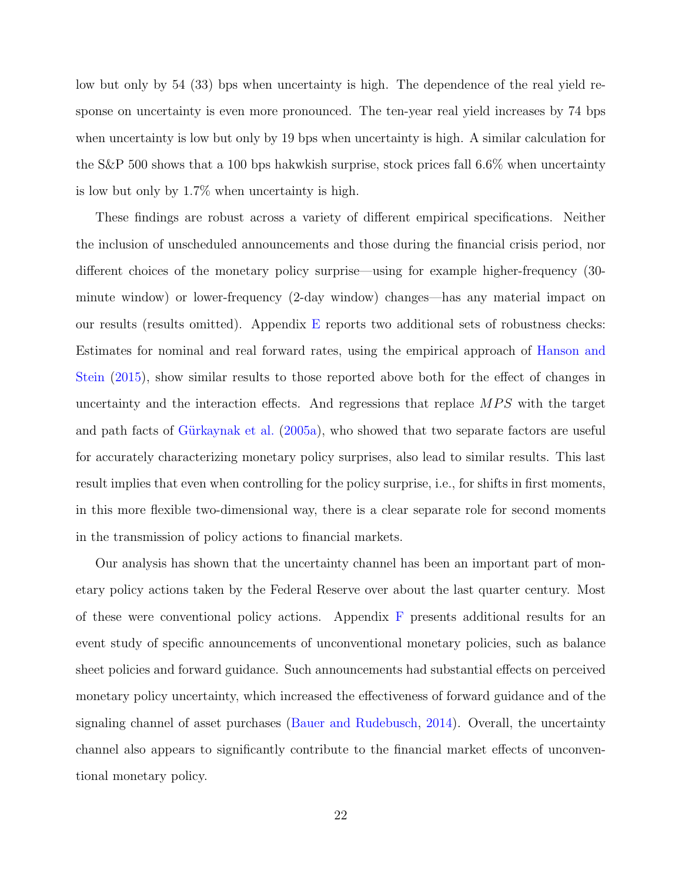low but only by 54 (33) bps when uncertainty is high. The dependence of the real yield response on uncertainty is even more pronounced. The ten-year real yield increases by 74 bps when uncertainty is low but only by 19 bps when uncertainty is high. A similar calculation for the S&P 500 shows that a 100 bps hakwkish surprise, stock prices fall 6.6% when uncertainty is low but only by 1.7% when uncertainty is high.

These findings are robust across a variety of different empirical specifications. Neither the inclusion of unscheduled announcements and those during the financial crisis period, nor different choices of the monetary policy surprise—using for example higher-frequency (30-minute window) or lower-frequency (2-day window) changes—has any material impact on our results (results omitted). Appendix E reports two additional sets of robustness checks: Estimates for nominal and real forward rates, using the empirical approach of Hanson and Stein (2015), show similar results to those reported above both for the effect of changes in uncertainty and the interaction effects. And regressions that replace $MPS$ with the target and path facts of Gürkaynak et al. (2005a), who showed that two separate factors are useful for accurately characterizing monetary policy surprises, also lead to similar results. This last result implies that even when controlling for the policy surprise, i.e., for shifts in first moments, in this more flexible two-dimensional way, there is a clear separate role for second moments in the transmission of policy actions to financial markets.

Our analysis has shown that the uncertainty channel has been an important part of monetary policy actions taken by the Federal Reserve over about the last quarter century. Most of these were conventional policy actions. Appendix F presents additional results for an event study of specific announcements of unconventional monetary policies, such as balance sheet policies and forward guidance. Such announcements had substantial effects on perceived monetary policy uncertainty, which increased the effectiveness of forward guidance and of the signaling channel of asset purchases (Bauer and Rudebusch, 2014). Overall, the uncertainty channel also appears to significantly contribute to the financial market effects of unconventional monetary policy.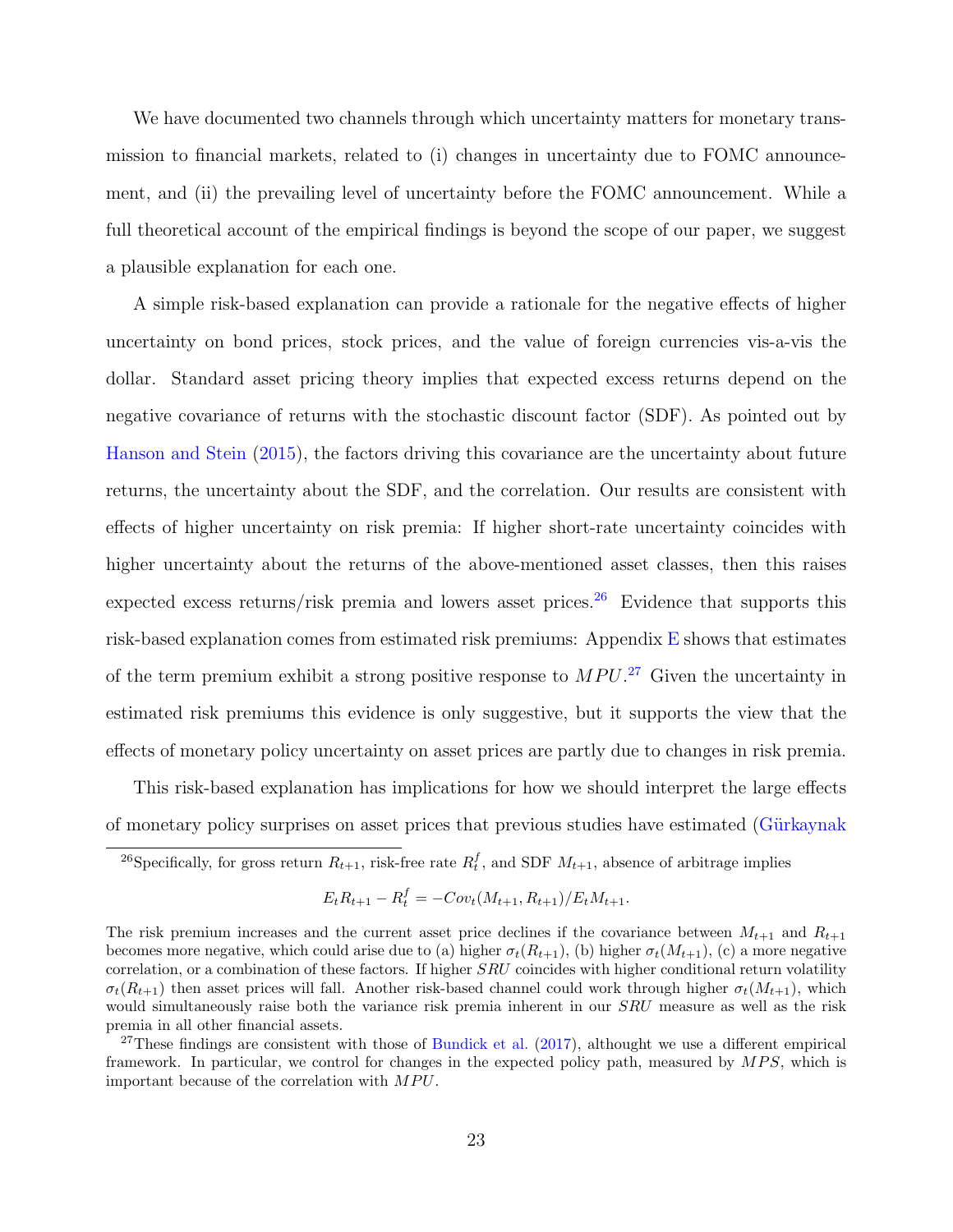We have documented two channels through which uncertainty matters for monetary transmission to financial markets, related to (i) changes in uncertainty due to FOMC announcement, and (ii) the prevailing level of uncertainty before the FOMC announcement. While a full theoretical account of the empirical findings is beyond the scope of our paper, we suggest a plausible explanation for each one.

A simple risk-based explanation can provide a rationale for the negative effects of higher uncertainty on bond prices, stock prices, and the value of foreign currencies vis-a-vis the dollar. Standard asset pricing theory implies that expected excess returns depend on the negative covariance of returns with the stochastic discount factor (SDF). As pointed out by Hanson and Stein (2015), the factors driving this covariance are the uncertainty about future returns, the uncertainty about the SDF, and the correlation. Our results are consistent with effects of higher uncertainty on risk premia: If higher short-rate uncertainty coincides with higher uncertainty about the returns of the above-mentioned asset classes, then this raises expected excess returns/risk premia and lowers asset prices.[26] Evidence that supports this risk-based explanation comes from estimated risk premiums: Appendix E shows that estimates of the term premium exhibit a strong positive response to $MPU$.[27] Given the uncertainty in estimated risk premiums this evidence is only suggestive, but it supports the view that the effects of monetary policy uncertainty on asset prices are partly due to changes in risk premia.

This risk-based explanation has implications for how we should interpret the large effects of monetary policy surprises on asset prices that previous studies have estimated (Gürkaynak

[26] Specifically, for gross return $R_{t+1}$, risk-free rate $R_t^f$, and SDF $M_{t+1}$, absence of arbitrage implies

$$E_t R_{t+1} - R_t^f = -Cov_t(M_{t+1}, R_{t+1})/E_t M_{t+1}.$$

The risk premium increases and the current asset price declines if the covariance between $M_{t+1}$ and $R_{t+1}$ becomes more negative, which could arise due to (a) higher $\sigma_t(R_{t+1})$, (b) higher $\sigma_t(M_{t+1})$, (c) a more negative correlation, or a combination of these factors. If higher $SRU$ coincides with higher conditional return volatility $\sigma_t(R_{t+1})$ then asset prices will fall. Another risk-based channel could work through higher $\sigma_t(M_{t+1})$, which would simultaneously raise both the variance risk premia inherent in our $SRU$ measure as well as the risk premia in all other financial assets.

[27] These findings are consistent with those of Bundick et al. (2017), althought we use a different empirical framework. In particular, we control for changes in the expected policy path, measured by $MPS$, which is important because of the correlation with $MPU$.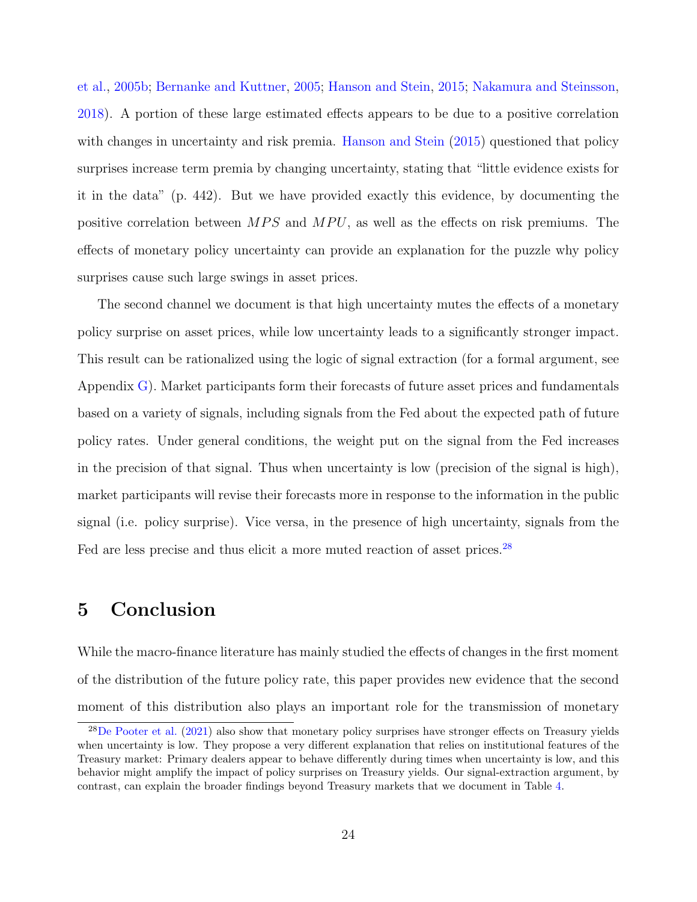et al., 2005b; Bernanke and Kuttner, 2005; Hanson and Stein, 2015; Nakamura and Steinsson, 2018). A portion of these large estimated effects appears to be due to a positive correlation with changes in uncertainty and risk premia. Hanson and Stein (2015) questioned that policy surprises increase term premia by changing uncertainty, stating that "little evidence exists for it in the data" (p. 442). But we have provided exactly this evidence, by documenting the positive correlation between $MPS$ and $MPU$, as well as the effects on risk premiums. The effects of monetary policy uncertainty can provide an explanation for the puzzle why policy surprises cause such large swings in asset prices.

The second channel we document is that high uncertainty mutes the effects of a monetary policy surprise on asset prices, while low uncertainty leads to a significantly stronger impact. This result can be rationalized using the logic of signal extraction (for a formal argument, see Appendix G). Market participants form their forecasts of future asset prices and fundamentals based on a variety of signals, including signals from the Fed about the expected path of future policy rates. Under general conditions, the weight put on the signal from the Fed increases in the precision of that signal. Thus when uncertainty is low (precision of the signal is high), market participants will revise their forecasts more in response to the information in the public signal (i.e. policy surprise). Vice versa, in the presence of high uncertainty, signals from the Fed are less precise and thus elicit a more muted reaction of asset prices.[28]

# 5 Conclusion

While the macro-finance literature has mainly studied the effects of changes in the first moment of the distribution of the future policy rate, this paper provides new evidence that the second moment of this distribution also plays an important role for the transmission of monetary

[28] De Pooter et al. (2021) also show that monetary policy surprises have stronger effects on Treasury yields when uncertainty is low. They propose a very different explanation that relies on institutional features of the Treasury market: Primary dealers appear to behave differently during times when uncertainty is low, and this behavior might amplify the impact of policy surprises on Treasury yields. Our signal-extraction argument, by contrast, can explain the broader findings beyond Treasury markets that we document in Table 4.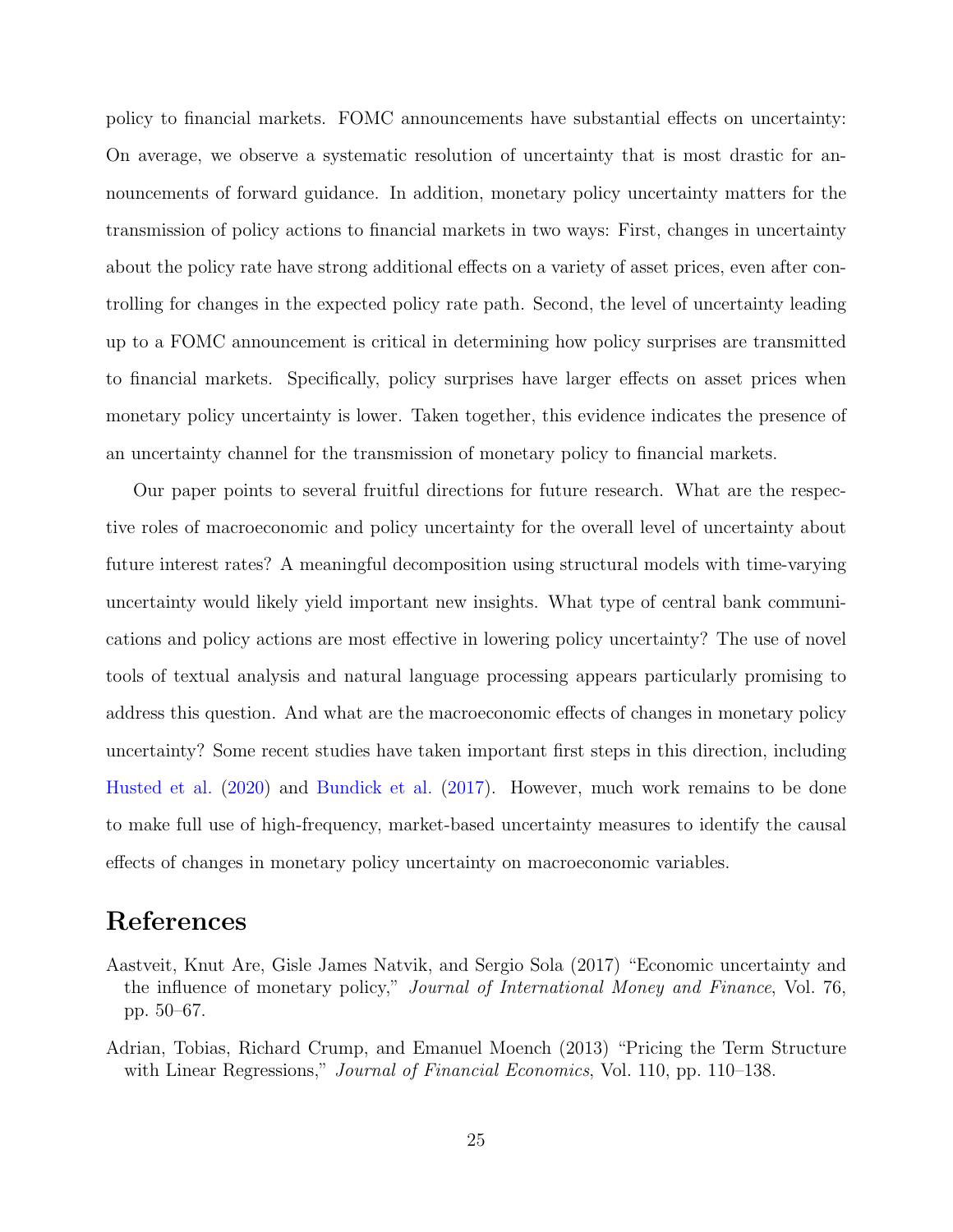policy to financial markets. FOMC announcements have substantial effects on uncertainty: On average, we observe a systematic resolution of uncertainty that is most drastic for announcements of forward guidance. In addition, monetary policy uncertainty matters for the transmission of policy actions to financial markets in two ways: First, changes in uncertainty about the policy rate have strong additional effects on a variety of asset prices, even after controlling for changes in the expected policy rate path. Second, the level of uncertainty leading up to a FOMC announcement is critical in determining how policy surprises are transmitted to financial markets. Specifically, policy surprises have larger effects on asset prices when monetary policy uncertainty is lower. Taken together, this evidence indicates the presence of an uncertainty channel for the transmission of monetary policy to financial markets.

Our paper points to several fruitful directions for future research. What are the respective roles of macroeconomic and policy uncertainty for the overall level of uncertainty about future interest rates? A meaningful decomposition using structural models with time-varying uncertainty would likely yield important new insights. What type of central bank communications and policy actions are most effective in lowering policy uncertainty? The use of novel tools of textual analysis and natural language processing appears particularly promising to address this question. And what are the macroeconomic effects of changes in monetary policy uncertainty? Some recent studies have taken important first steps in this direction, including Husted et al. (2020) and Bundick et al. (2017). However, much work remains to be done to make full use of high-frequency, market-based uncertainty measures to identify the causal effects of changes in monetary policy uncertainty on macroeconomic variables.

# References

Aastveit, Knut Are, Gisle James Natvik, and Sergio Sola (2017) "Economic uncertainty and the influence of monetary policy," *Journal of International Money and Finance*, Vol. 76, pp. 50–67.

Adrian, Tobias, Richard Crump, and Emanuel Moench (2013) "Pricing the Term Structure with Linear Regressions," *Journal of Financial Economics*, Vol. 110, pp. 110–138.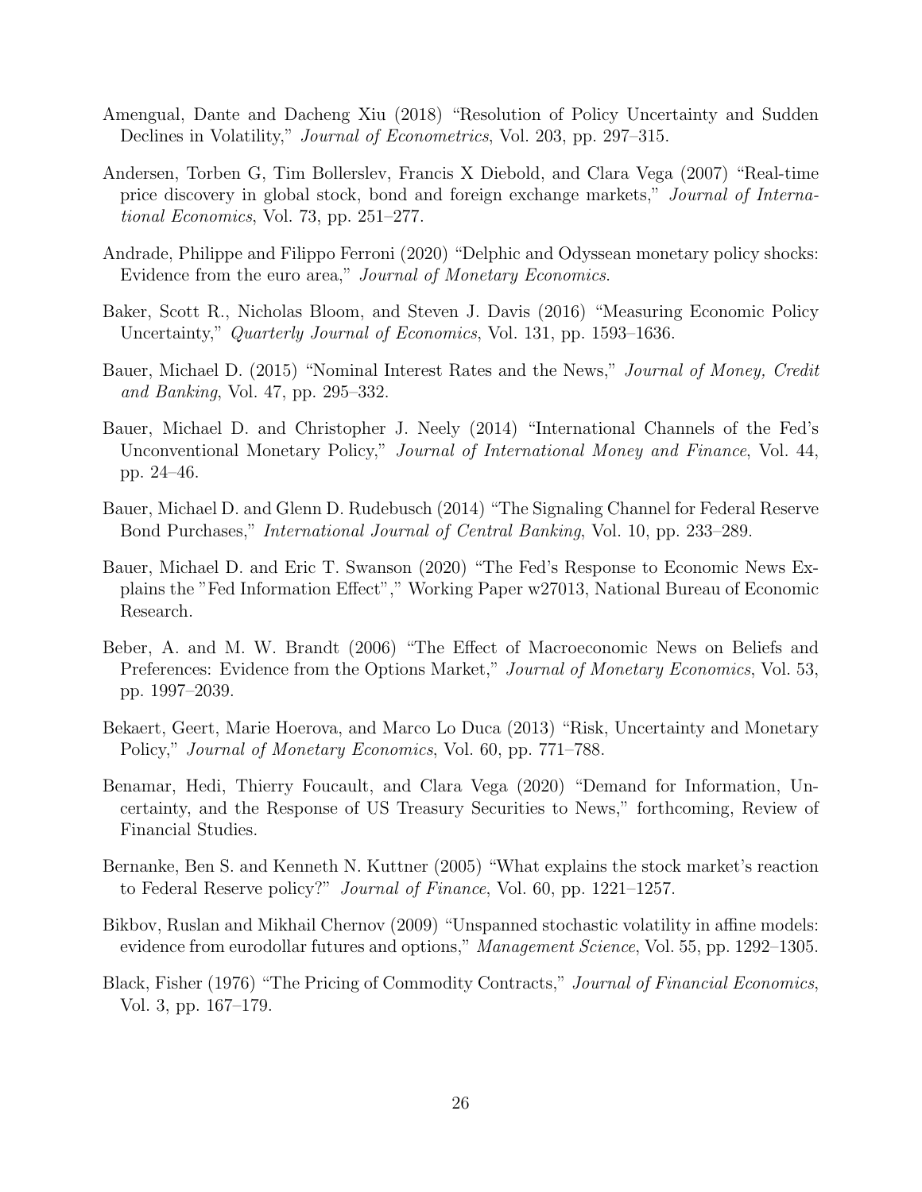Amengual, Dante and Dacheng Xiu (2018) "Resolution of Policy Uncertainty and Sudden Declines in Volatility," *Journal of Econometrics*, Vol. 203, pp. 297–315.

Andersen, Torben G, Tim Bollerslev, Francis X Diebold, and Clara Vega (2007) "Real-time price discovery in global stock, bond and foreign exchange markets," *Journal of International Economics*, Vol. 73, pp. 251–277.

Andrade, Philippe and Filippo Ferroni (2020) "Delphic and Odyssean monetary policy shocks: Evidence from the euro area," *Journal of Monetary Economics*.

Baker, Scott R., Nicholas Bloom, and Steven J. Davis (2016) "Measuring Economic Policy Uncertainty," *Quarterly Journal of Economics*, Vol. 131, pp. 1593–1636.

Bauer, Michael D. (2015) "Nominal Interest Rates and the News," *Journal of Money, Credit and Banking*, Vol. 47, pp. 295–332.

Bauer, Michael D. and Christopher J. Neely (2014) "International Channels of the Fed's Unconventional Monetary Policy," *Journal of International Money and Finance*, Vol. 44, pp. 24–46.

Bauer, Michael D. and Glenn D. Rudebusch (2014) "The Signaling Channel for Federal Reserve Bond Purchases," *International Journal of Central Banking*, Vol. 10, pp. 233–289.

Bauer, Michael D. and Eric T. Swanson (2020) "The Fed's Response to Economic News Explains the "Fed Information Effect"," Working Paper w27013, National Bureau of Economic Research.

Beber, A. and M. W. Brandt (2006) "The Effect of Macroeconomic News on Beliefs and Preferences: Evidence from the Options Market," *Journal of Monetary Economics*, Vol. 53, pp. 1997–2039.

Bekaert, Geert, Marie Hoerova, and Marco Lo Duca (2013) "Risk, Uncertainty and Monetary Policy," *Journal of Monetary Economics*, Vol. 60, pp. 771–788.

Benamar, Hedi, Thierry Foucault, and Clara Vega (2020) "Demand for Information, Uncertainty, and the Response of US Treasury Securities to News," forthcoming, Review of Financial Studies.

Bernanke, Ben S. and Kenneth N. Kuttner (2005) "What explains the stock market's reaction to Federal Reserve policy?" *Journal of Finance*, Vol. 60, pp. 1221–1257.

Bikbov, Ruslan and Mikhail Chernov (2009) "Unspanned stochastic volatility in affine models: evidence from eurodollar futures and options," *Management Science*, Vol. 55, pp. 1292–1305.

Black, Fisher (1976) "The Pricing of Commodity Contracts," *Journal of Financial Economics*, Vol. 3, pp. 167–179.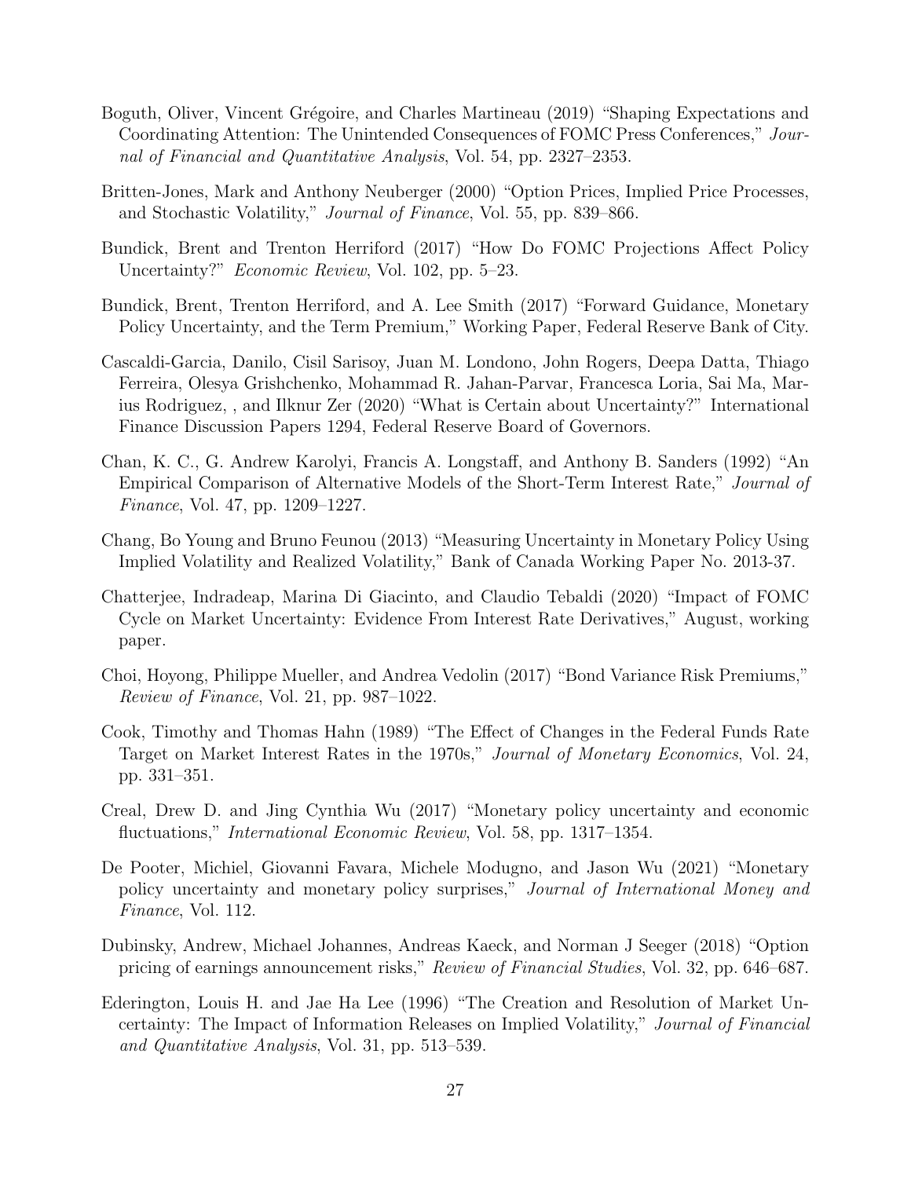Boguth, Oliver, Vincent Grégoire, and Charles Martineau (2019) "Shaping Expectations and Coordinating Attention: The Unintended Consequences of FOMC Press Conferences," *Journal of Financial and Quantitative Analysis*, Vol. 54, pp. 2327–2353.

Britten-Jones, Mark and Anthony Neuberger (2000) "Option Prices, Implied Price Processes, and Stochastic Volatility," *Journal of Finance*, Vol. 55, pp. 839–866.

Bundick, Brent and Trenton Herriford (2017) "How Do FOMC Projections Affect Policy Uncertainty?" *Economic Review*, Vol. 102, pp. 5–23.

Bundick, Brent, Trenton Herriford, and A. Lee Smith (2017) "Forward Guidance, Monetary Policy Uncertainty, and the Term Premium," Working Paper, Federal Reserve Bank of City.

Cascaldi-Garcia, Danilo, Cisil Sarisoy, Juan M. Londono, John Rogers, Deepa Datta, Thiago Ferreira, Olesya Grishchenko, Mohammad R. Jahan-Parvar, Francesca Loria, Sai Ma, Marius Rodriguez, , and Ilknur Zer (2020) "What is Certain about Uncertainty?" International Finance Discussion Papers 1294, Federal Reserve Board of Governors.

Chan, K. C., G. Andrew Karolyi, Francis A. Longstaff, and Anthony B. Sanders (1992) "An Empirical Comparison of Alternative Models of the Short-Term Interest Rate," *Journal of Finance*, Vol. 47, pp. 1209–1227.

Chang, Bo Young and Bruno Feunou (2013) "Measuring Uncertainty in Monetary Policy Using Implied Volatility and Realized Volatility," Bank of Canada Working Paper No. 2013-37.

Chatterjee, Indradeap, Marina Di Giacinto, and Claudio Tebaldi (2020) "Impact of FOMC Cycle on Market Uncertainty: Evidence From Interest Rate Derivatives," August, working paper.

Choi, Hoyong, Philippe Mueller, and Andrea Vedolin (2017) "Bond Variance Risk Premiums," *Review of Finance*, Vol. 21, pp. 987–1022.

Cook, Timothy and Thomas Hahn (1989) "The Effect of Changes in the Federal Funds Rate Target on Market Interest Rates in the 1970s," *Journal of Monetary Economics*, Vol. 24, pp. 331–351.

Creal, Drew D. and Jing Cynthia Wu (2017) "Monetary policy uncertainty and economic fluctuations," *International Economic Review*, Vol. 58, pp. 1317–1354.

De Pooter, Michiel, Giovanni Favara, Michele Modugno, and Jason Wu (2021) "Monetary policy uncertainty and monetary policy surprises," *Journal of International Money and Finance*, Vol. 112.

Dubinsky, Andrew, Michael Johannes, Andreas Kaeck, and Norman J Seeger (2018) "Option pricing of earnings announcement risks," *Review of Financial Studies*, Vol. 32, pp. 646–687.

Ederington, Louis H. and Jae Ha Lee (1996) "The Creation and Resolution of Market Uncertainty: The Impact of Information Releases on Implied Volatility," *Journal of Financial and Quantitative Analysis*, Vol. 31, pp. 513–539.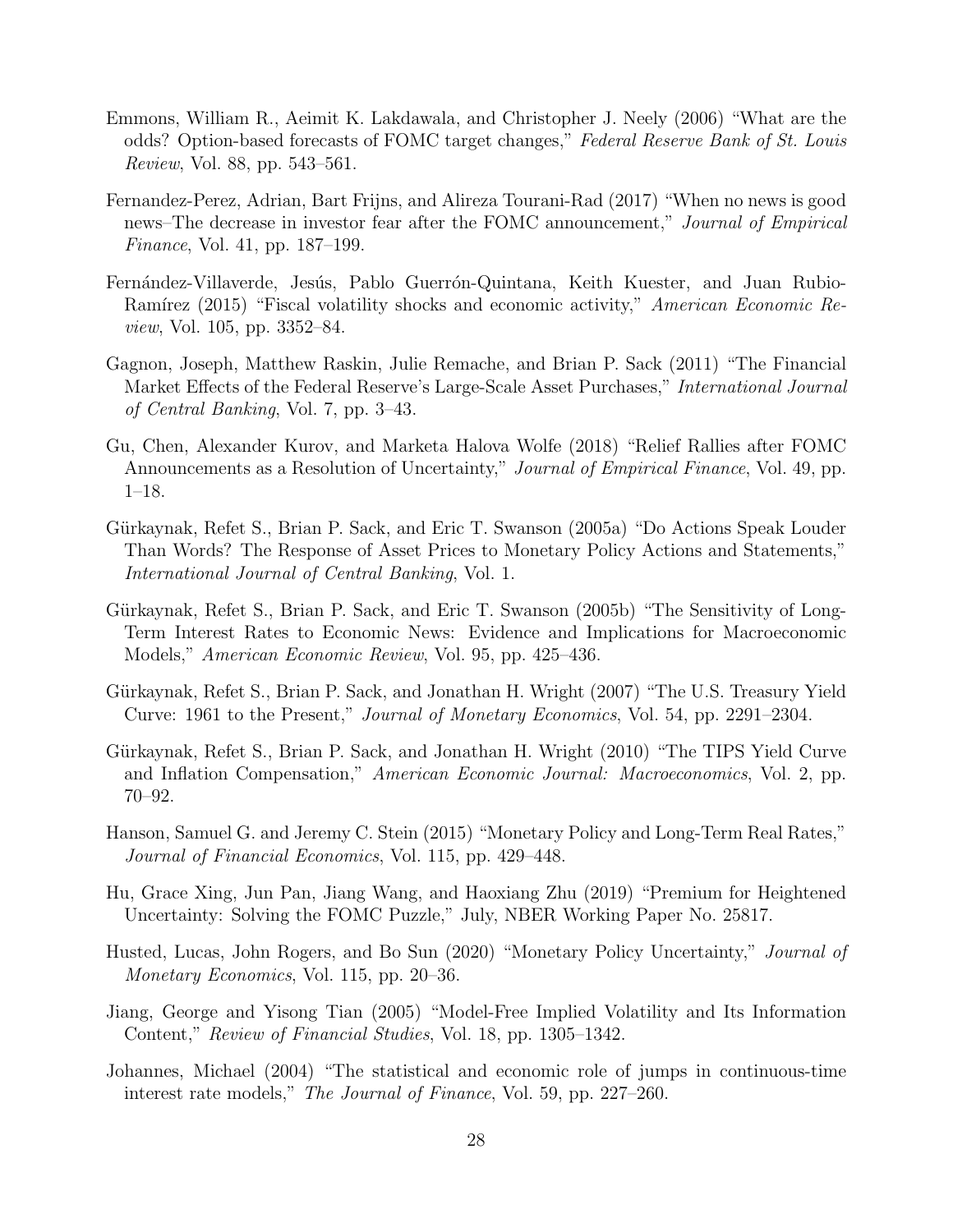Emmons, William R., Aeimit K. Lakdawala, and Christopher J. Neely (2006) "What are the odds? Option-based forecasts of FOMC target changes," *Federal Reserve Bank of St. Louis Review*, Vol. 88, pp. 543–561.

Fernandez-Perez, Adrian, Bart Frijns, and Alireza Tourani-Rad (2017) "When no news is good news–The decrease in investor fear after the FOMC announcement," *Journal of Empirical Finance*, Vol. 41, pp. 187–199.

Fernández-Villaverde, Jesús, Pablo Guerrón-Quintana, Keith Kuester, and Juan Rubio-Ramírez (2015) "Fiscal volatility shocks and economic activity," *American Economic Review*, Vol. 105, pp. 3352–84.

Gagnon, Joseph, Matthew Raskin, Julie Remache, and Brian P. Sack (2011) "The Financial Market Effects of the Federal Reserve's Large-Scale Asset Purchases," *International Journal of Central Banking*, Vol. 7, pp. 3–43.

Gu, Chen, Alexander Kurov, and Marketa Halova Wolfe (2018) "Relief Rallies after FOMC Announcements as a Resolution of Uncertainty," *Journal of Empirical Finance*, Vol. 49, pp. 1–18.

Gürkaynak, Refet S., Brian P. Sack, and Eric T. Swanson (2005a) "Do Actions Speak Louder Than Words? The Response of Asset Prices to Monetary Policy Actions and Statements," *International Journal of Central Banking*, Vol. 1.

Gürkaynak, Refet S., Brian P. Sack, and Eric T. Swanson (2005b) "The Sensitivity of Long-Term Interest Rates to Economic News: Evidence and Implications for Macroeconomic Models," *American Economic Review*, Vol. 95, pp. 425–436.

Gürkaynak, Refet S., Brian P. Sack, and Jonathan H. Wright (2007) "The U.S. Treasury Yield Curve: 1961 to the Present," *Journal of Monetary Economics*, Vol. 54, pp. 2291–2304.

Gürkaynak, Refet S., Brian P. Sack, and Jonathan H. Wright (2010) "The TIPS Yield Curve and Inflation Compensation," *American Economic Journal: Macroeconomics*, Vol. 2, pp. 70–92.

Hanson, Samuel G. and Jeremy C. Stein (2015) "Monetary Policy and Long-Term Real Rates," *Journal of Financial Economics*, Vol. 115, pp. 429–448.

Hu, Grace Xing, Jun Pan, Jiang Wang, and Haoxiang Zhu (2019) "Premium for Heightened Uncertainty: Solving the FOMC Puzzle," July, NBER Working Paper No. 25817.

Husted, Lucas, John Rogers, and Bo Sun (2020) "Monetary Policy Uncertainty," *Journal of Monetary Economics*, Vol. 115, pp. 20–36.

Jiang, George and Yisong Tian (2005) "Model-Free Implied Volatility and Its Information Content," *Review of Financial Studies*, Vol. 18, pp. 1305–1342.

Johannes, Michael (2004) "The statistical and economic role of jumps in continuous-time interest rate models," *The Journal of Finance*, Vol. 59, pp. 227–260.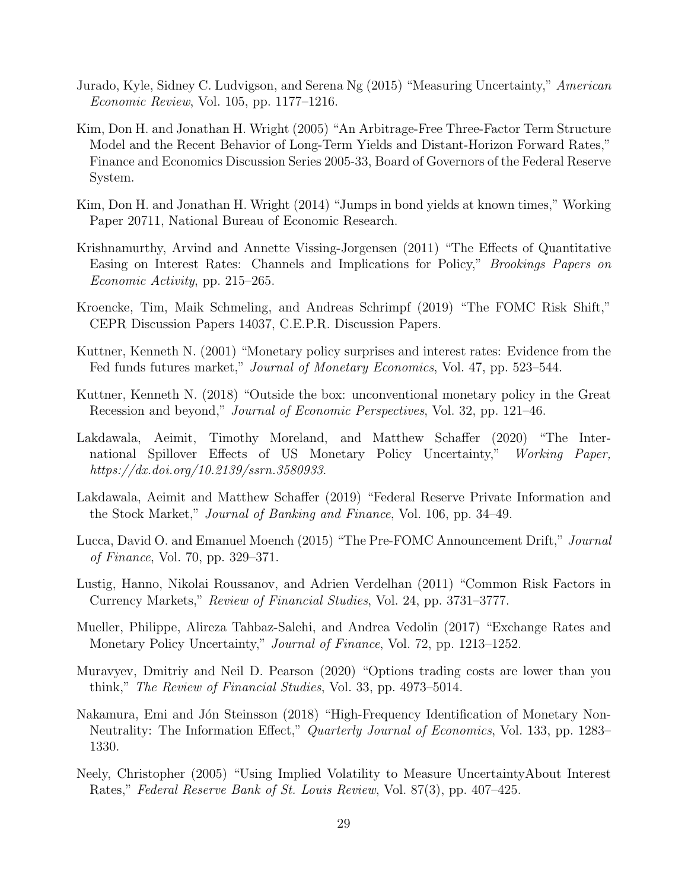Jurado, Kyle, Sidney C. Ludvigson, and Serena Ng (2015) "Measuring Uncertainty," *American Economic Review*, Vol. 105, pp. 1177–1216.

Kim, Don H. and Jonathan H. Wright (2005) "An Arbitrage-Free Three-Factor Term Structure Model and the Recent Behavior of Long-Term Yields and Distant-Horizon Forward Rates," Finance and Economics Discussion Series 2005-33, Board of Governors of the Federal Reserve System.

Kim, Don H. and Jonathan H. Wright (2014) "Jumps in bond yields at known times," Working Paper 20711, National Bureau of Economic Research.

Krishnamurthy, Arvind and Annette Vissing-Jorgensen (2011) "The Effects of Quantitative Easing on Interest Rates: Channels and Implications for Policy," *Brookings Papers on Economic Activity*, pp. 215–265.

Kroencke, Tim, Maik Schmeling, and Andreas Schrimpf (2019) "The FOMC Risk Shift," CEPR Discussion Papers 14037, C.E.P.R. Discussion Papers.

Kuttner, Kenneth N. (2001) "Monetary policy surprises and interest rates: Evidence from the Fed funds futures market," *Journal of Monetary Economics*, Vol. 47, pp. 523–544.

Kuttner, Kenneth N. (2018) "Outside the box: unconventional monetary policy in the Great Recession and beyond," *Journal of Economic Perspectives*, Vol. 32, pp. 121–46.

Lakdawala, Aeimit, Timothy Moreland, and Matthew Schaffer (2020) "The International Spillover Effects of US Monetary Policy Uncertainty," *Working Paper, https://dx.doi.org/10.2139/ssrn.3580933*.

Lakdawala, Aeimit and Matthew Schaffer (2019) "Federal Reserve Private Information and the Stock Market," *Journal of Banking and Finance*, Vol. 106, pp. 34–49.

Lucca, David O. and Emanuel Moench (2015) "The Pre-FOMC Announcement Drift," *Journal of Finance*, Vol. 70, pp. 329–371.

Lustig, Hanno, Nikolai Roussanov, and Adrien Verdelhan (2011) "Common Risk Factors in Currency Markets," *Review of Financial Studies*, Vol. 24, pp. 3731–3777.

Mueller, Philippe, Alireza Tahbaz-Salehi, and Andrea Vedolin (2017) "Exchange Rates and Monetary Policy Uncertainty," *Journal of Finance*, Vol. 72, pp. 1213–1252.

Muravyev, Dmitriy and Neil D. Pearson (2020) "Options trading costs are lower than you think," *The Review of Financial Studies*, Vol. 33, pp. 4973–5014.

Nakamura, Emi and Jón Steinsson (2018) "High-Frequency Identification of Monetary Non-Neutrality: The Information Effect," *Quarterly Journal of Economics*, Vol. 133, pp. 1283–1330.

Neely, Christopher (2005) "Using Implied Volatility to Measure UncertaintyAbout Interest Rates," *Federal Reserve Bank of St. Louis Review*, Vol. 87(3), pp. 407–425.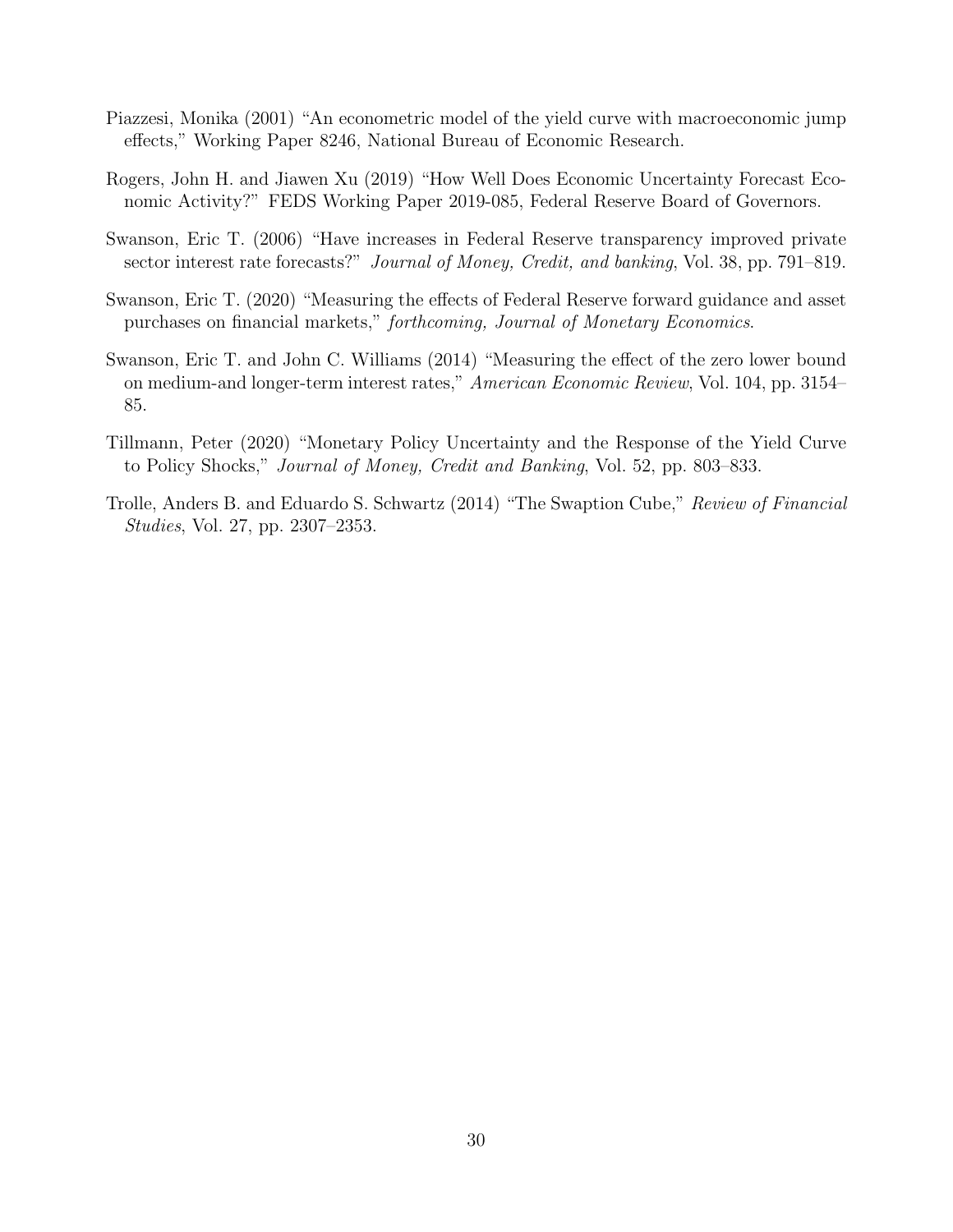Piazzesi, Monika (2001) "An econometric model of the yield curve with macroeconomic jump effects," Working Paper 8246, National Bureau of Economic Research.

Rogers, John H. and Jiawen Xu (2019) "How Well Does Economic Uncertainty Forecast Economic Activity?" FEDS Working Paper 2019-085, Federal Reserve Board of Governors.

Swanson, Eric T. (2006) "Have increases in Federal Reserve transparency improved private sector interest rate forecasts?" *Journal of Money, Credit, and banking*, Vol. 38, pp. 791–819.

Swanson, Eric T. (2020) "Measuring the effects of Federal Reserve forward guidance and asset purchases on financial markets," *forthcoming, Journal of Monetary Economics*.

Swanson, Eric T. and John C. Williams (2014) "Measuring the effect of the zero lower bound on medium-and longer-term interest rates," *American Economic Review*, Vol. 104, pp. 3154–85.

Tillmann, Peter (2020) "Monetary Policy Uncertainty and the Response of the Yield Curve to Policy Shocks," *Journal of Money, Credit and Banking*, Vol. 52, pp. 803–833.

Trolle, Anders B. and Eduardo S. Schwartz (2014) "The Swaption Cube," *Review of Financial Studies*, Vol. 27, pp. 2307–2353.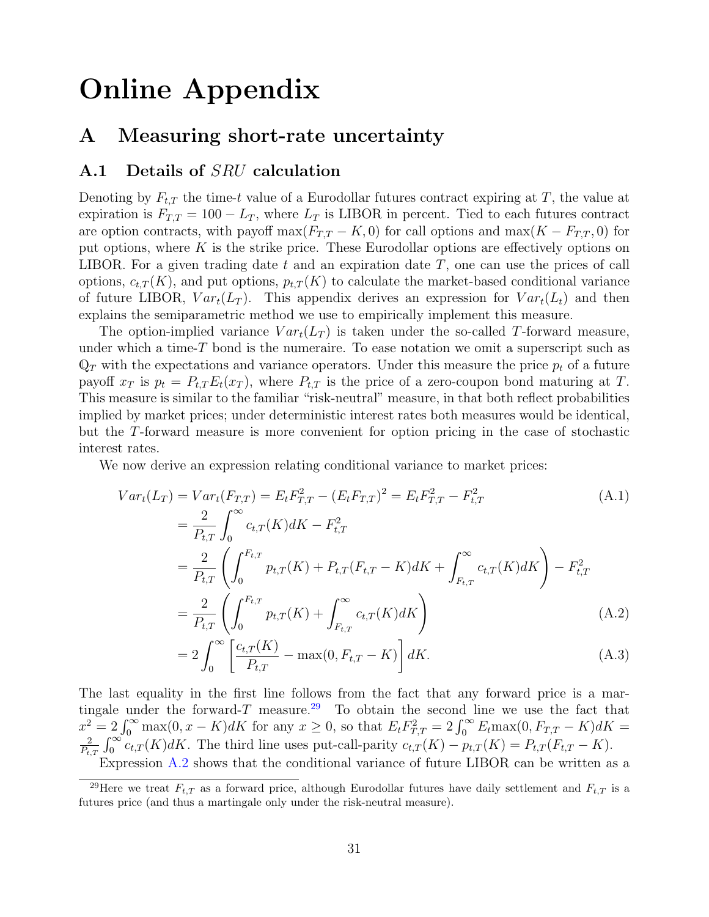# Online Appendix

## A Measuring short-rate uncertainty

### A.1 Details of $SRU$ calculation

Denoting by $F_{t,T}$ the time-$t$ value of a Eurodollar futures contract expiring at $T$, the value at expiration is $F_{T,T} = 100 - L_T$, where $L_T$ is LIBOR in percent. Tied to each futures contract are option contracts, with payoff $\max(F_{T,T} - K, 0)$ for call options and $\max(K - F_{T,T}, 0)$ for put options, where $K$ is the strike price. These Eurodollar options are effectively options on LIBOR. For a given trading date $t$ and an expiration date $T$, one can use the prices of call options, $c_{t,T}(K)$, and put options, $p_{t,T}(K)$ to calculate the market-based conditional variance of future LIBOR, $Var_t(L_T)$. This appendix derives an expression for $Var_t(L_t)$ and then explains the semiparametric method we use to empirically implement this measure.

The option-implied variance $Var_t(L_T)$ is taken under the so-called $T$-forward measure, under which a time-$T$ bond is the numeraire. To ease notation we omit a superscript such as $\mathbb{Q}_T$ with the expectations and variance operators. Under this measure the price $p_t$ of a future payoff $x_T$ is $p_t = P_{t,T}E_t(x_T)$, where $P_{t,T}$ is the price of a zero-coupon bond maturing at $T$. This measure is similar to the familiar "risk-neutral" measure, in that both reflect probabilities implied by market prices; under deterministic interest rates both measures would be identical, but the $T$-forward measure is more convenient for option pricing in the case of stochastic interest rates.

We now derive an expression relating conditional variance to market prices:

$$
\begin{aligned}
Var_t(L_T) &= Var_t(F_{T,T}) = E_t F_{T,T}^2 - (E_t F_{T,T})^2 = E_t F_{T,T}^2 - F_{t,T}^2 && \text{(A.1)}\\
&= \frac{2}{P_{t,T}} \int_0^\infty c_{t,T}(K)dK - F_{t,T}^2 \\
&= \frac{2}{P_{t,T}} \left( \int_0^{F_{t,T}} p_{t,T}(K) + P_{t,T}(F_{t,T} - K)dK + \int_{F_{t,T}}^\infty c_{t,T}(K)dK \right) - F_{t,T}^2 \\
&= \frac{2}{P_{t,T}} \left( \int_0^{F_{t,T}} p_{t,T}(K) + \int_{F_{t,T}}^\infty c_{t,T}(K)dK \right) && \text{(A.2)}\\
&= 2 \int_0^\infty \left[ \frac{c_{t,T}(K)}{P_{t,T}} - \max(0, F_{t,T} - K) \right] dK. && \text{(A.3)}
\end{aligned}
$$

The last equality in the first line follows from the fact that any forward price is a martingale under the forward-$T$ measure.[29] To obtain the second line we use the fact that $x^2 = 2\int_0^\infty \max(0, x - K)dK$ for any $x \geq 0$, so that $E_t F_{T,T}^2 = 2\int_0^\infty E_t \max(0, F_{T,T} - K)dK = \frac{2}{P_{t,T}} \int_0^\infty c_{t,T}(K)dK$. The third line uses put-call-parity $c_{t,T}(K) - p_{t,T}(K) = P_{t,T}(F_{t,T} - K)$.

Expression A.2 shows that the conditional variance of future LIBOR can be written as a

[29] Here we treat $F_{t,T}$ as a forward price, although Eurodollar futures have daily settlement and $F_{t,T}$ is a futures price (and thus a martingale only under the risk-neutral measure).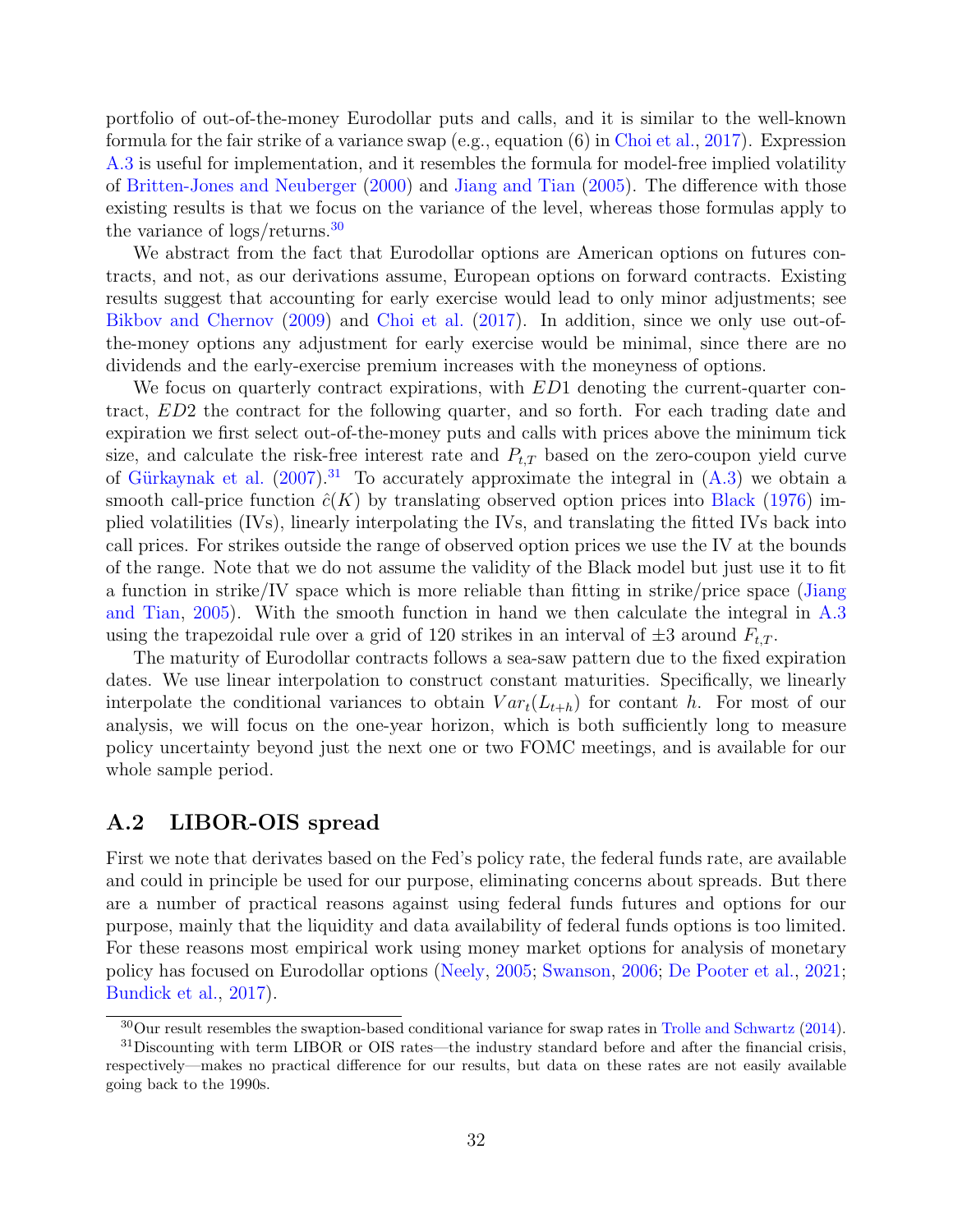portfolio of out-of-the-money Eurodollar puts and calls, and it is similar to the well-known formula for the fair strike of a variance swap (e.g., equation (6) in Choi et al., 2017). Expression A.3 is useful for implementation, and it resembles the formula for model-free implied volatility of Britten-Jones and Neuberger (2000) and Jiang and Tian (2005). The difference with those existing results is that we focus on the variance of the level, whereas those formulas apply to the variance of logs/returns.[30]

We abstract from the fact that Eurodollar options are American options on futures contracts, and not, as our derivations assume, European options on forward contracts. Existing results suggest that accounting for early exercise would lead to only minor adjustments; see Bikbov and Chernov (2009) and Choi et al. (2017). In addition, since we only use out-of-the-money options any adjustment for early exercise would be minimal, since there are no dividends and the early-exercise premium increases with the moneyness of options.

We focus on quarterly contract expirations, with $ED1$ denoting the current-quarter contract, $ED2$ the contract for the following quarter, and so forth. For each trading date and expiration we first select out-of-the-money puts and calls with prices above the minimum tick size, and calculate the risk-free interest rate and $P_{t,T}$ based on the zero-coupon yield curve of Gürkaynak et al. (2007).[31] To accurately approximate the integral in (A.3) we obtain a smooth call-price function $\hat{c}(K)$ by translating observed option prices into Black (1976) implied volatilities (IVs), linearly interpolating the IVs, and translating the fitted IVs back into call prices. For strikes outside the range of observed option prices we use the IV at the bounds of the range. Note that we do not assume the validity of the Black model but just use it to fit a function in strike/IV space which is more reliable than fitting in strike/price space (Jiang and Tian, 2005). With the smooth function in hand we then calculate the integral in A.3 using the trapezoidal rule over a grid of 120 strikes in an interval of $\pm 3$ around $F_{t,T}$.

The maturity of Eurodollar contracts follows a sea-saw pattern due to the fixed expiration dates. We use linear interpolation to construct constant maturities. Specifically, we linearly interpolate the conditional variances to obtain $Var_t(L_{t+h})$ for contant $h$. For most of our analysis, we will focus on the one-year horizon, which is both sufficiently long to measure policy uncertainty beyond just the next one or two FOMC meetings, and is available for our whole sample period.

## A.2 LIBOR-OIS spread

First we note that derivates based on the Fed's policy rate, the federal funds rate, are available and could in principle be used for our purpose, eliminating concerns about spreads. But there are a number of practical reasons against using federal funds futures and options for our purpose, mainly that the liquidity and data availability of federal funds options is too limited. For these reasons most empirical work using money market options for analysis of monetary policy has focused on Eurodollar options (Neely, 2005; Swanson, 2006; De Pooter et al., 2021; Bundick et al., 2017).

[30] Our result resembles the swaption-based conditional variance for swap rates in Trolle and Schwartz (2014).

[31] Discounting with term LIBOR or OIS rates—the industry standard before and after the financial crisis, respectively—makes no practical difference for our results, but data on these rates are not easily available going back to the 1990s.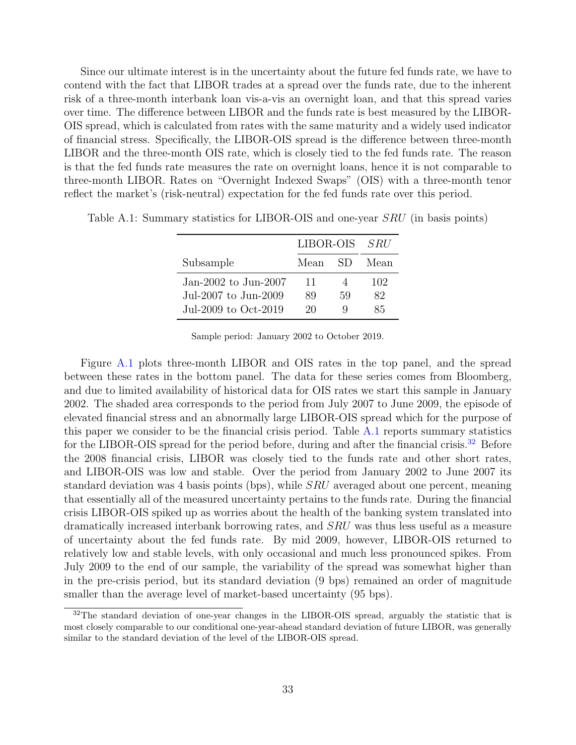Since our ultimate interest is in the uncertainty about the future fed funds rate, we have to contend with the fact that LIBOR trades at a spread over the funds rate, due to the inherent risk of a three-month interbank loan vis-a-vis an overnight loan, and that this spread varies over time. The difference between LIBOR and the funds rate is best measured by the LIBOR-OIS spread, which is calculated from rates with the same maturity and a widely used indicator of financial stress. Specifically, the LIBOR-OIS spread is the difference between three-month LIBOR and the three-month OIS rate, which is closely tied to the fed funds rate. The reason is that the fed funds rate measures the rate on overnight loans, hence it is not comparable to three-month LIBOR. Rates on "Overnight Indexed Swaps" (OIS) with a three-month tenor reflect the market's (risk-neutral) expectation for the fed funds rate over this period.

Table A.1: Summary statistics for LIBOR-OIS and one-year *SRU* (in basis points)

| | LIBOR-OIS | | *SRU* |
|---|---|---|---|
| Subsample | Mean | SD | Mean |
| Jan-2002 to Jun-2007 | 11 | 4 | 102 |
| Jul-2007 to Jun-2009 | 89 | 59 | 82 |
| Jul-2009 to Oct-2019 | 20 | 9 | 85 |

Sample period: January 2002 to October 2019.

Figure A.1 plots three-month LIBOR and OIS rates in the top panel, and the spread between these rates in the bottom panel. The data for these series comes from Bloomberg, and due to limited availability of historical data for OIS rates we start this sample in January 2002. The shaded area corresponds to the period from July 2007 to June 2009, the episode of elevated financial stress and an abnormally large LIBOR-OIS spread which for the purpose of this paper we consider to be the financial crisis period. Table A.1 reports summary statistics for the LIBOR-OIS spread for the period before, during and after the financial crisis.[32] Before the 2008 financial crisis, LIBOR was closely tied to the funds rate and other short rates, and LIBOR-OIS was low and stable. Over the period from January 2002 to June 2007 its standard deviation was 4 basis points (bps), while *SRU* averaged about one percent, meaning that essentially all of the measured uncertainty pertains to the funds rate. During the financial crisis LIBOR-OIS spiked up as worries about the health of the banking system translated into dramatically increased interbank borrowing rates, and *SRU* was thus less useful as a measure of uncertainty about the fed funds rate. By mid 2009, however, LIBOR-OIS returned to relatively low and stable levels, with only occasional and much less pronounced spikes. From July 2009 to the end of our sample, the variability of the spread was somewhat higher than in the pre-crisis period, but its standard deviation (9 bps) remained an order of magnitude smaller than the average level of market-based uncertainty (95 bps).

[32] The standard deviation of one-year changes in the LIBOR-OIS spread, arguably the statistic that is most closely comparable to our conditional one-year-ahead standard deviation of future LIBOR, was generally similar to the standard deviation of the level of the LIBOR-OIS spread.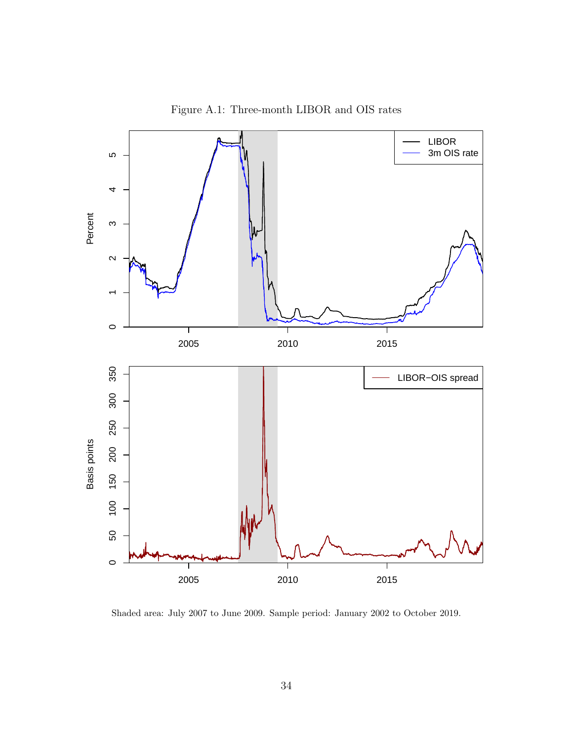Figure A.1: Three-month LIBOR and OIS rates

Shaded area: July 2007 to June 2009. Sample period: January 2002 to October 2019.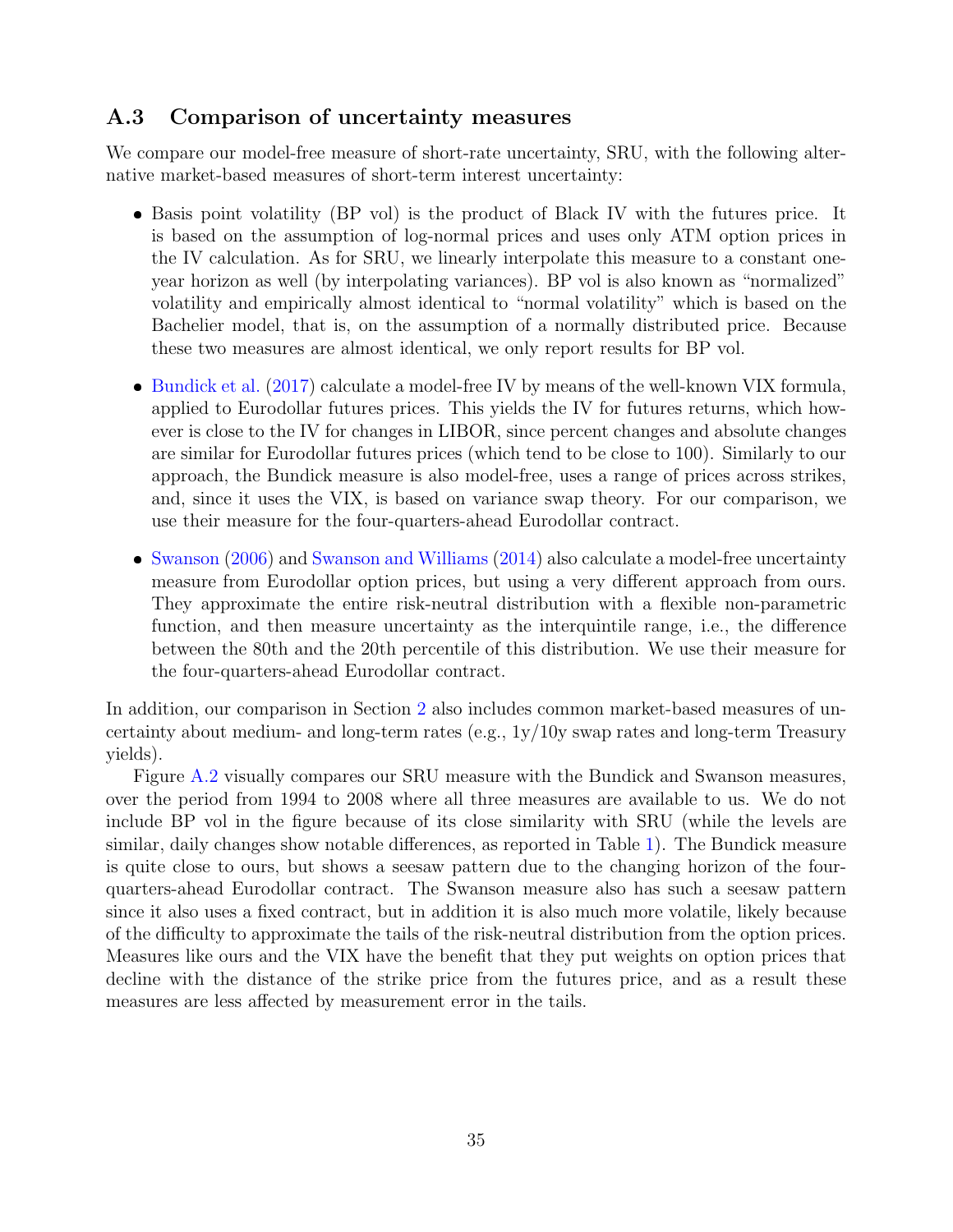## A.3 Comparison of uncertainty measures

We compare our model-free measure of short-rate uncertainty, SRU, with the following alternative market-based measures of short-term interest uncertainty:

- Basis point volatility (BP vol) is the product of Black IV with the futures price. It is based on the assumption of log-normal prices and uses only ATM option prices in the IV calculation. As for SRU, we linearly interpolate this measure to a constant one-year horizon as well (by interpolating variances). BP vol is also known as "normalized" volatility and empirically almost identical to "normal volatility" which is based on the Bachelier model, that is, on the assumption of a normally distributed price. Because these two measures are almost identical, we only report results for BP vol.
- Bundick et al. (2017) calculate a model-free IV by means of the well-known VIX formula, applied to Eurodollar futures prices. This yields the IV for futures returns, which however is close to the IV for changes in LIBOR, since percent changes and absolute changes are similar for Eurodollar futures prices (which tend to be close to 100). Similarly to our approach, the Bundick measure is also model-free, uses a range of prices across strikes, and, since it uses the VIX, is based on variance swap theory. For our comparison, we use their measure for the four-quarters-ahead Eurodollar contract.
- Swanson (2006) and Swanson and Williams (2014) also calculate a model-free uncertainty measure from Eurodollar option prices, but using a very different approach from ours. They approximate the entire risk-neutral distribution with a flexible non-parametric function, and then measure uncertainty as the interquintile range, i.e., the difference between the 80th and the 20th percentile of this distribution. We use their measure for the four-quarters-ahead Eurodollar contract.

In addition, our comparison in Section 2 also includes common market-based measures of uncertainty about medium- and long-term rates (e.g., 1y/10y swap rates and long-term Treasury yields).

Figure A.2 visually compares our SRU measure with the Bundick and Swanson measures, over the period from 1994 to 2008 where all three measures are available to us. We do not include BP vol in the figure because of its close similarity with SRU (while the levels are similar, daily changes show notable differences, as reported in Table 1). The Bundick measure is quite close to ours, but shows a seesaw pattern due to the changing horizon of the four-quarters-ahead Eurodollar contract. The Swanson measure also has such a seesaw pattern since it also uses a fixed contract, but in addition it is also much more volatile, likely because of the difficulty to approximate the tails of the risk-neutral distribution from the option prices. Measures like ours and the VIX have the benefit that they put weights on option prices that decline with the distance of the strike price from the futures price, and as a result these measures are less affected by measurement error in the tails.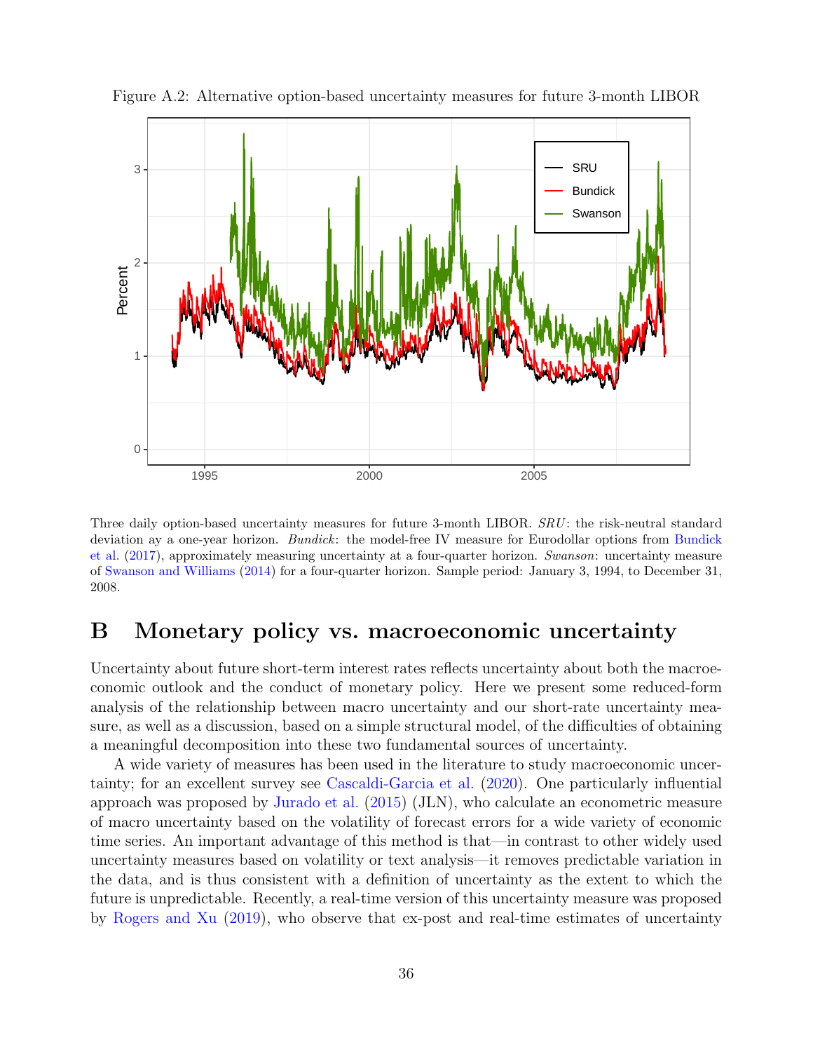Figure A.2: Alternative option-based uncertainty measures for future 3-month LIBOR

Three daily option-based uncertainty measures for future 3-month LIBOR. *SRU*: the risk-neutral standard deviation ay a one-year horizon. *Bundick*: the model-free IV measure for Eurodollar options from Bundick et al. (2017), approximately measuring uncertainty at a four-quarter horizon. *Swanson*: uncertainty measure of Swanson and Williams (2014) for a four-quarter horizon. Sample period: January 3, 1994, to December 31, 2008.

# B Monetary policy vs. macroeconomic uncertainty

Uncertainty about future short-term interest rates reflects uncertainty about both the macroeconomic outlook and the conduct of monetary policy. Here we present some reduced-form analysis of the relationship between macro uncertainty and our short-rate uncertainty measure, as well as a discussion, based on a simple structural model, of the difficulties of obtaining a meaningful decomposition into these two fundamental sources of uncertainty.

A wide variety of measures has been used in the literature to study macroeconomic uncertainty; for an excellent survey see Cascaldi-Garcia et al. (2020). One particularly influential approach was proposed by Jurado et al. (2015) (JLN), who calculate an econometric measure of macro uncertainty based on the volatility of forecast errors for a wide variety of economic time series. An important advantage of this method is that—in contrast to other widely used uncertainty measures based on volatility or text analysis—it removes predictable variation in the data, and is thus consistent with a definition of uncertainty as the extent to which the future is unpredictable. Recently, a real-time version of this uncertainty measure was proposed by Rogers and Xu (2019), who observe that ex-post and real-time estimates of uncertainty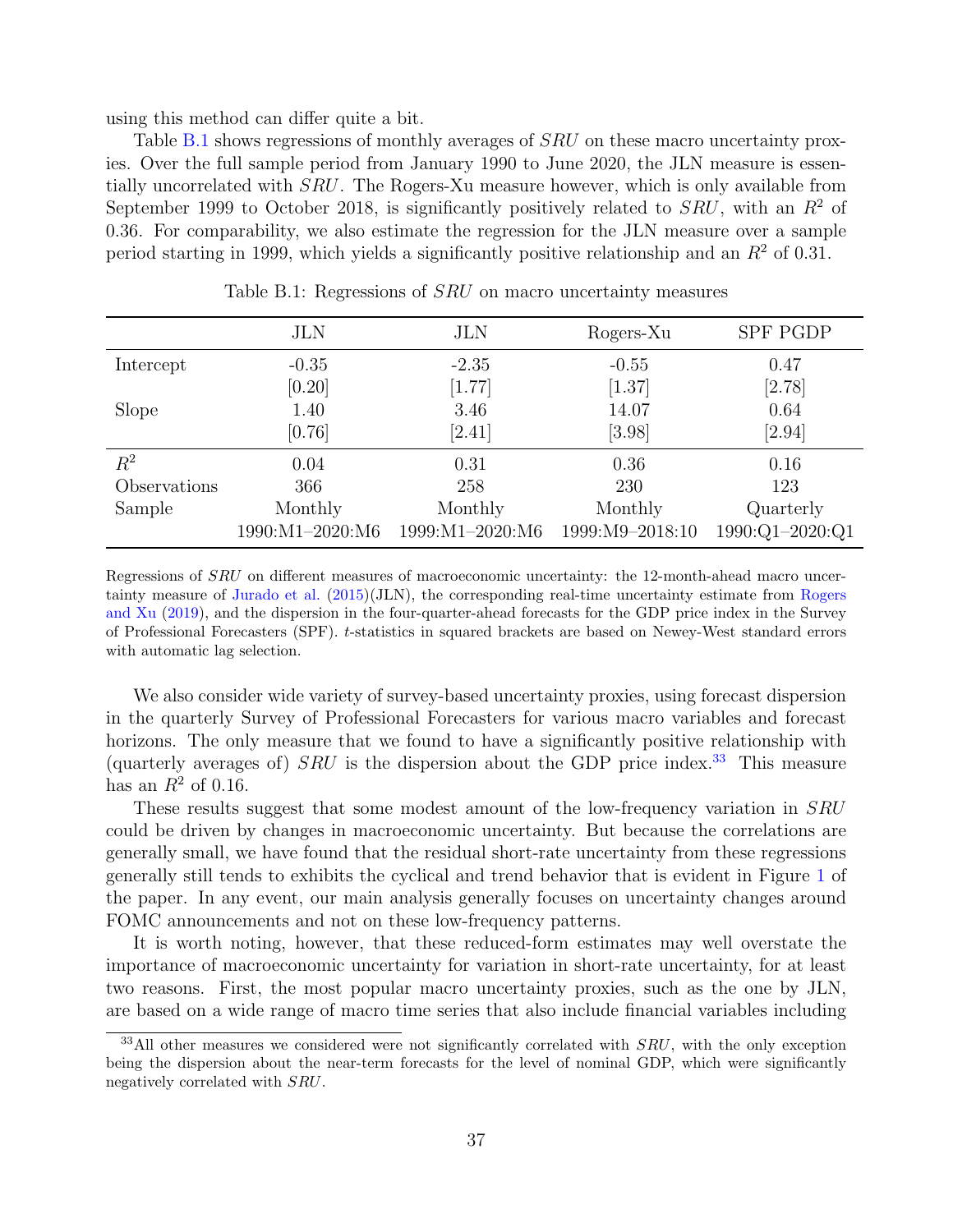using this method can differ quite a bit.

Table B.1 shows regressions of monthly averages of *SRU* on these macro uncertainty proxies. Over the full sample period from January 1990 to June 2020, the JLN measure is essentially uncorrelated with *SRU*. The Rogers-Xu measure however, which is only available from September 1999 to October 2018, is significantly positively related to *SRU*, with an $R^2$ of 0.36. For comparability, we also estimate the regression for the JLN measure over a sample period starting in 1999, which yields a significantly positive relationship and an $R^2$ of 0.31.

Table B.1: Regressions of *SRU* on macro uncertainty measures

| | JLN | JLN | Rogers-Xu | SPF PGDP |
|---|---|---|---|---|
| Intercept | -0.35 | -2.35 | -0.55 | 0.47 |
| | [0.20] | [1.77] | [1.37] | [2.78] |
| Slope | 1.40 | 3.46 | 14.07 | 0.64 |
| | [0.76] | [2.41] | [3.98] | [2.94] |
| $R^2$ | 0.04 | 0.31 | 0.36 | 0.16 |
| Observations | 366 | 258 | 230 | 123 |
| Sample | Monthly | Monthly | Monthly | Quarterly |
| | 1990:M1–2020:M6 | 1999:M1–2020:M6 | 1999:M9–2018:10 | 1990:Q1–2020:Q1 |

Regressions of *SRU* on different measures of macroeconomic uncertainty: the 12-month-ahead macro uncertainty measure of Jurado et al. (2015)(JLN), the corresponding real-time uncertainty estimate from Rogers and Xu (2019), and the dispersion in the four-quarter-ahead forecasts for the GDP price index in the Survey of Professional Forecasters (SPF). *t*-statistics in squared brackets are based on Newey-West standard errors with automatic lag selection.

We also consider wide variety of survey-based uncertainty proxies, using forecast dispersion in the quarterly Survey of Professional Forecasters for various macro variables and forecast horizons. The only measure that we found to have a significantly positive relationship with (quarterly averages of) *SRU* is the dispersion about the GDP price index.[33] This measure has an $R^2$ of 0.16.

These results suggest that some modest amount of the low-frequency variation in *SRU* could be driven by changes in macroeconomic uncertainty. But because the correlations are generally small, we have found that the residual short-rate uncertainty from these regressions generally still tends to exhibits the cyclical and trend behavior that is evident in Figure 1 of the paper. In any event, our main analysis generally focuses on uncertainty changes around FOMC announcements and not on these low-frequency patterns.

It is worth noting, however, that these reduced-form estimates may well overstate the importance of macroeconomic uncertainty for variation in short-rate uncertainty, for at least two reasons. First, the most popular macro uncertainty proxies, such as the one by JLN, are based on a wide range of macro time series that also include financial variables including

[33] All other measures we considered were not significantly correlated with *SRU*, with the only exception being the dispersion about the near-term forecasts for the level of nominal GDP, which were significantly negatively correlated with *SRU*.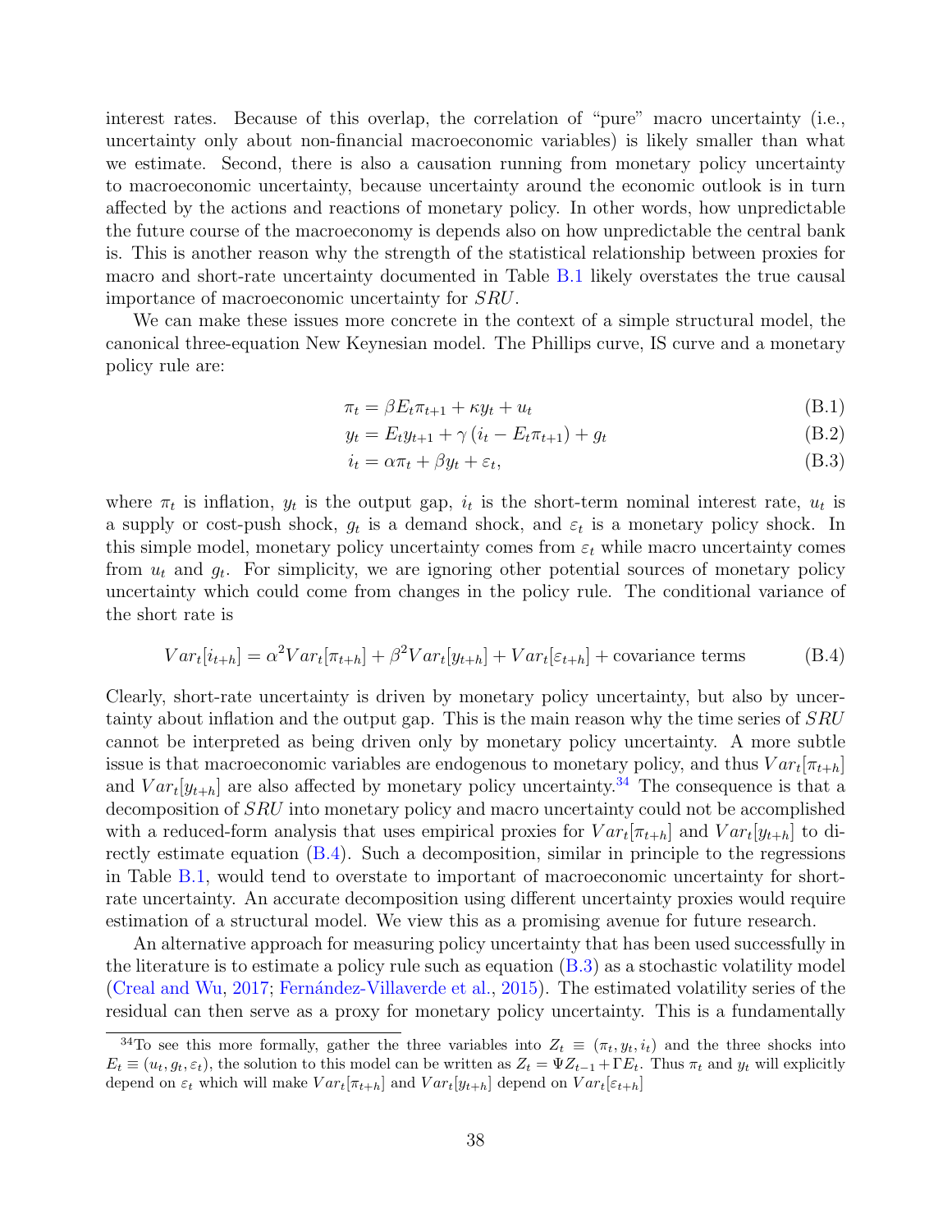interest rates. Because of this overlap, the correlation of "pure" macro uncertainty (i.e., uncertainty only about non-financial macroeconomic variables) is likely smaller than what we estimate. Second, there is also a causation running from monetary policy uncertainty to macroeconomic uncertainty, because uncertainty around the economic outlook is in turn affected by the actions and reactions of monetary policy. In other words, how unpredictable the future course of the macroeconomy is depends also on how unpredictable the central bank is. This is another reason why the strength of the statistical relationship between proxies for macro and short-rate uncertainty documented in Table B.1 likely overstates the true causal importance of macroeconomic uncertainty for $SRU$.

We can make these issues more concrete in the context of a simple structural model, the canonical three-equation New Keynesian model. The Phillips curve, IS curve and a monetary policy rule are:

$$\pi_t = \beta E_t \pi_{t+1} + \kappa y_t + u_t \tag{B.1}$$

$$y_t = E_t y_{t+1} + \gamma \left( i_t - E_t \pi_{t+1} \right) + g_t \tag{B.2}$$

$$i_t = \alpha \pi_t + \beta y_t + \varepsilon_t, \tag{B.3}$$

where $\pi_t$ is inflation, $y_t$ is the output gap, $i_t$ is the short-term nominal interest rate, $u_t$ is a supply or cost-push shock, $g_t$ is a demand shock, and $\varepsilon_t$ is a monetary policy shock. In this simple model, monetary policy uncertainty comes from $\varepsilon_t$ while macro uncertainty comes from $u_t$ and $g_t$. For simplicity, we are ignoring other potential sources of monetary policy uncertainty which could come from changes in the policy rule. The conditional variance of the short rate is

$$Var_t[i_{t+h}] = \alpha^2 Var_t[\pi_{t+h}] + \beta^2 Var_t[y_{t+h}] + Var_t[\varepsilon_{t+h}] + \text{covariance terms} \tag{B.4}$$

Clearly, short-rate uncertainty is driven by monetary policy uncertainty, but also by uncertainty about inflation and the output gap. This is the main reason why the time series of $SRU$ cannot be interpreted as being driven only by monetary policy uncertainty. A more subtle issue is that macroeconomic variables are endogenous to monetary policy, and thus $Var_t[\pi_{t+h}]$ and $Var_t[y_{t+h}]$ are also affected by monetary policy uncertainty.[34] The consequence is that a decomposition of $SRU$ into monetary policy and macro uncertainty could not be accomplished with a reduced-form analysis that uses empirical proxies for $Var_t[\pi_{t+h}]$ and $Var_t[y_{t+h}]$ to directly estimate equation (B.4). Such a decomposition, similar in principle to the regressions in Table B.1, would tend to overstate to important of macroeconomic uncertainty for short-rate uncertainty. An accurate decomposition using different uncertainty proxies would require estimation of a structural model. We view this as a promising avenue for future research.

An alternative approach for measuring policy uncertainty that has been used successfully in the literature is to estimate a policy rule such as equation (B.3) as a stochastic volatility model (Creal and Wu, 2017; Fernández-Villaverde et al., 2015). The estimated volatility series of the residual can then serve as a proxy for monetary policy uncertainty. This is a fundamentally

[34] To see this more formally, gather the three variables into $Z_t \equiv (\pi_t, y_t, i_t)$ and the three shocks into $E_t \equiv (u_t, g_t, \varepsilon_t)$, the solution to this model can be written as $Z_t = \Psi Z_{t-1} + \Gamma E_t$. Thus $\pi_t$ and $y_t$ will explicitly depend on $\varepsilon_t$ which will make $Var_t[\pi_{t+h}]$ and $Var_t[y_{t+h}]$ depend on $Var_t[\varepsilon_{t+h}]$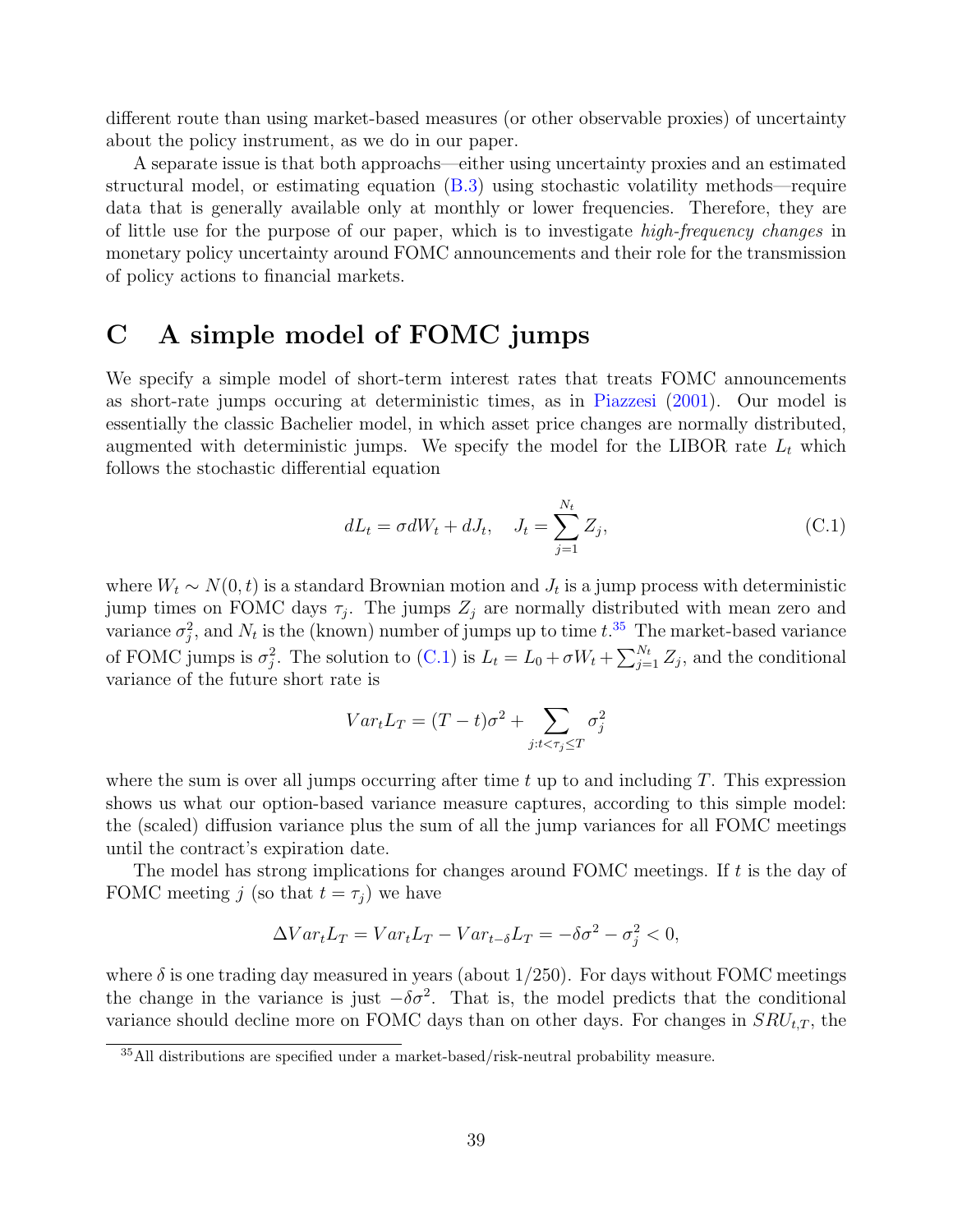different route than using market-based measures (or other observable proxies) of uncertainty about the policy instrument, as we do in our paper.

A separate issue is that both approaches—either using uncertainty proxies and an estimated structural model, or estimating equation (B.3) using stochastic volatility methods—require data that is generally available only at monthly or lower frequencies. Therefore, they are of little use for the purpose of our paper, which is to investigate *high-frequency changes* in monetary policy uncertainty around FOMC announcements and their role for the transmission of policy actions to financial markets.

# C A simple model of FOMC jumps

We specify a simple model of short-term interest rates that treats FOMC announcements as short-rate jumps occuring at deterministic times, as in Piazzesi (2001). Our model is essentially the classic Bachelier model, in which asset price changes are normally distributed, augmented with deterministic jumps. We specify the model for the LIBOR rate $L_t$ which follows the stochastic differential equation

$$dL_t = \sigma dW_t + dJ_t, \quad J_t = \sum_{j=1}^{N_t} Z_j, \tag{C.1}$$

where $W_t \sim N(0,t)$ is a standard Brownian motion and $J_t$ is a jump process with deterministic jump times on FOMC days $\tau_j$. The jumps $Z_j$ are normally distributed with mean zero and variance $\sigma_j^2$, and $N_t$ is the (known) number of jumps up to time $t$.[35] The market-based variance of FOMC jumps is $\sigma_j^2$. The solution to (C.1) is $L_t = L_0 + \sigma W_t + \sum_{j=1}^{N_t} Z_j$, and the conditional variance of the future short rate is

$$Var_t L_T = (T-t)\sigma^2 + \sum_{j: t<\tau_j \leq T} \sigma_j^2$$

where the sum is over all jumps occurring after time $t$ up to and including $T$. This expression shows us what our option-based variance measure captures, according to this simple model: the (scaled) diffusion variance plus the sum of all the jump variances for all FOMC meetings until the contract's expiration date.

The model has strong implications for changes around FOMC meetings. If $t$ is the day of FOMC meeting $j$ (so that $t = \tau_j$) we have

$$\Delta Var_t L_T = Var_t L_T - Var_{t-\delta} L_T = -\delta\sigma^2 - \sigma_j^2 < 0,$$

where $\delta$ is one trading day measured in years (about 1/250). For days without FOMC meetings the change in the variance is just $-\delta\sigma^2$. That is, the model predicts that the conditional variance should decline more on FOMC days than on other days. For changes in $SRU_{t,T}$, the

[35] All distributions are specified under a market-based/risk-neutral probability measure.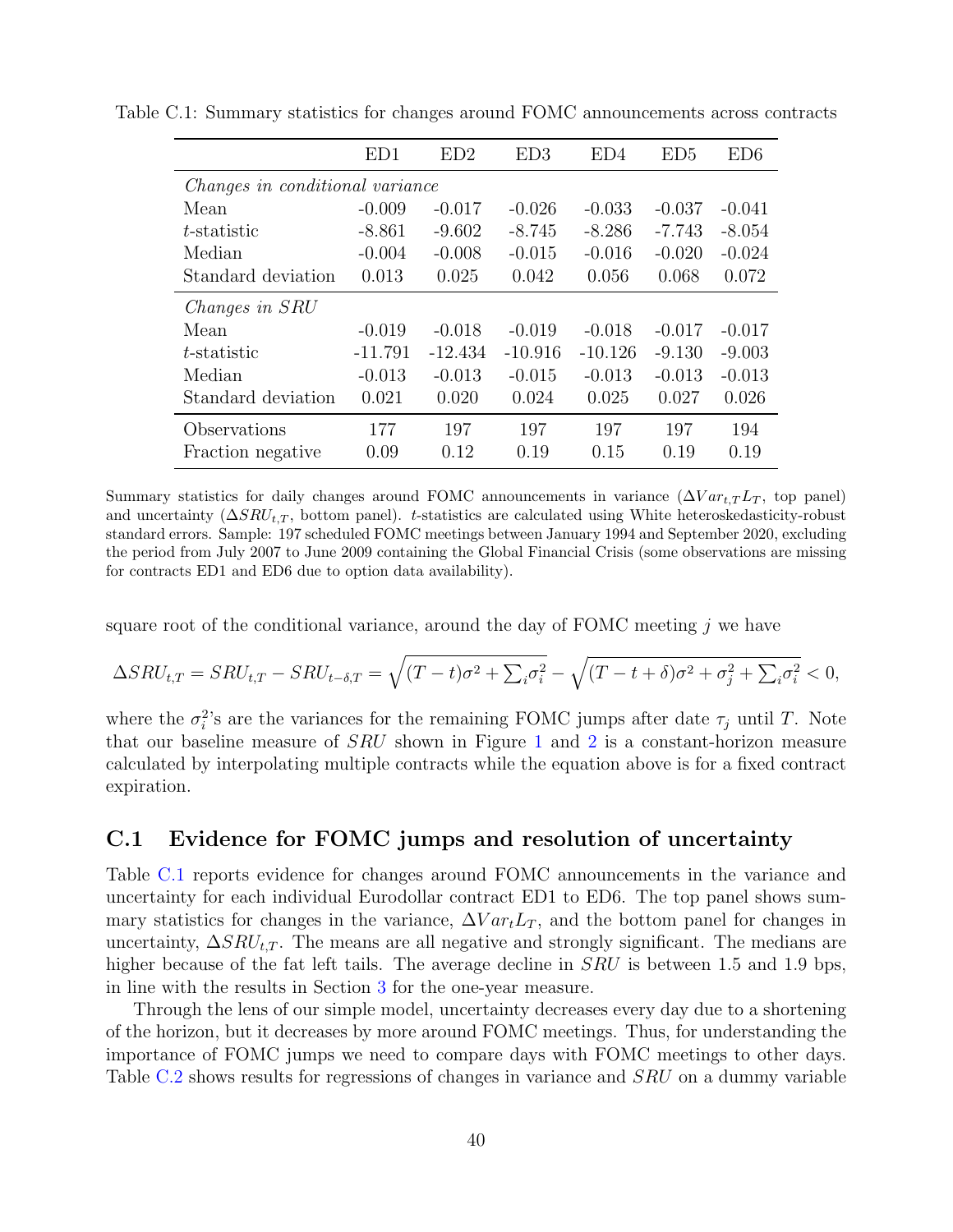Table C.1: Summary statistics for changes around FOMC announcements across contracts

| | ED1 | ED2 | ED3 | ED4 | ED5 | ED6 |
|---|---|---|---|---|---|---|
| *Changes in conditional variance* | | | | | | |
| Mean | -0.009 | -0.017 | -0.026 | -0.033 | -0.037 | -0.041 |
| $t$-statistic | -8.861 | -9.602 | -8.745 | -8.286 | -7.743 | -8.054 |
| Median | -0.004 | -0.008 | -0.015 | -0.016 | -0.020 | -0.024 |
| Standard deviation | 0.013 | 0.025 | 0.042 | 0.056 | 0.068 | 0.072 |
| *Changes in SRU* | | | | | | |
| Mean | -0.019 | -0.018 | -0.019 | -0.018 | -0.017 | -0.017 |
| $t$-statistic | -11.791 | -12.434 | -10.916 | -10.126 | -9.130 | -9.003 |
| Median | -0.013 | -0.013 | -0.015 | -0.013 | -0.013 | -0.013 |
| Standard deviation | 0.021 | 0.020 | 0.024 | 0.025 | 0.027 | 0.026 |
| Observations | 177 | 197 | 197 | 197 | 197 | 194 |
| Fraction negative | 0.09 | 0.12 | 0.19 | 0.15 | 0.19 | 0.19 |

Summary statistics for daily changes around FOMC announcements in variance ($\Delta Var_{t,T}L_T$, top panel) and uncertainty ($\Delta SRU_{t,T}$, bottom panel). $t$-statistics are calculated using White heteroskedasticity-robust standard errors. Sample: 197 scheduled FOMC meetings between January 1994 and September 2020, excluding the period from July 2007 to June 2009 containing the Global Financial Crisis (some observations are missing for contracts ED1 and ED6 due to option data availability).

square root of the conditional variance, around the day of FOMC meeting $j$ we have

$$\Delta SRU_{t,T} = SRU_{t,T} - SRU_{t-\delta,T} = \sqrt{(T-t)\sigma^2 + \textstyle\sum_i \sigma_i^2} - \sqrt{(T-t+\delta)\sigma^2 + \sigma_j^2 + \textstyle\sum_i \sigma_i^2} < 0,$$

where the $\sigma_i^2$'s are the variances for the remaining FOMC jumps after date $\tau_j$ until $T$. Note that our baseline measure of $SRU$ shown in Figure 1 and 2 is a constant-horizon measure calculated by interpolating multiple contracts while the equation above is for a fixed contract expiration.

## C.1 Evidence for FOMC jumps and resolution of uncertainty

Table C.1 reports evidence for changes around FOMC announcements in the variance and uncertainty for each individual Eurodollar contract ED1 to ED6. The top panel shows summary statistics for changes in the variance, $\Delta Var_t L_T$, and the bottom panel for changes in uncertainty, $\Delta SRU_{t,T}$. The means are all negative and strongly significant. The medians are higher because of the fat left tails. The average decline in $SRU$ is between 1.5 and 1.9 bps, in line with the results in Section 3 for the one-year measure.

Through the lens of our simple model, uncertainty decreases every day due to a shortening of the horizon, but it decreases by more around FOMC meetings. Thus, for understanding the importance of FOMC jumps we need to compare days with FOMC meetings to other days. Table C.2 shows results for regressions of changes in variance and $SRU$ on a dummy variable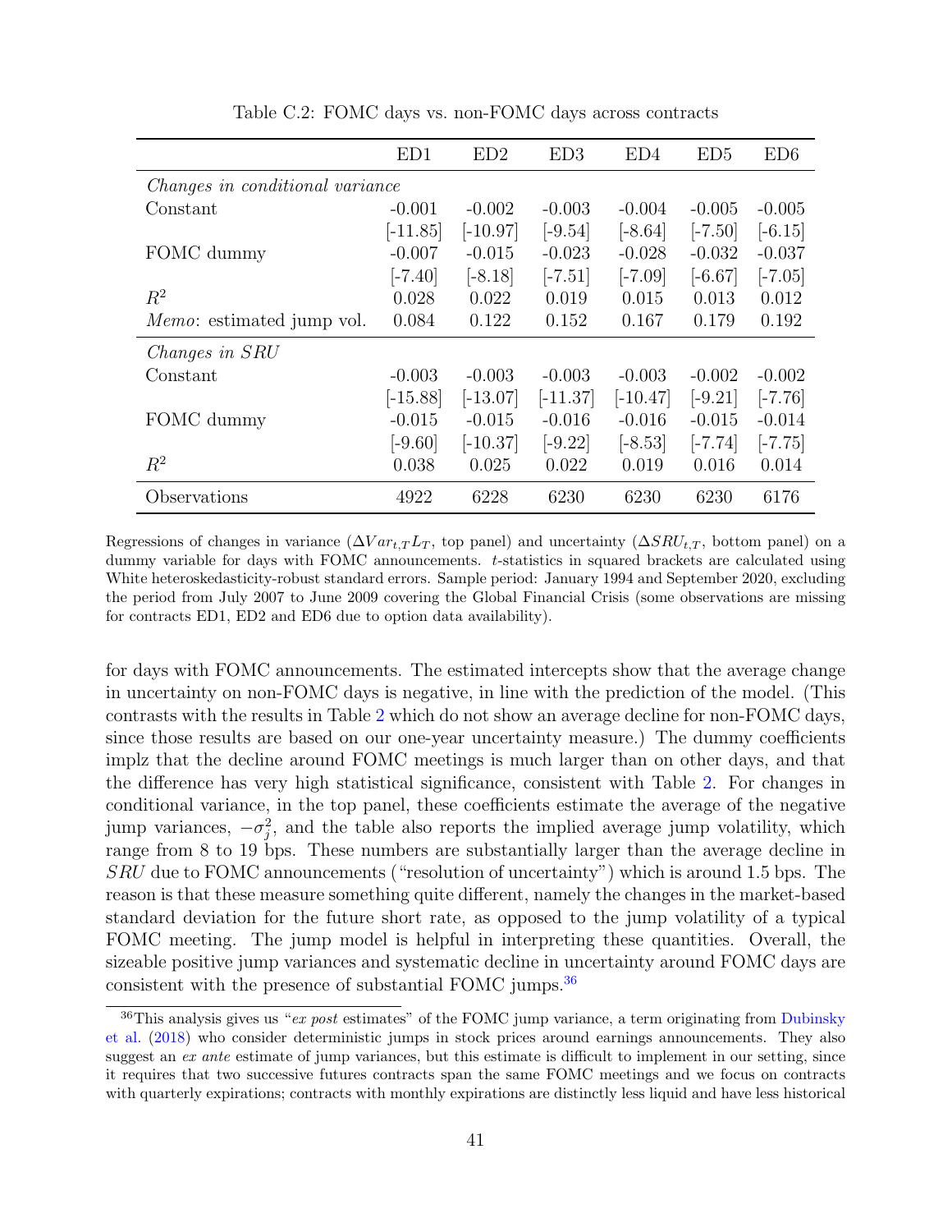Table C.2: FOMC days vs. non-FOMC days across contracts

| | ED1 | ED2 | ED3 | ED4 | ED5 | ED6 |
|---|---|---|---|---|---|---|
| *Changes in conditional variance* | | | | | | |
| Constant | -0.001 | -0.002 | -0.003 | -0.004 | -0.005 | -0.005 |
| | [-11.85] | [-10.97] | [-9.54] | [-8.64] | [-7.50] | [-6.15] |
| FOMC dummy | -0.007 | -0.015 | -0.023 | -0.028 | -0.032 | -0.037 |
| | [-7.40] | [-8.18] | [-7.51] | [-7.09] | [-6.67] | [-7.05] |
| $R^2$ | 0.028 | 0.022 | 0.019 | 0.015 | 0.013 | 0.012 |
| *Memo*: estimated jump vol. | 0.084 | 0.122 | 0.152 | 0.167 | 0.179 | 0.192 |
| *Changes in SRU* | | | | | | |
| Constant | -0.003 | -0.003 | -0.003 | -0.003 | -0.002 | -0.002 |
| | [-15.88] | [-13.07] | [-11.37] | [-10.47] | [-9.21] | [-7.76] |
| FOMC dummy | -0.015 | -0.015 | -0.016 | -0.016 | -0.015 | -0.014 |
| | [-9.60] | [-10.37] | [-9.22] | [-8.53] | [-7.74] | [-7.75] |
| $R^2$ | 0.038 | 0.025 | 0.022 | 0.019 | 0.016 | 0.014 |
| Observations | 4922 | 6228 | 6230 | 6230 | 6230 | 6176 |

Regressions of changes in variance ($\Delta Var_{t,T} L_T$, top panel) and uncertainty ($\Delta SRU_{t,T}$, bottom panel) on a dummy variable for days with FOMC announcements. $t$-statistics in squared brackets are calculated using White heteroskedasticity-robust standard errors. Sample period: January 1994 and September 2020, excluding the period from July 2007 to June 2009 covering the Global Financial Crisis (some observations are missing for contracts ED1, ED2 and ED6 due to option data availability).

for days with FOMC announcements. The estimated intercepts show that the average change in uncertainty on non-FOMC days is negative, in line with the prediction of the model. (This contrasts with the results in Table 2 which do not show an average decline for non-FOMC days, since those results are based on our one-year uncertainty measure.) The dummy coefficients implz that the decline around FOMC meetings is much larger than on other days, and that the difference has very high statistical significance, consistent with Table 2. For changes in conditional variance, in the top panel, these coefficients estimate the average of the negative jump variances, $-\sigma_j^2$, and the table also reports the implied average jump volatility, which range from 8 to 19 bps. These numbers are substantially larger than the average decline in $SRU$ due to FOMC announcements ("resolution of uncertainty") which is around 1.5 bps. The reason is that these measure something quite different, namely the changes in the market-based standard deviation for the future short rate, as opposed to the jump volatility of a typical FOMC meeting. The jump model is helpful in interpreting these quantities. Overall, the sizeable positive jump variances and systematic decline in uncertainty around FOMC days are consistent with the presence of substantial FOMC jumps.[36]

[36] This analysis gives us "*ex post* estimates" of the FOMC jump variance, a term originating from Dubinsky et al. (2018) who consider deterministic jumps in stock prices around earnings announcements. They also suggest an *ex ante* estimate of jump variances, but this estimate is difficult to implement in our setting, since it requires that two successive futures contracts span the same FOMC meetings and we focus on contracts with quarterly expirations; contracts with monthly expirations are distinctly less liquid and have less historical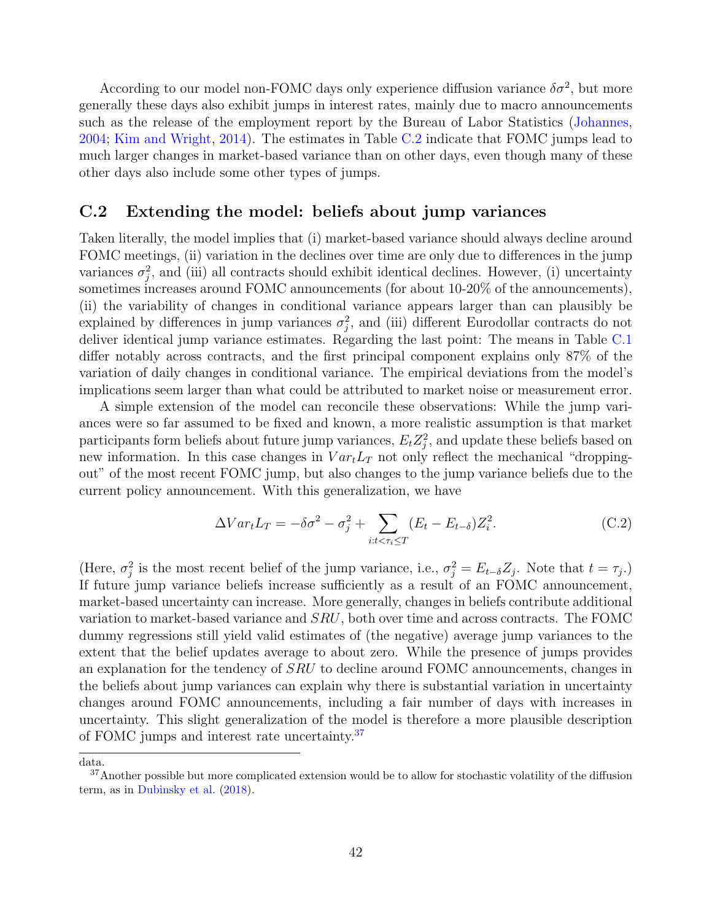According to our model non-FOMC days only experience diffusion variance $\delta\sigma^2$, but more generally these days also exhibit jumps in interest rates, mainly due to macro announcements such as the release of the employment report by the Bureau of Labor Statistics (Johannes, 2004; Kim and Wright, 2014). The estimates in Table C.2 indicate that FOMC jumps lead to much larger changes in market-based variance than on other days, even though many of these other days also include some other types of jumps.

## C.2 Extending the model: beliefs about jump variances

Taken literally, the model implies that (i) market-based variance should always decline around FOMC meetings, (ii) variation in the declines over time are only due to differences in the jump variances $\sigma_j^2$, and (iii) all contracts should exhibit identical declines. However, (i) uncertainty sometimes increases around FOMC announcements (for about 10-20% of the announcements), (ii) the variability of changes in conditional variance appears larger than can plausibly be explained by differences in jump variances $\sigma_j^2$, and (iii) different Eurodollar contracts do not deliver identical jump variance estimates. Regarding the last point: The means in Table C.1 differ notably across contracts, and the first principal component explains only 87% of the variation of daily changes in conditional variance. The empirical deviations from the model's implications seem larger than what could be attributed to market noise or measurement error.

A simple extension of the model can reconcile these observations: While the jump variances were so far assumed to be fixed and known, a more realistic assumption is that market participants form beliefs about future jump variances, $E_t Z_j^2$, and update these beliefs based on new information. In this case changes in $Var_t L_T$ not only reflect the mechanical "dropping-out" of the most recent FOMC jump, but also changes to the jump variance beliefs due to the current policy announcement. With this generalization, we have

$$\Delta Var_t L_T = -\delta\sigma^2 - \sigma_j^2 + \sum_{i:t<\tau_i\leq T} (E_t - E_{t-\delta}) Z_i^2. \tag{C.2}$$

(Here, $\sigma_j^2$ is the most recent belief of the jump variance, i.e., $\sigma_j^2 = E_{t-\delta} Z_j$. Note that $t = \tau_j$.) If future jump variance beliefs increase sufficiently as a result of an FOMC announcement, market-based uncertainty can increase. More generally, changes in beliefs contribute additional variation to market-based variance and $SRU$, both over time and across contracts. The FOMC dummy regressions still yield valid estimates of (the negative) average jump variances to the extent that the belief updates average to about zero. While the presence of jumps provides an explanation for the tendency of $SRU$ to decline around FOMC announcements, changes in the beliefs about jump variances can explain why there is substantial variation in uncertainty changes around FOMC announcements, including a fair number of days with increases in uncertainty. This slight generalization of the model is therefore a more plausible description of FOMC jumps and interest rate uncertainty.[37]

data.

[37] Another possible but more complicated extension would be to allow for stochastic volatility of the diffusion term, as in Dubinsky et al. (2018).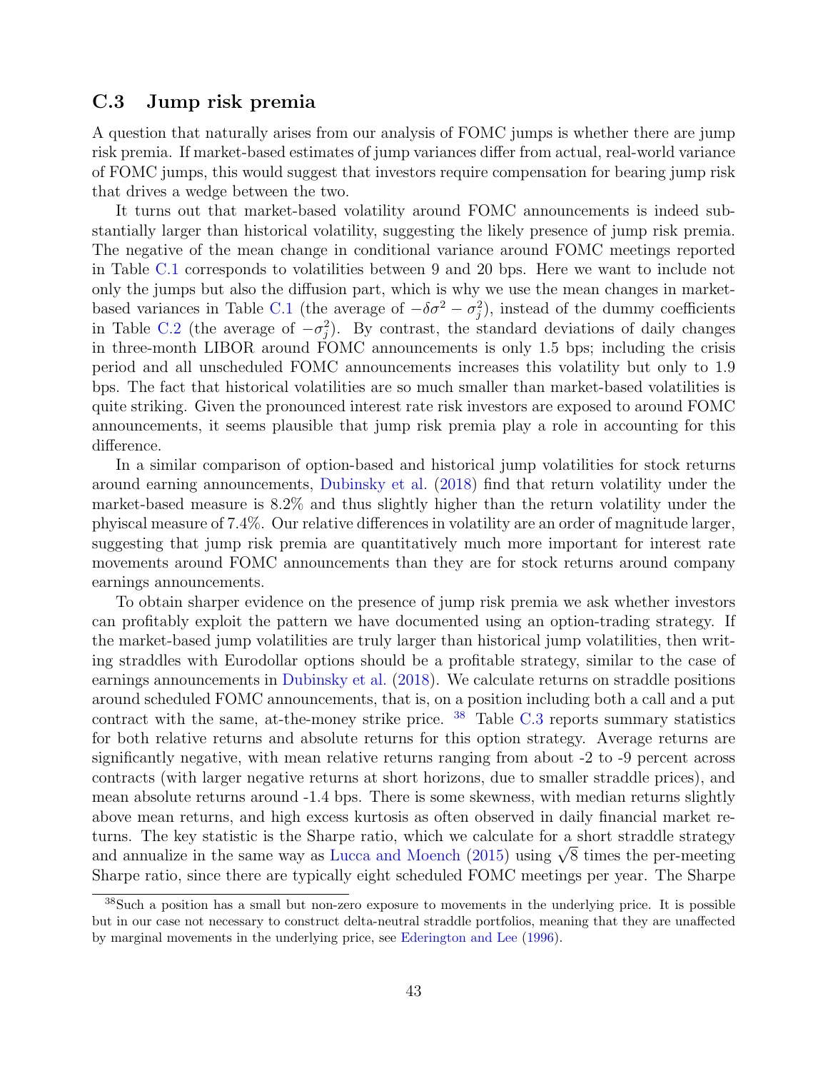## C.3 Jump risk premia

A question that naturally arises from our analysis of FOMC jumps is whether there are jump risk premia. If market-based estimates of jump variances differ from actual, real-world variance of FOMC jumps, this would suggest that investors require compensation for bearing jump risk that drives a wedge between the two.

It turns out that market-based volatility around FOMC announcements is indeed substantially larger than historical volatility, suggesting the likely presence of jump risk premia. The negative of the mean change in conditional variance around FOMC meetings reported in Table C.1 corresponds to volatilities between 9 and 20 bps. Here we want to include not only the jumps but also the diffusion part, which is why we use the mean changes in market-based variances in Table C.1 (the average of $-\delta\sigma^2 - \sigma_j^2$), instead of the dummy coefficients in Table C.2 (the average of $-\sigma_j^2$). By contrast, the standard deviations of daily changes in three-month LIBOR around FOMC announcements is only 1.5 bps; including the crisis period and all unscheduled FOMC announcements increases this volatility but only to 1.9 bps. The fact that historical volatilities are so much smaller than market-based volatilities is quite striking. Given the pronounced interest rate risk investors are exposed to around FOMC announcements, it seems plausible that jump risk premia play a role in accounting for this difference.

In a similar comparison of option-based and historical jump volatilities for stock returns around earning announcements, Dubinsky et al. (2018) find that return volatility under the market-based measure is 8.2% and thus slightly higher than the return volatility under the phyiscal measure of 7.4%. Our relative differences in volatility are an order of magnitude larger, suggesting that jump risk premia are quantitatively much more important for interest rate movements around FOMC announcements than they are for stock returns around company earnings announcements.

To obtain sharper evidence on the presence of jump risk premia we ask whether investors can profitably exploit the pattern we have documented using an option-trading strategy. If the market-based jump volatilities are truly larger than historical jump volatilities, then writing straddles with Eurodollar options should be a profitable strategy, similar to the case of earnings announcements in Dubinsky et al. (2018). We calculate returns on straddle positions around scheduled FOMC announcements, that is, on a position including both a call and a put contract with the same, at-the-money strike price. [38] Table C.3 reports summary statistics for both relative returns and absolute returns for this option strategy. Average returns are significantly negative, with mean relative returns ranging from about -2 to -9 percent across contracts (with larger negative returns at short horizons, due to smaller straddle prices), and mean absolute returns around -1.4 bps. There is some skewness, with median returns slightly above mean returns, and high excess kurtosis as often observed in daily financial market returns. The key statistic is the Sharpe ratio, which we calculate for a short straddle strategy and annualize in the same way as Lucca and Moench (2015) using $\sqrt{8}$ times the per-meeting Sharpe ratio, since there are typically eight scheduled FOMC meetings per year. The Sharpe

[38] Such a position has a small but non-zero exposure to movements in the underlying price. It is possible but in our case not necessary to construct delta-neutral straddle portfolios, meaning that they are unaffected by marginal movements in the underlying price, see Ederington and Lee (1996).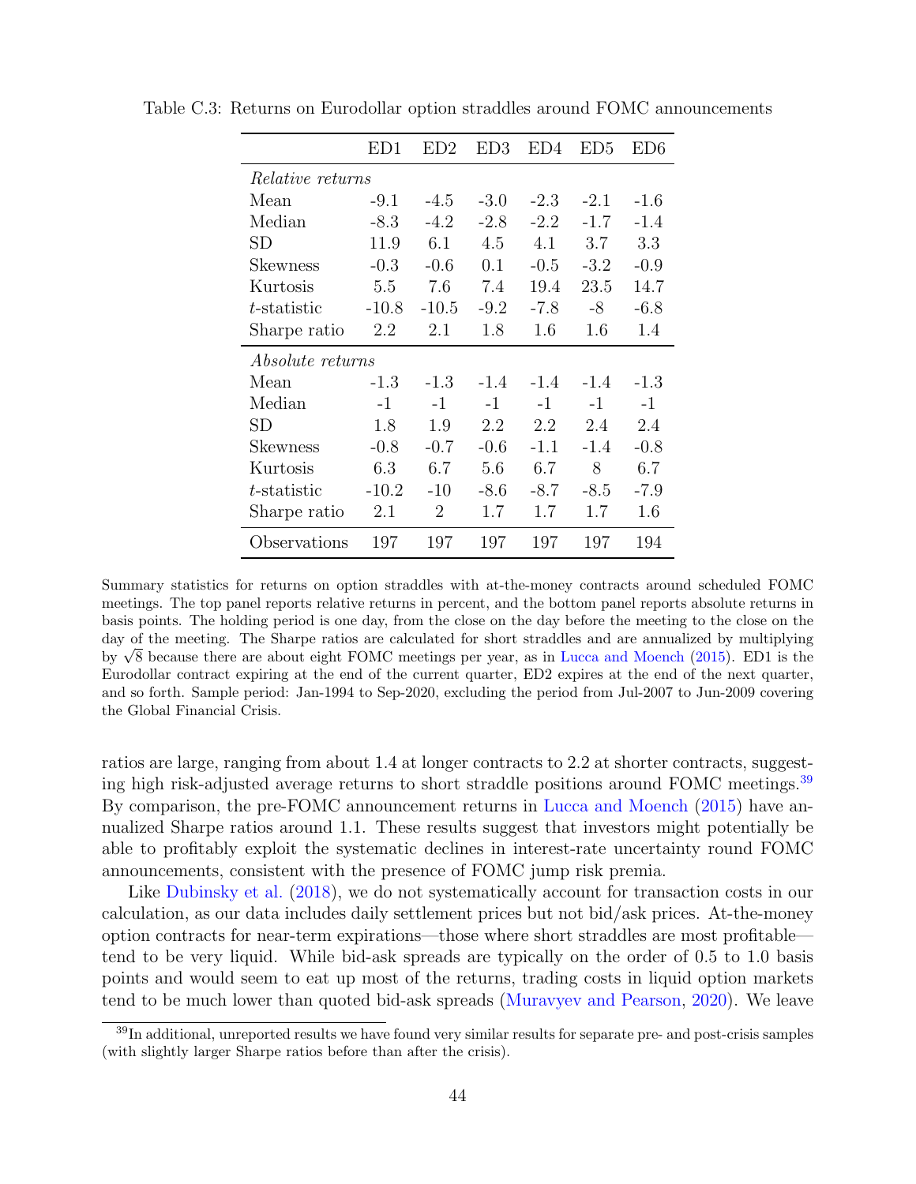Table C.3: Returns on Eurodollar option straddles around FOMC announcements

| | ED1 | ED2 | ED3 | ED4 | ED5 | ED6 |
|---|---|---|---|---|---|---|
| *Relative returns* | | | | | | |
| Mean | -9.1 | -4.5 | -3.0 | -2.3 | -2.1 | -1.6 |
| Median | -8.3 | -4.2 | -2.8 | -2.2 | -1.7 | -1.4 |
| SD | 11.9 | 6.1 | 4.5 | 4.1 | 3.7 | 3.3 |
| Skewness | -0.3 | -0.6 | 0.1 | -0.5 | -3.2 | -0.9 |
| Kurtosis | 5.5 | 7.6 | 7.4 | 19.4 | 23.5 | 14.7 |
| $t$-statistic | -10.8 | -10.5 | -9.2 | -7.8 | -8 | -6.8 |
| Sharpe ratio | 2.2 | 2.1 | 1.8 | 1.6 | 1.6 | 1.4 |
| *Absolute returns* | | | | | | |
| Mean | -1.3 | -1.3 | -1.4 | -1.4 | -1.4 | -1.3 |
| Median | -1 | -1 | -1 | -1 | -1 | -1 |
| SD | 1.8 | 1.9 | 2.2 | 2.2 | 2.4 | 2.4 |
| Skewness | -0.8 | -0.7 | -0.6 | -1.1 | -1.4 | -0.8 |
| Kurtosis | 6.3 | 6.7 | 5.6 | 6.7 | 8 | 6.7 |
| $t$-statistic | -10.2 | -10 | -8.6 | -8.7 | -8.5 | -7.9 |
| Sharpe ratio | 2.1 | 2 | 1.7 | 1.7 | 1.7 | 1.6 |
| Observations | 197 | 197 | 197 | 197 | 197 | 194 |

Summary statistics for returns on option straddles with at-the-money contracts around scheduled FOMC meetings. The top panel reports relative returns in percent, and the bottom panel reports absolute returns in basis points. The holding period is one day, from the close on the day before the meeting to the close on the day of the meeting. The Sharpe ratios are calculated for short straddles and are annualized by multiplying by $\sqrt{8}$ because there are about eight FOMC meetings per year, as in Lucca and Moench (2015). ED1 is the Eurodollar contract expiring at the end of the current quarter, ED2 expires at the end of the next quarter, and so forth. Sample period: Jan-1994 to Sep-2020, excluding the period from Jul-2007 to Jun-2009 covering the Global Financial Crisis.

ratios are large, ranging from about 1.4 at longer contracts to 2.2 at shorter contracts, suggesting high risk-adjusted average returns to short straddle positions around FOMC meetings.[39] By comparison, the pre-FOMC announcement returns in Lucca and Moench (2015) have annualized Sharpe ratios around 1.1. These results suggest that investors might potentially be able to profitably exploit the systematic declines in interest-rate uncertainty round FOMC announcements, consistent with the presence of FOMC jump risk premia.

Like Dubinsky et al. (2018), we do not systematically account for transaction costs in our calculation, as our data includes daily settlement prices but not bid/ask prices. At-the-money option contracts for near-term expirations—those where short straddles are most profitable—tend to be very liquid. While bid-ask spreads are typically on the order of 0.5 to 1.0 basis points and would seem to eat up most of the returns, trading costs in liquid option markets tend to be much lower than quoted bid-ask spreads (Muravyev and Pearson, 2020). We leave

[39] In additional, unreported results we have found very similar results for separate pre- and post-crisis samples (with slightly larger Sharpe ratios before than after the crisis).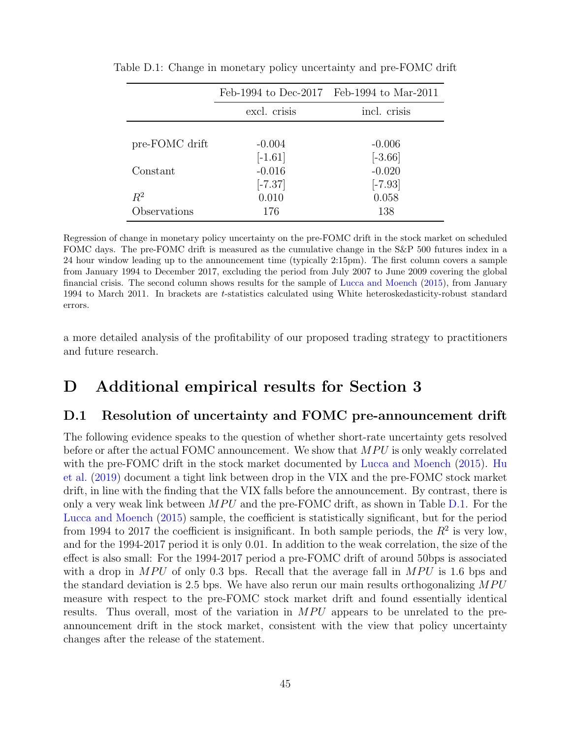Table D.1: Change in monetary policy uncertainty and pre-FOMC drift

| | Feb-1994 to Dec-2017 | Feb-1994 to Mar-2011 |
|---|---|---|
| | excl. crisis | incl. crisis |
| pre-FOMC drift | -0.004 | -0.006 |
| | [-1.61] | [-3.66] |
| Constant | -0.016 | -0.020 |
| | [-7.37] | [-7.93] |
| $R^2$ | 0.010 | 0.058 |
| Observations | 176 | 138 |

Regression of change in monetary policy uncertainty on the pre-FOMC drift in the stock market on scheduled FOMC days. The pre-FOMC drift is measured as the cumulative change in the S&P 500 futures index in a 24 hour window leading up to the announcement time (typically 2:15pm). The first column covers a sample from January 1994 to December 2017, excluding the period from July 2007 to June 2009 covering the global financial crisis. The second column shows results for the sample of Lucca and Moench (2015), from January 1994 to March 2011. In brackets are *t*-statistics calculated using White heteroskedasticity-robust standard errors.

a more detailed analysis of the profitability of our proposed trading strategy to practitioners and future research.

# D Additional empirical results for Section 3

## D.1 Resolution of uncertainty and FOMC pre-announcement drift

The following evidence speaks to the question of whether short-rate uncertainty gets resolved before or after the actual FOMC announcement. We show that $MPU$ is only weakly correlated with the pre-FOMC drift in the stock market documented by Lucca and Moench (2015). Hu et al. (2019) document a tight link between drop in the VIX and the pre-FOMC stock market drift, in line with the finding that the VIX falls before the announcement. By contrast, there is only a very weak link between $MPU$ and the pre-FOMC drift, as shown in Table D.1. For the Lucca and Moench (2015) sample, the coefficient is statistically significant, but for the period from 1994 to 2017 the coefficient is insignificant. In both sample periods, the $R^2$ is very low, and for the 1994-2017 period it is only 0.01. In addition to the weak correlation, the size of the effect is also small: For the 1994-2017 period a pre-FOMC drift of around 50bps is associated with a drop in $MPU$ of only 0.3 bps. Recall that the average fall in $MPU$ is 1.6 bps and the standard deviation is 2.5 bps. We have also rerun our main results orthogonalizing $MPU$ measure with respect to the pre-FOMC stock market drift and found essentially identical results. Thus overall, most of the variation in $MPU$ appears to be unrelated to the pre-announcement drift in the stock market, consistent with the view that policy uncertainty changes after the release of the statement.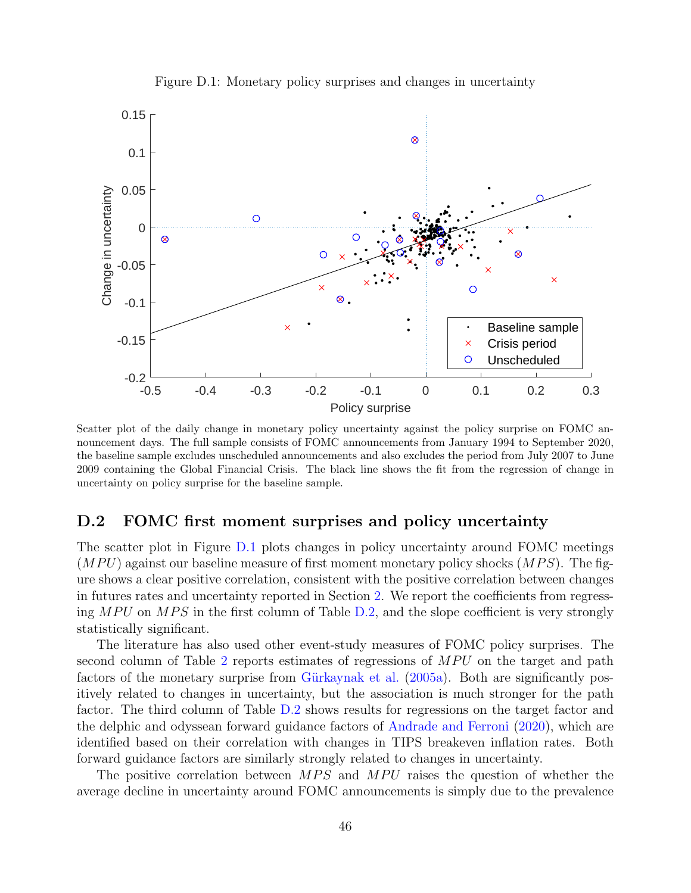Figure D.1: Monetary policy surprises and changes in uncertainty

Scatter plot of the daily change in monetary policy uncertainty against the policy surprise on FOMC announcement days. The full sample consists of FOMC announcements from January 1994 to September 2020, the baseline sample excludes unscheduled announcements and also excludes the period from July 2007 to June 2009 containing the Global Financial Crisis. The black line shows the fit from the regression of change in uncertainty on policy surprise for the baseline sample.

## D.2 FOMC first moment surprises and policy uncertainty

The scatter plot in Figure D.1 plots changes in policy uncertainty around FOMC meetings ($MPU$) against our baseline measure of first moment monetary policy shocks ($MPS$). The figure shows a clear positive correlation, consistent with the positive correlation between changes in futures rates and uncertainty reported in Section 2. We report the coefficients from regressing $MPU$ on $MPS$ in the first column of Table D.2, and the slope coefficient is very strongly statistically significant.

The literature has also used other event-study measures of FOMC policy surprises. The second column of Table 2 reports estimates of regressions of $MPU$ on the target and path factors of the monetary surprise from Gürkaynak et al. (2005a). Both are significantly positively related to changes in uncertainty, but the association is much stronger for the path factor. The third column of Table D.2 shows results for regressions on the target factor and the delphic and odyssean forward guidance factors of Andrade and Ferroni (2020), which are identified based on their correlation with changes in TIPS breakeven inflation rates. Both forward guidance factors are similarly strongly related to changes in uncertainty.

The positive correlation between $MPS$ and $MPU$ raises the question of whether the average decline in uncertainty around FOMC announcements is simply due to the prevalence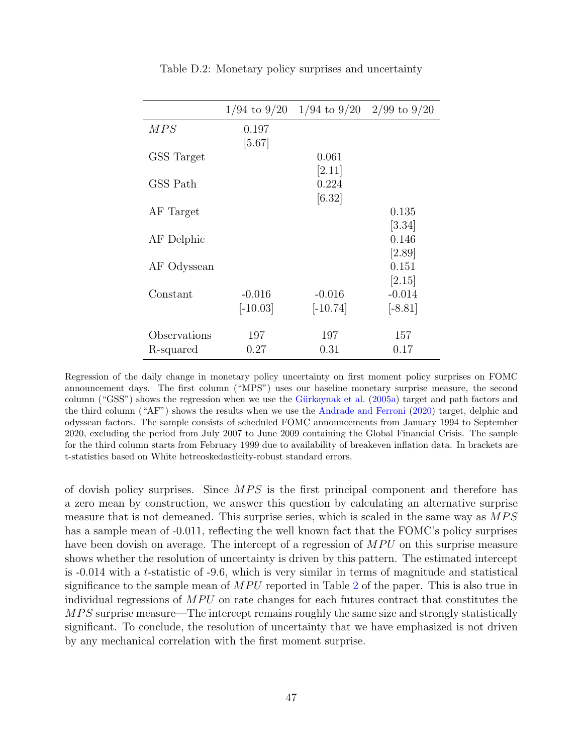Table D.2: Monetary policy surprises and uncertainty

| | 1/94 to 9/20 | 1/94 to 9/20 | 2/99 to 9/20 |
|---|---|---|---|
| $MPS$ | 0.197 | | |
| | [5.67] | | |
| GSS Target | | 0.061 | |
| | | [2.11] | |
| GSS Path | | 0.224 | |
| | | [6.32] | |
| AF Target | | | 0.135 |
| | | | [3.34] |
| AF Delphic | | | 0.146 |
| | | | [2.89] |
| AF Odyssean | | | 0.151 |
| | | | [2.15] |
| Constant | -0.016 | -0.016 | -0.014 |
| | [-10.03] | [-10.74] | [-8.81] |
| Observations | 197 | 197 | 157 |
| R-squared | 0.27 | 0.31 | 0.17 |

Regression of the daily change in monetary policy uncertainty on first moment policy surprises on FOMC announcement days. The first column ("MPS") uses our baseline monetary surprise measure, the second column ("GSS") shows the regression when we use the Gürkaynak et al. (2005a) target and path factors and the third column ("AF") shows the results when we use the Andrade and Ferroni (2020) target, delphic and odyssean factors. The sample consists of scheduled FOMC announcements from January 1994 to September 2020, excluding the period from July 2007 to June 2009 containing the Global Financial Crisis. The sample for the third column starts from February 1999 due to availability of breakeven inflation data. In brackets are t-statistics based on White hetreoskedasticity-robust standard errors.

of dovish policy surprises. Since $MPS$ is the first principal component and therefore has a zero mean by construction, we answer this question by calculating an alternative surprise measure that is not demeaned. This surprise series, which is scaled in the same way as $MPS$ has a sample mean of -0.011, reflecting the well known fact that the FOMC's policy surprises have been dovish on average. The intercept of a regression of $MPU$ on this surprise measure shows whether the resolution of uncertainty is driven by this pattern. The estimated intercept is -0.014 with a $t$-statistic of -9.6, which is very similar in terms of magnitude and statistical significance to the sample mean of $MPU$ reported in Table 2 of the paper. This is also true in individual regressions of $MPU$ on rate changes for each futures contract that constitutes the $MPS$ surprise measure—The intercept remains roughly the same size and strongly statistically significant. To conclude, the resolution of uncertainty that we have emphasized is not driven by any mechanical correlation with the first moment surprise.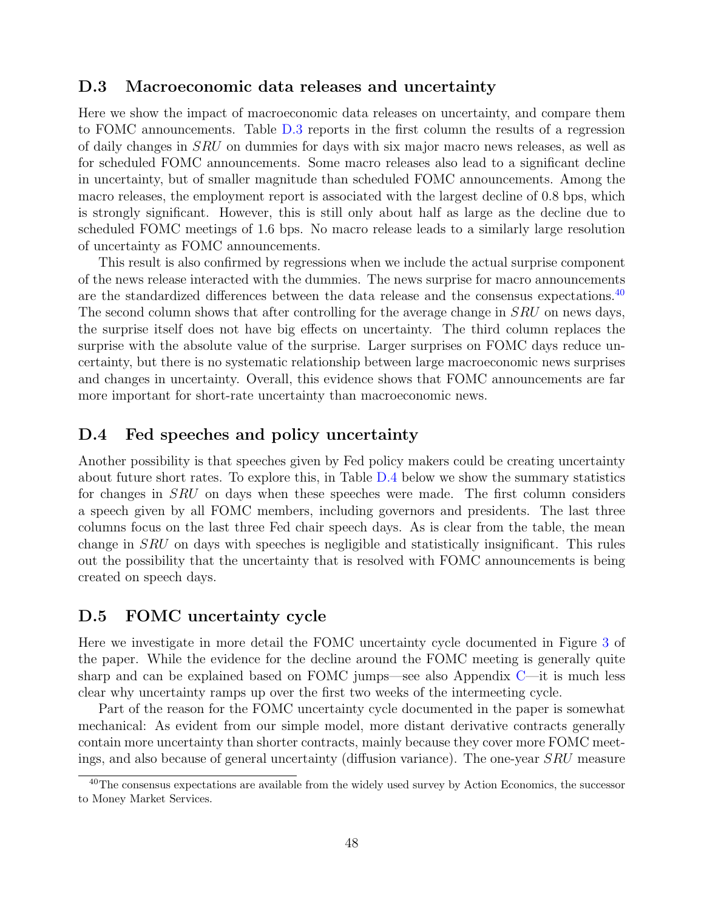## D.3 Macroeconomic data releases and uncertainty

Here we show the impact of macroeconomic data releases on uncertainty, and compare them to FOMC announcements. Table D.3 reports in the first column the results of a regression of daily changes in *SRU* on dummies for days with six major macro news releases, as well as for scheduled FOMC announcements. Some macro releases also lead to a significant decline in uncertainty, but of smaller magnitude than scheduled FOMC announcements. Among the macro releases, the employment report is associated with the largest decline of 0.8 bps, which is strongly significant. However, this is still only about half as large as the decline due to scheduled FOMC meetings of 1.6 bps. No macro release leads to a similarly large resolution of uncertainty as FOMC announcements.

This result is also confirmed by regressions when we include the actual surprise component of the news release interacted with the dummies. The news surprise for macro announcements are the standardized differences between the data release and the consensus expectations.[40] The second column shows that after controlling for the average change in *SRU* on news days, the surprise itself does not have big effects on uncertainty. The third column replaces the surprise with the absolute value of the surprise. Larger surprises on FOMC days reduce uncertainty, but there is no systematic relationship between large macroeconomic news surprises and changes in uncertainty. Overall, this evidence shows that FOMC announcements are far more important for short-rate uncertainty than macroeconomic news.

## D.4 Fed speeches and policy uncertainty

Another possibility is that speeches given by Fed policy makers could be creating uncertainty about future short rates. To explore this, in Table D.4 below we show the summary statistics for changes in *SRU* on days when these speeches were made. The first column considers a speech given by all FOMC members, including governors and presidents. The last three columns focus on the last three Fed chair speech days. As is clear from the table, the mean change in *SRU* on days with speeches is negligible and statistically insignificant. This rules out the possibility that the uncertainty that is resolved with FOMC announcements is being created on speech days.

## D.5 FOMC uncertainty cycle

Here we investigate in more detail the FOMC uncertainty cycle documented in Figure 3 of the paper. While the evidence for the decline around the FOMC meeting is generally quite sharp and can be explained based on FOMC jumps—see also Appendix C—it is much less clear why uncertainty ramps up over the first two weeks of the intermeeting cycle.

Part of the reason for the FOMC uncertainty cycle documented in the paper is somewhat mechanical: As evident from our simple model, more distant derivative contracts generally contain more uncertainty than shorter contracts, mainly because they cover more FOMC meetings, and also because of general uncertainty (diffusion variance). The one-year *SRU* measure

[40] The consensus expectations are available from the widely used survey by Action Economics, the successor to Money Market Services.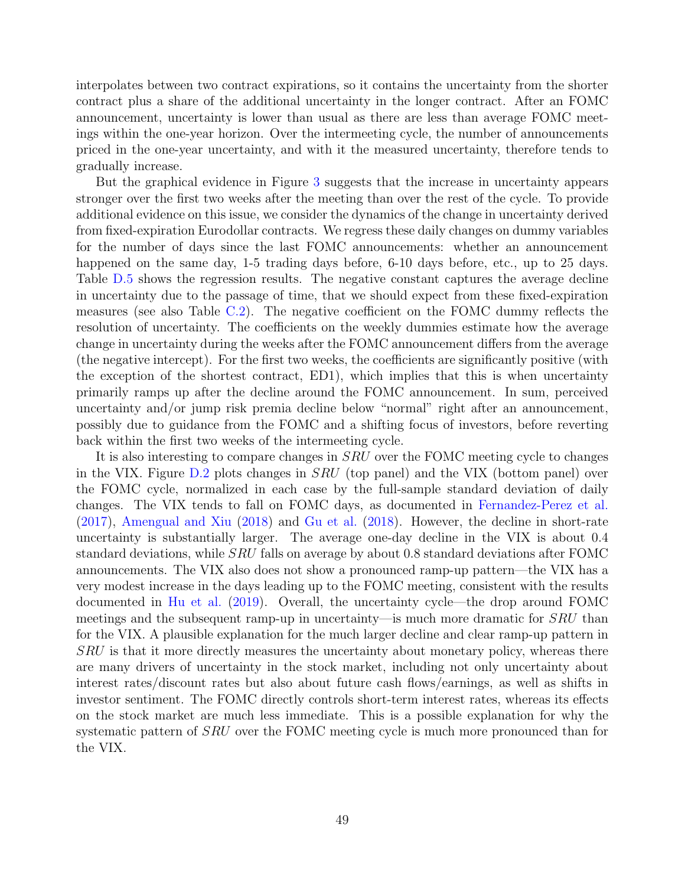interpolates between two contract expirations, so it contains the uncertainty from the shorter contract plus a share of the additional uncertainty in the longer contract. After an FOMC announcement, uncertainty is lower than usual as there are less than average FOMC meetings within the one-year horizon. Over the intermeeting cycle, the number of announcements priced in the one-year uncertainty, and with it the measured uncertainty, therefore tends to gradually increase.

But the graphical evidence in Figure 3 suggests that the increase in uncertainty appears stronger over the first two weeks after the meeting than over the rest of the cycle. To provide additional evidence on this issue, we consider the dynamics of the change in uncertainty derived from fixed-expiration Eurodollar contracts. We regress these daily changes on dummy variables for the number of days since the last FOMC announcements: whether an announcement happened on the same day, 1-5 trading days before, 6-10 days before, etc., up to 25 days. Table D.5 shows the regression results. The negative constant captures the average decline in uncertainty due to the passage of time, that we should expect from these fixed-expiration measures (see also Table C.2). The negative coefficient on the FOMC dummy reflects the resolution of uncertainty. The coefficients on the weekly dummies estimate how the average change in uncertainty during the weeks after the FOMC announcement differs from the average (the negative intercept). For the first two weeks, the coefficients are significantly positive (with the exception of the shortest contract, ED1), which implies that this is when uncertainty primarily ramps up after the decline around the FOMC announcement. In sum, perceived uncertainty and/or jump risk premia decline below "normal" right after an announcement, possibly due to guidance from the FOMC and a shifting focus of investors, before reverting back within the first two weeks of the intermeeting cycle.

It is also interesting to compare changes in $SRU$ over the FOMC meeting cycle to changes in the VIX. Figure D.2 plots changes in $SRU$ (top panel) and the VIX (bottom panel) over the FOMC cycle, normalized in each case by the full-sample standard deviation of daily changes. The VIX tends to fall on FOMC days, as documented in Fernandez-Perez et al. (2017), Amengual and Xiu (2018) and Gu et al. (2018). However, the decline in short-rate uncertainty is substantially larger. The average one-day decline in the VIX is about 0.4 standard deviations, while $SRU$ falls on average by about 0.8 standard deviations after FOMC announcements. The VIX also does not show a pronounced ramp-up pattern—the VIX has a very modest increase in the days leading up to the FOMC meeting, consistent with the results documented in Hu et al. (2019). Overall, the uncertainty cycle—the drop around FOMC meetings and the subsequent ramp-up in uncertainty—is much more dramatic for $SRU$ than for the VIX. A plausible explanation for the much larger decline and clear ramp-up pattern in $SRU$ is that it more directly measures the uncertainty about monetary policy, whereas there are many drivers of uncertainty in the stock market, including not only uncertainty about interest rates/discount rates but also about future cash flows/earnings, as well as shifts in investor sentiment. The FOMC directly controls short-term interest rates, whereas its effects on the stock market are much less immediate. This is a possible explanation for why the systematic pattern of $SRU$ over the FOMC meeting cycle is much more pronounced than for the VIX.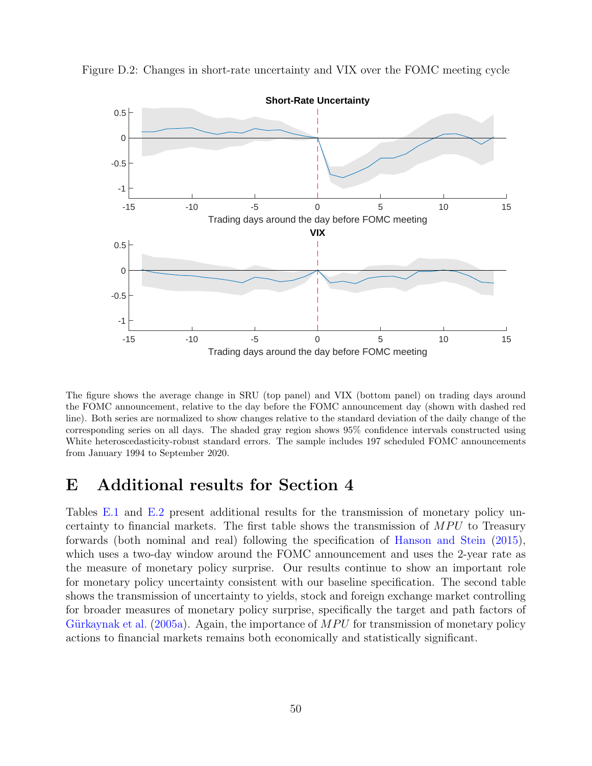Figure D.2: Changes in short-rate uncertainty and VIX over the FOMC meeting cycle

The figure shows the average change in SRU (top panel) and VIX (bottom panel) on trading days around the FOMC announcement, relative to the day before the FOMC announcement day (shown with dashed red line). Both series are normalized to show changes relative to the standard deviation of the daily change of the corresponding series on all days. The shaded gray region shows 95% confidence intervals constructed using White heteroscedasticity-robust standard errors. The sample includes 197 scheduled FOMC announcements from January 1994 to September 2020.

# E Additional results for Section 4

Tables E.1 and E.2 present additional results for the transmission of monetary policy uncertainty to financial markets. The first table shows the transmission of $MPU$ to Treasury forwards (both nominal and real) following the specification of Hanson and Stein (2015), which uses a two-day window around the FOMC announcement and uses the 2-year rate as the measure of monetary policy surprise. Our results continue to show an important role for monetary policy uncertainty consistent with our baseline specification. The second table shows the transmission of uncertainty to yields, stock and foreign exchange market controlling for broader measures of monetary policy surprise, specifically the target and path factors of Gürkaynak et al. (2005a). Again, the importance of $MPU$ for transmission of monetary policy actions to financial markets remains both economically and statistically significant.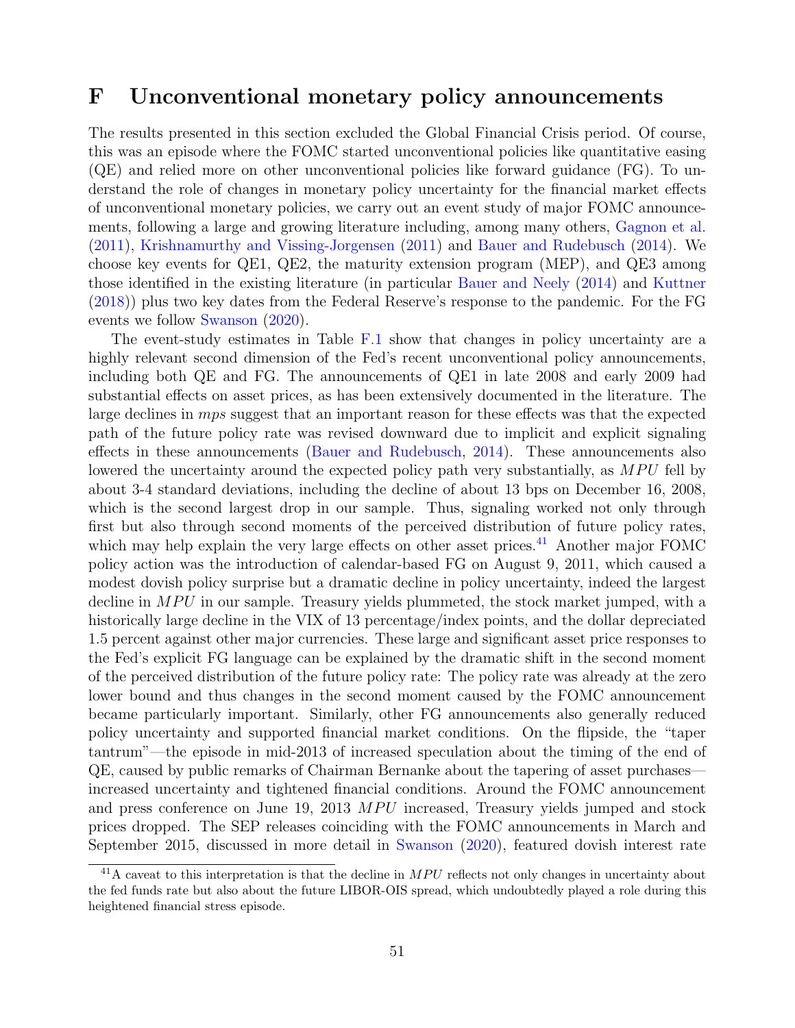# F Unconventional monetary policy announcements

The results presented in this section excluded the Global Financial Crisis period. Of course, this was an episode where the FOMC started unconventional policies like quantitative easing (QE) and relied more on other unconventional policies like forward guidance (FG). To understand the role of changes in monetary policy uncertainty for the financial market effects of unconventional monetary policies, we carry out an event study of major FOMC announcements, following a large and growing literature including, among many others, Gagnon et al. (2011), Krishnamurthy and Vissing-Jorgensen (2011) and Bauer and Rudebusch (2014). We choose key events for QE1, QE2, the maturity extension program (MEP), and QE3 among those identified in the existing literature (in particular Bauer and Neely (2014) and Kuttner (2018)) plus two key dates from the Federal Reserve's response to the pandemic. For the FG events we follow Swanson (2020).

The event-study estimates in Table F.1 show that changes in policy uncertainty are a highly relevant second dimension of the Fed's recent unconventional policy announcements, including both QE and FG. The announcements of QE1 in late 2008 and early 2009 had substantial effects on asset prices, as has been extensively documented in the literature. The large declines in *mps* suggest that an important reason for these effects was that the expected path of the future policy rate was revised downward due to implicit and explicit signaling effects in these announcements (Bauer and Rudebusch, 2014). These announcements also lowered the uncertainty around the expected policy path very substantially, as $MPU$ fell by about 3-4 standard deviations, including the decline of about 13 bps on December 16, 2008, which is the second largest drop in our sample. Thus, signaling worked not only through first but also through second moments of the perceived distribution of future policy rates, which may help explain the very large effects on other asset prices.[41] Another major FOMC policy action was the introduction of calendar-based FG on August 9, 2011, which caused a modest dovish policy surprise but a dramatic decline in policy uncertainty, indeed the largest decline in $MPU$ in our sample. Treasury yields plummeted, the stock market jumped, with a historically large decline in the VIX of 13 percentage/index points, and the dollar depreciated 1.5 percent against other major currencies. These large and significant asset price responses to the Fed's explicit FG language can be explained by the dramatic shift in the second moment of the perceived distribution of the future policy rate: The policy rate was already at the zero lower bound and thus changes in the second moment caused by the FOMC announcement became particularly important. Similarly, other FG announcements also generally reduced policy uncertainty and supported financial market conditions. On the flipside, the "taper tantrum"—the episode in mid-2013 of increased speculation about the timing of the end of QE, caused by public remarks of Chairman Bernanke about the tapering of asset purchases—increased uncertainty and tightened financial conditions. Around the FOMC announcement and press conference on June 19, 2013 $MPU$ increased, Treasury yields jumped and stock prices dropped. The SEP releases coinciding with the FOMC announcements in March and September 2015, discussed in more detail in Swanson (2020), featured dovish interest rate

[41] A caveat to this interpretation is that the decline in $MPU$ reflects not only changes in uncertainty about the fed funds rate but also about the future LIBOR-OIS spread, which undoubtedly played a role during this heightened financial stress episode.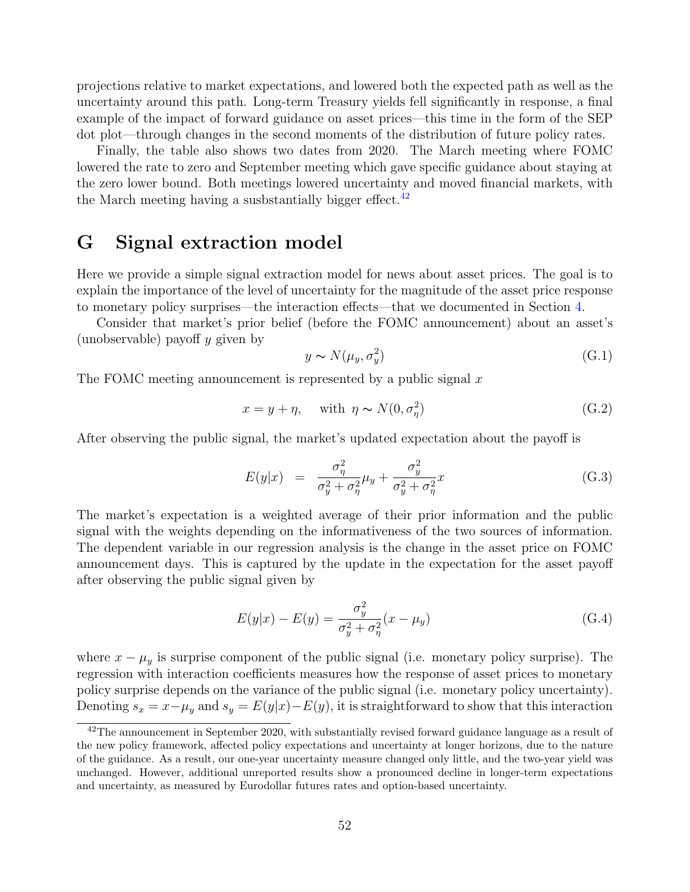projections relative to market expectations, and lowered both the expected path as well as the uncertainty around this path. Long-term Treasury yields fell significantly in response, a final example of the impact of forward guidance on asset prices—this time in the form of the SEP dot plot—through changes in the second moments of the distribution of future policy rates.

Finally, the table also shows two dates from 2020. The March meeting where FOMC lowered the rate to zero and September meeting which gave specific guidance about staying at the zero lower bound. Both meetings lowered uncertainty and moved financial markets, with the March meeting having a susbstantially bigger effect.[42]

# G Signal extraction model

Here we provide a simple signal extraction model for news about asset prices. The goal is to explain the importance of the level of uncertainty for the magnitude of the asset price response to monetary policy surprises—the interaction effects—that we documented in Section 4.

Consider that market's prior belief (before the FOMC announcement) about an asset's (unobservable) payoff $y$ given by

$$y \sim N(\mu_y, \sigma_y^2) \tag{G.1}$$

The FOMC meeting announcement is represented by a public signal $x$

$$x = y + \eta, \quad \text{with } \eta \sim N(0, \sigma_\eta^2) \tag{G.2}$$

After observing the public signal, the market's updated expectation about the payoff is

$$E(y|x) = \frac{\sigma_\eta^2}{\sigma_y^2 + \sigma_\eta^2}\mu_y + \frac{\sigma_y^2}{\sigma_y^2 + \sigma_\eta^2}x \tag{G.3}$$

The market's expectation is a weighted average of their prior information and the public signal with the weights depending on the informativeness of the two sources of information. The dependent variable in our regression analysis is the change in the asset price on FOMC announcement days. This is captured by the update in the expectation for the asset payoff after observing the public signal given by

$$E(y|x) - E(y) = \frac{\sigma_y^2}{\sigma_y^2 + \sigma_\eta^2}(x - \mu_y) \tag{G.4}$$

where $x - \mu_y$ is surprise component of the public signal (i.e. monetary policy surprise). The regression with interaction coefficients measures how the response of asset prices to monetary policy surprise depends on the variance of the public signal (i.e. monetary policy uncertainty). Denoting $s_x = x - \mu_y$ and $s_y = E(y|x) - E(y)$, it is straightforward to show that this interaction

[42] The announcement in September 2020, with substantially revised forward guidance language as a result of the new policy framework, affected policy expectations and uncertainty at longer horizons, due to the nature of the guidance. As a result, our one-year uncertainty measure changed only little, and the two-year yield was unchanged. However, additional unreported results show a pronounced decline in longer-term expectations and uncertainty, as measured by Eurodollar futures rates and option-based uncertainty.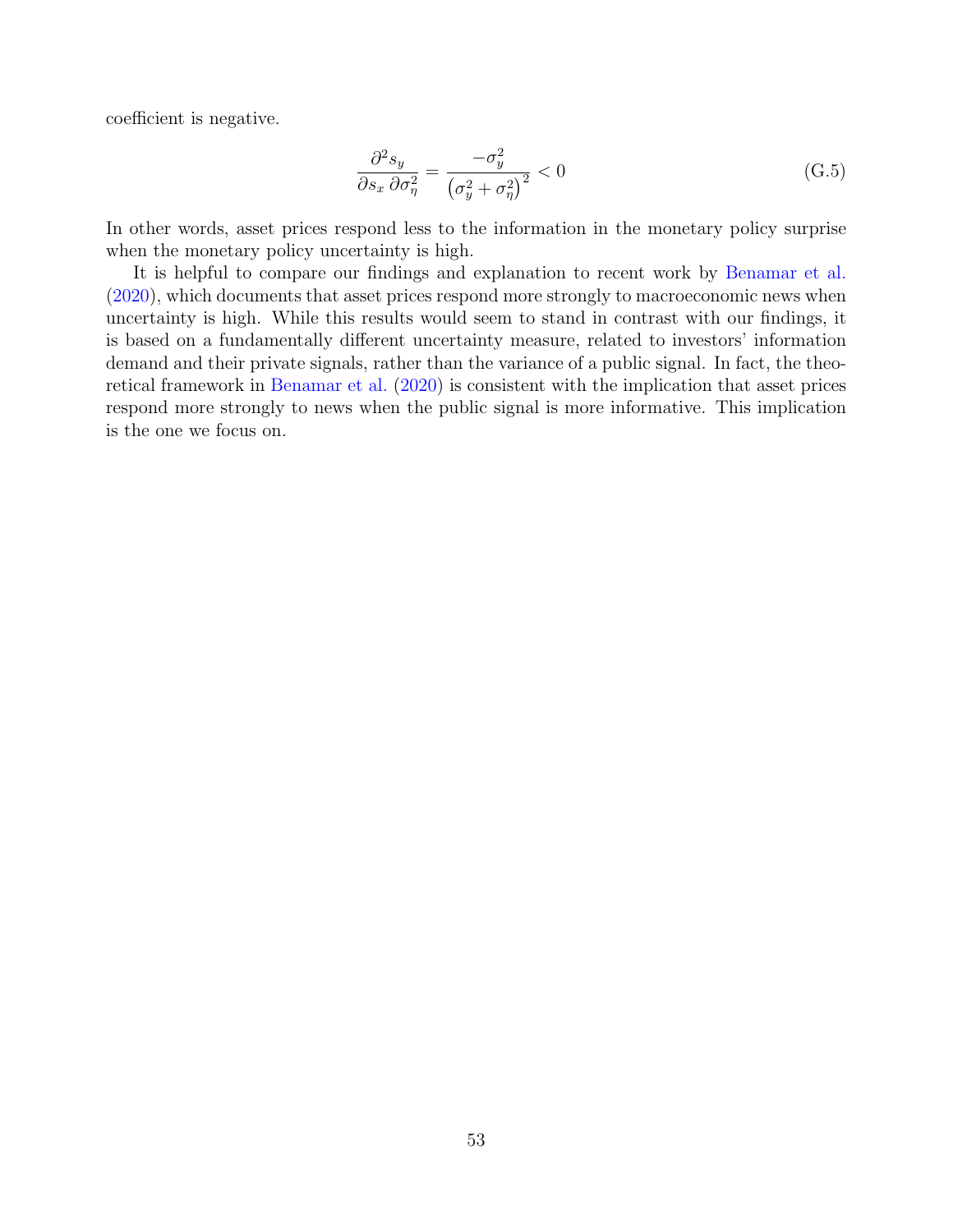coefficient is negative.

$$\frac{\partial^2 s_y}{\partial s_x \, \partial \sigma_\eta^2} = \frac{-\sigma_y^2}{\left(\sigma_y^2 + \sigma_\eta^2\right)^2} < 0 \tag{G.5}$$

In other words, asset prices respond less to the information in the monetary policy surprise when the monetary policy uncertainty is high.

It is helpful to compare our findings and explanation to recent work by Benamar et al. (2020), which documents that asset prices respond more strongly to macroeconomic news when uncertainty is high. While this results would seem to stand in contrast with our findings, it is based on a fundamentally different uncertainty measure, related to investors' information demand and their private signals, rather than the variance of a public signal. In fact, the theoretical framework in Benamar et al. (2020) is consistent with the implication that asset prices respond more strongly to news when the public signal is more informative. This implication is the one we focus on.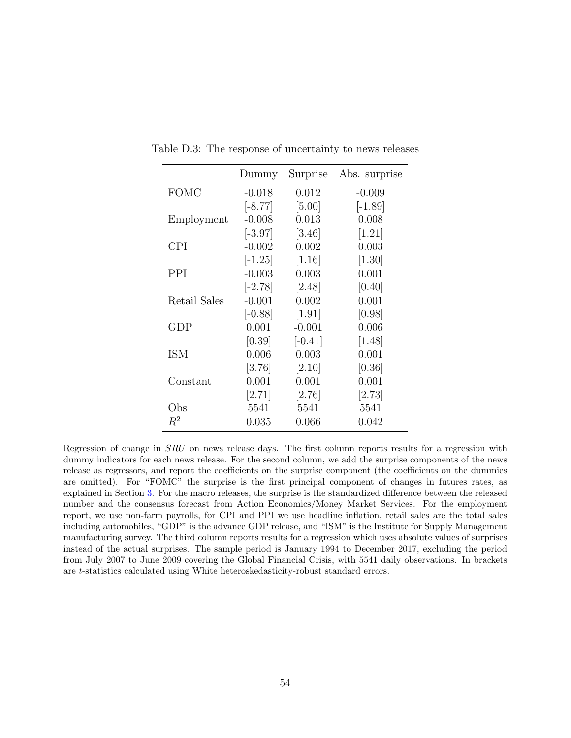Table D.3: The response of uncertainty to news releases

| | Dummy | Surprise | Abs. surprise |
|---|---|---|---|
| FOMC | -0.018 | 0.012 | -0.009 |
| | [-8.77] | [5.00] | [-1.89] |
| Employment | -0.008 | 0.013 | 0.008 |
| | [-3.97] | [3.46] | [1.21] |
| CPI | -0.002 | 0.002 | 0.003 |
| | [-1.25] | [1.16] | [1.30] |
| PPI | -0.003 | 0.003 | 0.001 |
| | [-2.78] | [2.48] | [0.40] |
| Retail Sales | -0.001 | 0.002 | 0.001 |
| | [-0.88] | [1.91] | [0.98] |
| GDP | 0.001 | -0.001 | 0.006 |
| | [0.39] | [-0.41] | [1.48] |
| ISM | 0.006 | 0.003 | 0.001 |
| | [3.76] | [2.10] | [0.36] |
| Constant | 0.001 | 0.001 | 0.001 |
| | [2.71] | [2.76] | [2.73] |
| Obs | 5541 | 5541 | 5541 |
| $R^2$ | 0.035 | 0.066 | 0.042 |

Regression of change in *SRU* on news release days. The first column reports results for a regression with dummy indicators for each news release. For the second column, we add the surprise components of the news release as regressors, and report the coefficients on the surprise component (the coefficients on the dummies are omitted). For "FOMC" the surprise is the first principal component of changes in futures rates, as explained in Section 3. For the macro releases, the surprise is the standardized difference between the released number and the consensus forecast from Action Economics/Money Market Services. For the employment report, we use non-farm payrolls, for CPI and PPI we use headline inflation, retail sales are the total sales including automobiles, "GDP" is the advance GDP release, and "ISM" is the Institute for Supply Management manufacturing survey. The third column reports results for a regression which uses absolute values of surprises instead of the actual surprises. The sample period is January 1994 to December 2017, excluding the period from July 2007 to June 2009 covering the Global Financial Crisis, with 5541 daily observations. In brackets are $t$-statistics calculated using White heteroskedasticity-robust standard errors.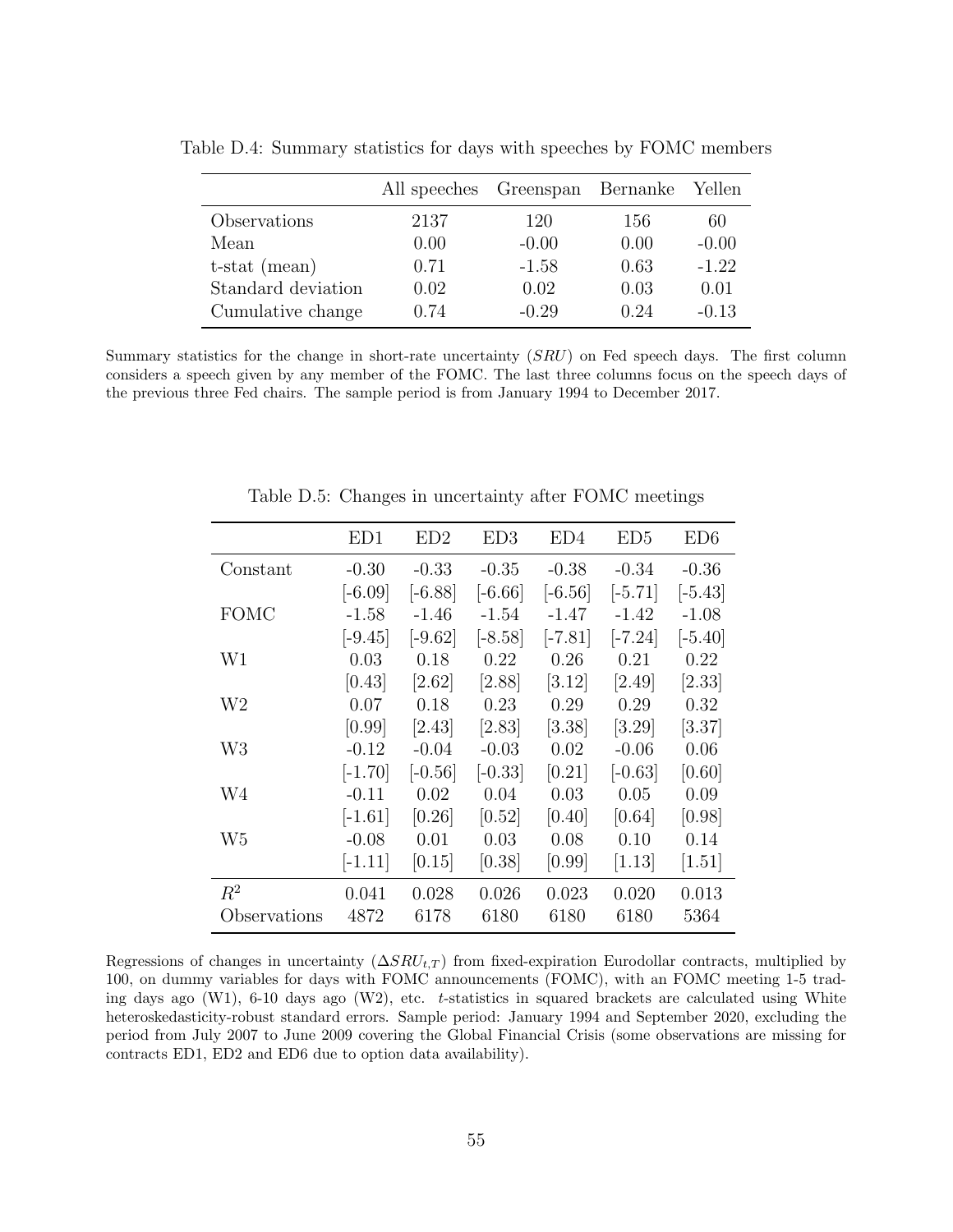Table D.4: Summary statistics for days with speeches by FOMC members

| | All speeches | Greenspan | Bernanke | Yellen |
|---|---|---|---|---|
| Observations | 2137 | 120 | 156 | 60 |
| Mean | 0.00 | -0.00 | 0.00 | -0.00 |
| t-stat (mean) | 0.71 | -1.58 | 0.63 | -1.22 |
| Standard deviation | 0.02 | 0.02 | 0.03 | 0.01 |
| Cumulative change | 0.74 | -0.29 | 0.24 | -0.13 |

Summary statistics for the change in short-rate uncertainty ($SRU$) on Fed speech days. The first column considers a speech given by any member of the FOMC. The last three columns focus on the speech days of the previous three Fed chairs. The sample period is from January 1994 to December 2017.

Table D.5: Changes in uncertainty after FOMC meetings

| | ED1 | ED2 | ED3 | ED4 | ED5 | ED6 |
|---|---|---|---|---|---|---|
| Constant | -0.30 | -0.33 | -0.35 | -0.38 | -0.34 | -0.36 |
| | [-6.09] | [-6.88] | [-6.66] | [-6.56] | [-5.71] | [-5.43] |
| FOMC | -1.58 | -1.46 | -1.54 | -1.47 | -1.42 | -1.08 |
| | [-9.45] | [-9.62] | [-8.58] | [-7.81] | [-7.24] | [-5.40] |
| W1 | 0.03 | 0.18 | 0.22 | 0.26 | 0.21 | 0.22 |
| | [0.43] | [2.62] | [2.88] | [3.12] | [2.49] | [2.33] |
| W2 | 0.07 | 0.18 | 0.23 | 0.29 | 0.29 | 0.32 |
| | [0.99] | [2.43] | [2.83] | [3.38] | [3.29] | [3.37] |
| W3 | -0.12 | -0.04 | -0.03 | 0.02 | -0.06 | 0.06 |
| | [-1.70] | [-0.56] | [-0.33] | [0.21] | [-0.63] | [0.60] |
| W4 | -0.11 | 0.02 | 0.04 | 0.03 | 0.05 | 0.09 |
| | [-1.61] | [0.26] | [0.52] | [0.40] | [0.64] | [0.98] |
| W5 | -0.08 | 0.01 | 0.03 | 0.08 | 0.10 | 0.14 |
| | [-1.11] | [0.15] | [0.38] | [0.99] | [1.13] | [1.51] |
| $R^2$ | 0.041 | 0.028 | 0.026 | 0.023 | 0.020 | 0.013 |
| Observations | 4872 | 6178 | 6180 | 6180 | 6180 | 5364 |

Regressions of changes in uncertainty ($\Delta SRU_{t,T}$) from fixed-expiration Eurodollar contracts, multiplied by 100, on dummy variables for days with FOMC announcements (FOMC), with an FOMC meeting 1-5 trading days ago (W1), 6-10 days ago (W2), etc. $t$-statistics in squared brackets are calculated using White heteroskedasticity-robust standard errors. Sample period: January 1994 and September 2020, excluding the period from July 2007 to June 2009 covering the Global Financial Crisis (some observations are missing for contracts ED1, ED2 and ED6 due to option data availability).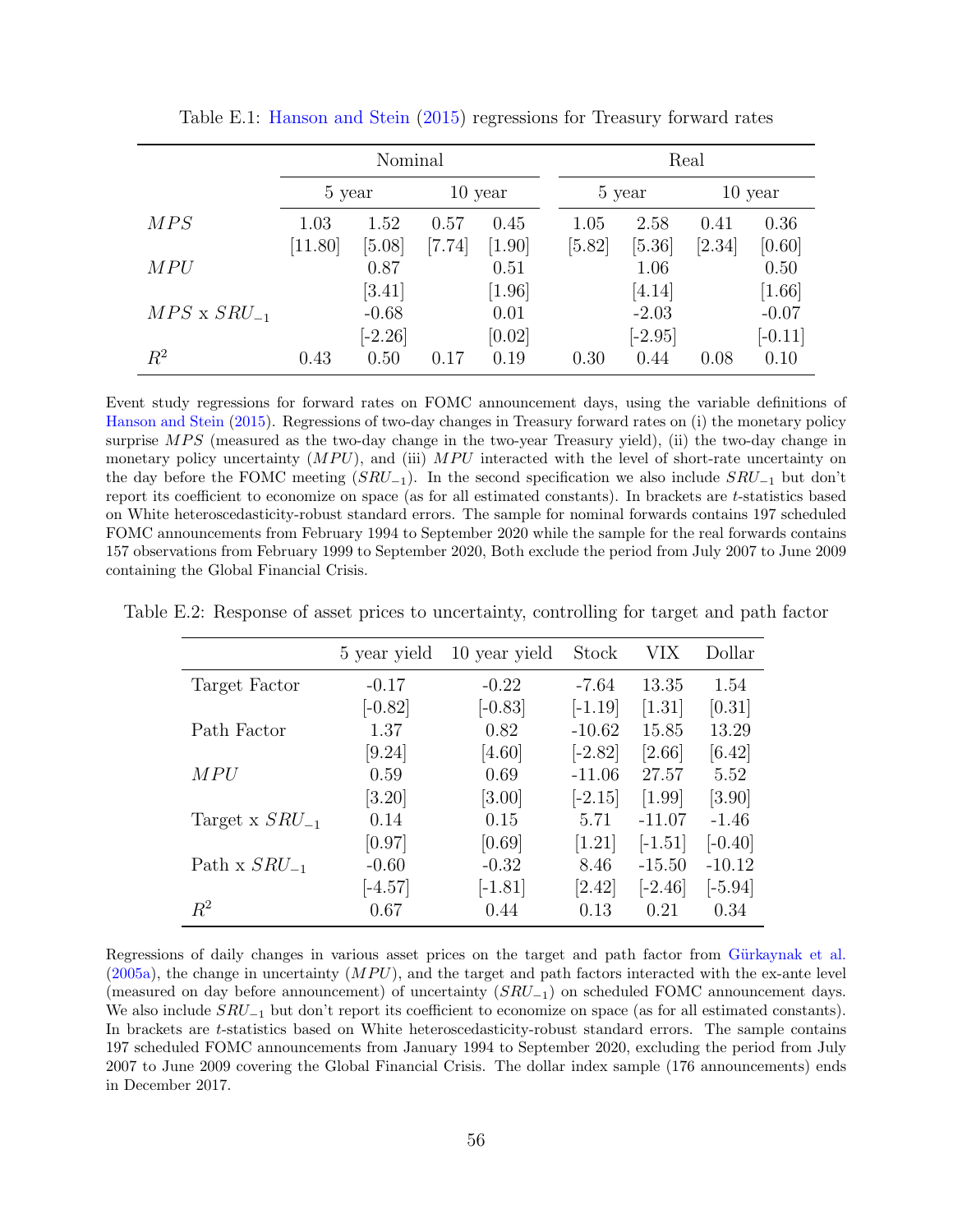Table E.1: Hanson and Stein (2015) regressions for Treasury forward rates

| | Nominal | | | | Real | | | |
|---|---|---|---|---|---|---|---|---|
| | 5 year | | 10 year | | 5 year | | 10 year | |
| $MPS$ | 1.03 | 1.52 | 0.57 | 0.45 | 1.05 | 2.58 | 0.41 | 0.36 |
| | [11.80] | [5.08] | [7.74] | [1.90] | [5.82] | [5.36] | [2.34] | [0.60] |
| $MPU$ | | 0.87 | | 0.51 | | 1.06 | | 0.50 |
| | | [3.41] | | [1.96] | | [4.14] | | [1.66] |
| $MPS$ x $SRU_{-1}$ | | -0.68 | | 0.01 | | -2.03 | | -0.07 |
| | | [-2.26] | | [0.02] | | [-2.95] | | [-0.11] |
| $R^2$ | 0.43 | 0.50 | 0.17 | 0.19 | 0.30 | 0.44 | 0.08 | 0.10 |

Event study regressions for forward rates on FOMC announcement days, using the variable definitions of Hanson and Stein (2015). Regressions of two-day changes in Treasury forward rates on (i) the monetary policy surprise $MPS$ (measured as the two-day change in the two-year Treasury yield), (ii) the two-day change in monetary policy uncertainty ($MPU$), and (iii) $MPU$ interacted with the level of short-rate uncertainty on the day before the FOMC meeting ($SRU_{-1}$). In the second specification we also include $SRU_{-1}$ but don't report its coefficient to economize on space (as for all estimated constants). In brackets are $t$-statistics based on White heteroscedasticity-robust standard errors. The sample for nominal forwards contains 197 scheduled FOMC announcements from February 1994 to September 2020 while the sample for the real forwards contains 157 observations from February 1999 to September 2020, Both exclude the period from July 2007 to June 2009 containing the Global Financial Crisis.

Table E.2: Response of asset prices to uncertainty, controlling for target and path factor

| | 5 year yield | 10 year yield | Stock | VIX | Dollar |
|---|---|---|---|---|---|
| Target Factor | -0.17 | -0.22 | -7.64 | 13.35 | 1.54 |
| | [-0.82] | [-0.83] | [-1.19] | [1.31] | [0.31] |
| Path Factor | 1.37 | 0.82 | -10.62 | 15.85 | 13.29 |
| | [9.24] | [4.60] | [-2.82] | [2.66] | [6.42] |
| $MPU$ | 0.59 | 0.69 | -11.06 | 27.57 | 5.52 |
| | [3.20] | [3.00] | [-2.15] | [1.99] | [3.90] |
| Target x $SRU_{-1}$ | 0.14 | 0.15 | 5.71 | -11.07 | -1.46 |
| | [0.97] | [0.69] | [1.21] | [-1.51] | [-0.40] |
| Path x $SRU_{-1}$ | -0.60 | -0.32 | 8.46 | -15.50 | -10.12 |
| | [-4.57] | [-1.81] | [2.42] | [-2.46] | [-5.94] |
| $R^2$ | 0.67 | 0.44 | 0.13 | 0.21 | 0.34 |

Regressions of daily changes in various asset prices on the target and path factor from Gürkaynak et al. (2005a), the change in uncertainty ($MPU$), and the target and path factors interacted with the ex-ante level (measured on day before announcement) of uncertainty ($SRU_{-1}$) on scheduled FOMC announcement days. We also include $SRU_{-1}$ but don't report its coefficient to economize on space (as for all estimated constants). In brackets are $t$-statistics based on White heteroscedasticity-robust standard errors. The sample contains 197 scheduled FOMC announcements from January 1994 to September 2020, excluding the period from July 2007 to June 2009 covering the Global Financial Crisis. The dollar index sample (176 announcements) ends in December 2017.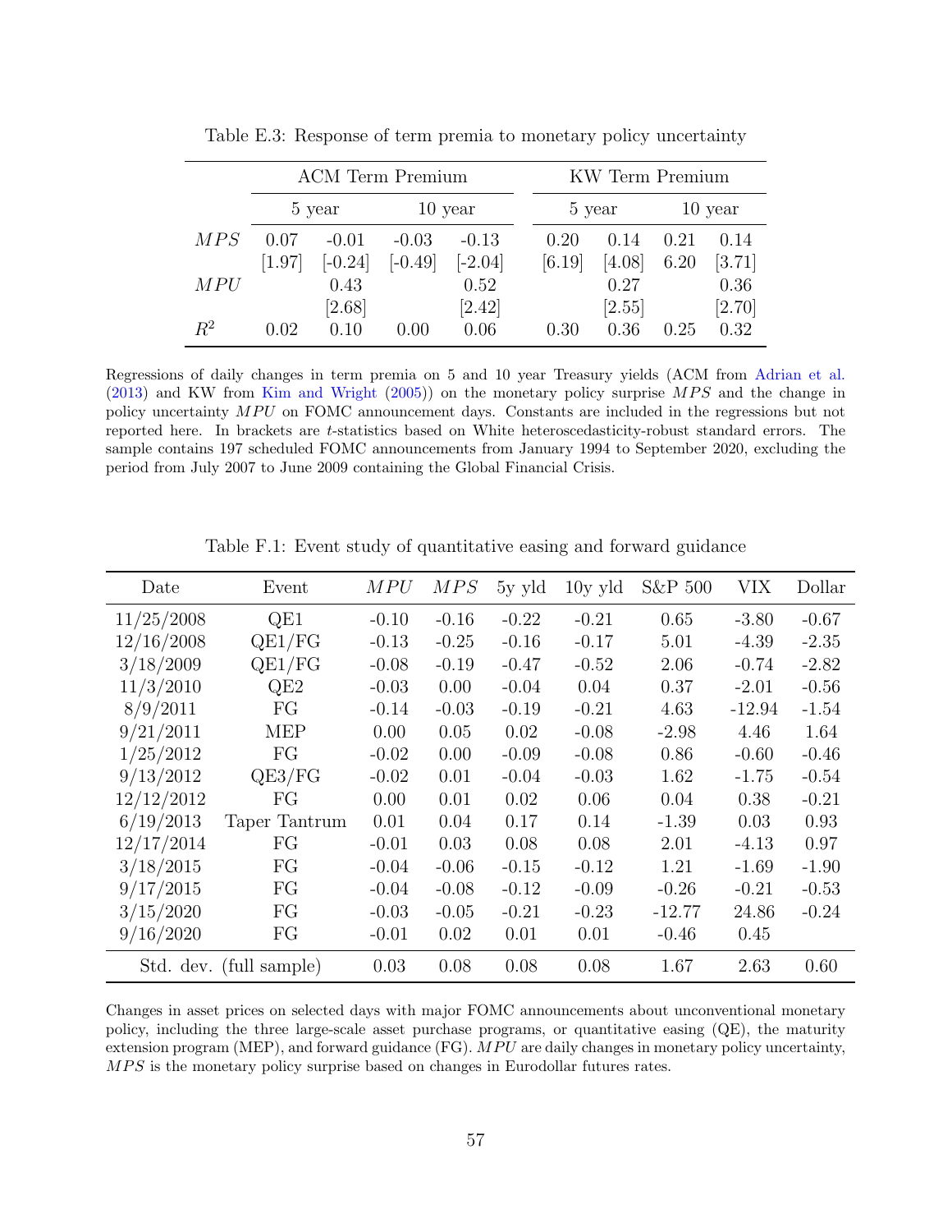Table E.3: Response of term premia to monetary policy uncertainty

| | ACM Term Premium | | | | KW Term Premium | | | |
|---|---|---|---|---|---|---|---|---|
| | 5 year | | 10 year | | 5 year | | 10 year | |
| $MPS$ | 0.07 | -0.01 | -0.03 | -0.13 | 0.20 | 0.14 | 0.21 | 0.14 |
| | [1.97] | [-0.24] | [-0.49] | [-2.04] | [6.19] | [4.08] | 6.20 | [3.71] |
| $MPU$ | | 0.43 | | 0.52 | | 0.27 | | 0.36 |
| | | [2.68] | | [2.42] | | [2.55] | | [2.70] |
| $R^2$ | 0.02 | 0.10 | 0.00 | 0.06 | 0.30 | 0.36 | 0.25 | 0.32 |

Regressions of daily changes in term premia on 5 and 10 year Treasury yields (ACM from Adrian et al. (2013) and KW from Kim and Wright (2005)) on the monetary policy surprise $MPS$ and the change in policy uncertainty $MPU$ on FOMC announcement days. Constants are included in the regressions but not reported here. In brackets are $t$-statistics based on White heteroscedasticity-robust standard errors. The sample contains 197 scheduled FOMC announcements from January 1994 to September 2020, excluding the period from July 2007 to June 2009 containing the Global Financial Crisis.

Table F.1: Event study of quantitative easing and forward guidance

| Date | Event | $MPU$ | $MPS$ | 5y yld | 10y yld | S&P 500 | VIX | Dollar |
|---|---|---|---|---|---|---|---|---|
| 11/25/2008 | QE1 | -0.10 | -0.16 | -0.22 | -0.21 | 0.65 | -3.80 | -0.67 |
| 12/16/2008 | QE1/FG | -0.13 | -0.25 | -0.16 | -0.17 | 5.01 | -4.39 | -2.35 |
| 3/18/2009 | QE1/FG | -0.08 | -0.19 | -0.47 | -0.52 | 2.06 | -0.74 | -2.82 |
| 11/3/2010 | QE2 | -0.03 | 0.00 | -0.04 | 0.04 | 0.37 | -2.01 | -0.56 |
| 8/9/2011 | FG | -0.14 | -0.03 | -0.19 | -0.21 | 4.63 | -12.94 | -1.54 |
| 9/21/2011 | MEP | 0.00 | 0.05 | 0.02 | -0.08 | -2.98 | 4.46 | 1.64 |
| 1/25/2012 | FG | -0.02 | 0.00 | -0.09 | -0.08 | 0.86 | -0.60 | -0.46 |
| 9/13/2012 | QE3/FG | -0.02 | 0.01 | -0.04 | -0.03 | 1.62 | -1.75 | -0.54 |
| 12/12/2012 | FG | 0.00 | 0.01 | 0.02 | 0.06 | 0.04 | 0.38 | -0.21 |
| 6/19/2013 | Taper Tantrum | 0.01 | 0.04 | 0.17 | 0.14 | -1.39 | 0.03 | 0.93 |
| 12/17/2014 | FG | -0.01 | 0.03 | 0.08 | 0.08 | 2.01 | -4.13 | 0.97 |
| 3/18/2015 | FG | -0.04 | -0.06 | -0.15 | -0.12 | 1.21 | -1.69 | -1.90 |
| 9/17/2015 | FG | -0.04 | -0.08 | -0.12 | -0.09 | -0.26 | -0.21 | -0.53 |
| 3/15/2020 | FG | -0.03 | -0.05 | -0.21 | -0.23 | -12.77 | 24.86 | -0.24 |
| 9/16/2020 | FG | -0.01 | 0.02 | 0.01 | 0.01 | -0.46 | 0.45 | |
| Std. dev. (full sample) | | 0.03 | 0.08 | 0.08 | 0.08 | 1.67 | 2.63 | 0.60 |

Changes in asset prices on selected days with major FOMC announcements about unconventional monetary policy, including the three large-scale asset purchase programs, or quantitative easing (QE), the maturity extension program (MEP), and forward guidance (FG). $MPU$ are daily changes in monetary policy uncertainty, $MPS$ is the monetary policy surprise based on changes in Eurodollar futures rates.